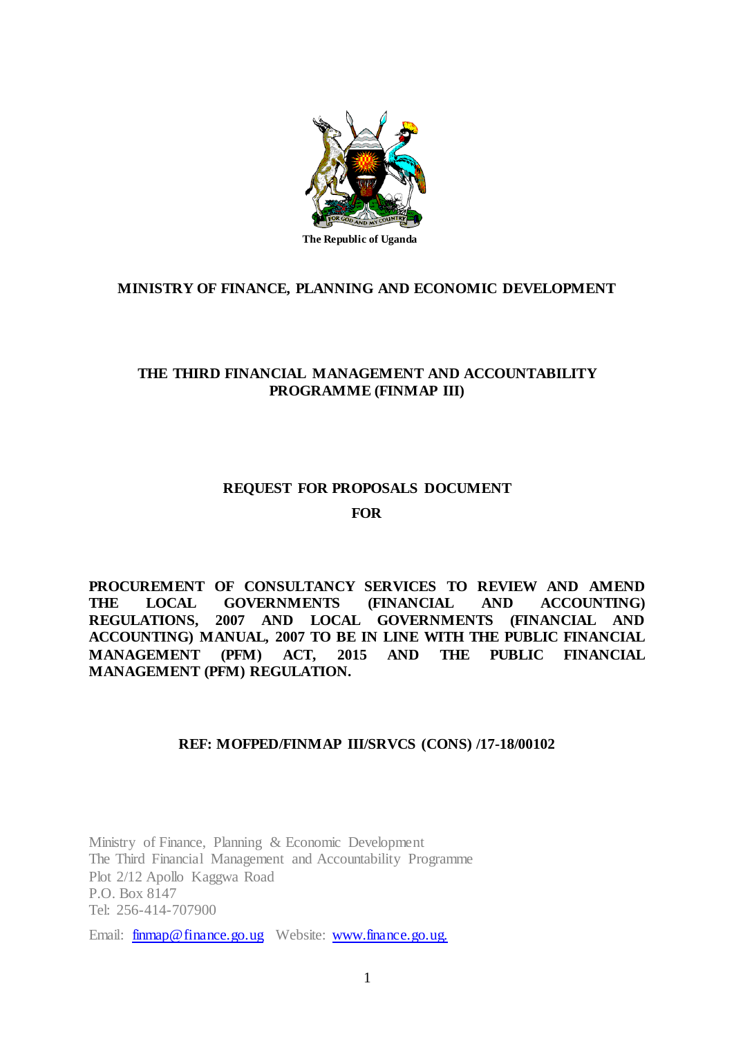The Republic of Uganda

**MINISTRY OF FINANCE, PLANNING AND ECONOMIC DEVELOPMENT**

**THE THIRD FINANCIAL MANAGEMENT AND ACCOUNTABILITY PROGRAMME (FINMAP III)**

**REQUEST FOR PROPOSALS DOCUMENT**

**FOR**

**PROCUREMENT OF CONSULTANCY SERVICES TO REVIEW AND AMEND THE LOCAL GOVERNMENTS (FINANCIAL AND ACCOUNTING) REGULATIONS, 2007 AND LOCAL GOVERNMENTS (FINANCIAL AND ACCOUNTING) MANUAL, 2007 TO BE IN LINE WITH THE PUBLIC FINANCIAL MANAGEMENT (PFM) ACT, 2015 AND THE PUBLIC FINANCIAL MANAGEMENT (PFM) REGULATION.**

**REF: MOFPED/FINMAP III/SRVCS (CONS) /17-18/00102**

Ministry of Finance, Planning & Economic Development
The Third Financial Management and Accountability Programme
Plot 2/12 Apollo Kaggwa Road
P.O. Box 8147
Tel: 256-414-707900

Email: finmap@finance.go.ug Website: www.finance.go.ug.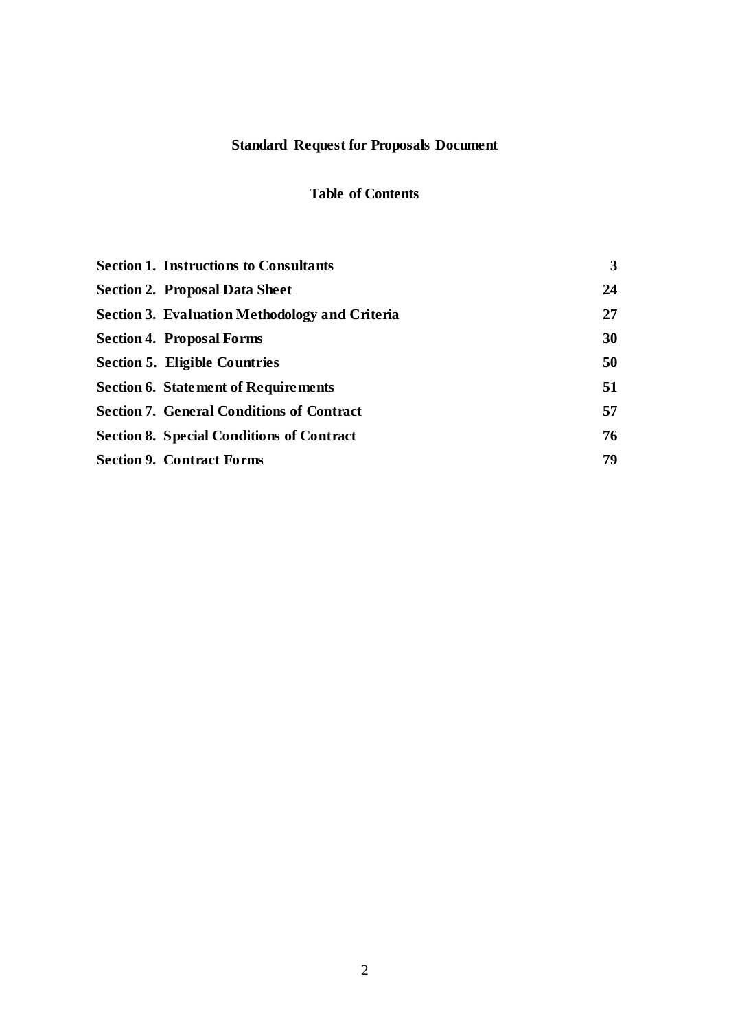# Standard Request for Proposals Document

## Table of Contents

| | |
|---|---|
| **Section 1. Instructions to Consultants** | **3** |
| **Section 2. Proposal Data Sheet** | **24** |
| **Section 3. Evaluation Methodology and Criteria** | **27** |
| **Section 4. Proposal Forms** | **30** |
| **Section 5. Eligible Countries** | **50** |
| **Section 6. Statement of Requirements** | **51** |
| **Section 7. General Conditions of Contract** | **57** |
| **Section 8. Special Conditions of Contract** | **76** |
| **Section 9. Contract Forms** | **79** |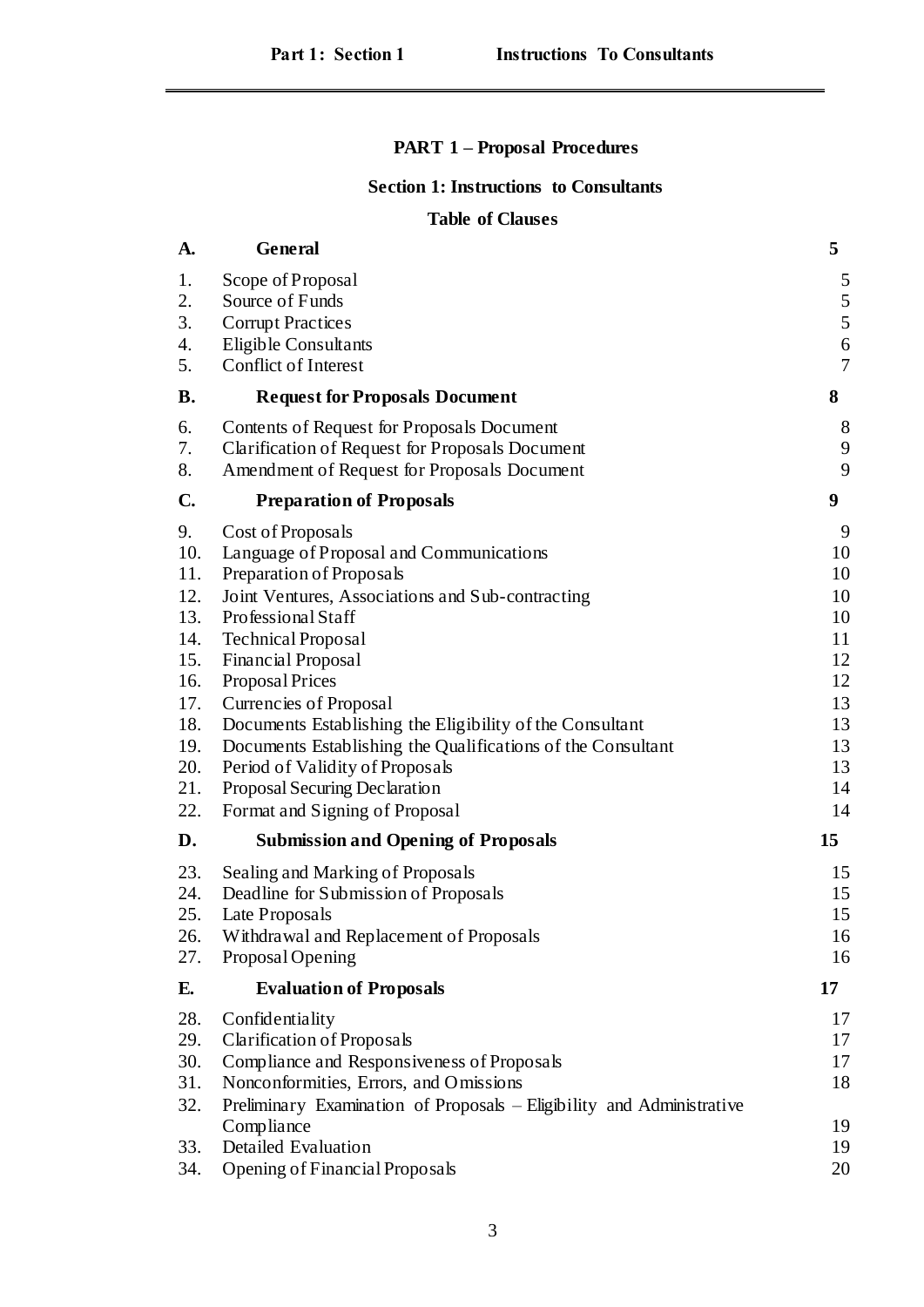# PART 1 – Proposal Procedures

## Section 1: Instructions to Consultants

### Table of Clauses

| | | |
|---|---|---|
| **A.** | **General** | **5** |
| 1. | Scope of Proposal | 5 |
| 2. | Source of Funds | 5 |
| 3. | Corrupt Practices | 5 |
| 4. | Eligible Consultants | 6 |
| 5. | Conflict of Interest | 7 |
| **B.** | **Request for Proposals Document** | **8** |
| 6. | Contents of Request for Proposals Document | 8 |
| 7. | Clarification of Request for Proposals Document | 9 |
| 8. | Amendment of Request for Proposals Document | 9 |
| **C.** | **Preparation of Proposals** | **9** |
| 9. | Cost of Proposals | 9 |
| 10. | Language of Proposal and Communications | 10 |
| 11. | Preparation of Proposals | 10 |
| 12. | Joint Ventures, Associations and Sub-contracting | 10 |
| 13. | Professional Staff | 10 |
| 14. | Technical Proposal | 11 |
| 15. | Financial Proposal | 12 |
| 16. | Proposal Prices | 12 |
| 17. | Currencies of Proposal | 13 |
| 18. | Documents Establishing the Eligibility of the Consultant | 13 |
| 19. | Documents Establishing the Qualifications of the Consultant | 13 |
| 20. | Period of Validity of Proposals | 13 |
| 21. | Proposal Securing Declaration | 14 |
| 22. | Format and Signing of Proposal | 14 |
| **D.** | **Submission and Opening of Proposals** | **15** |
| 23. | Sealing and Marking of Proposals | 15 |
| 24. | Deadline for Submission of Proposals | 15 |
| 25. | Late Proposals | 15 |
| 26. | Withdrawal and Replacement of Proposals | 16 |
| 27. | Proposal Opening | 16 |
| **E.** | **Evaluation of Proposals** | **17** |
| 28. | Confidentiality | 17 |
| 29. | Clarification of Proposals | 17 |
| 30. | Compliance and Responsiveness of Proposals | 17 |
| 31. | Nonconformities, Errors, and Omissions | 18 |
| 32. | Preliminary Examination of Proposals – Eligibility and Administrative Compliance | 19 |
| 33. | Detailed Evaluation | 19 |
| 34. | Opening of Financial Proposals | 20 |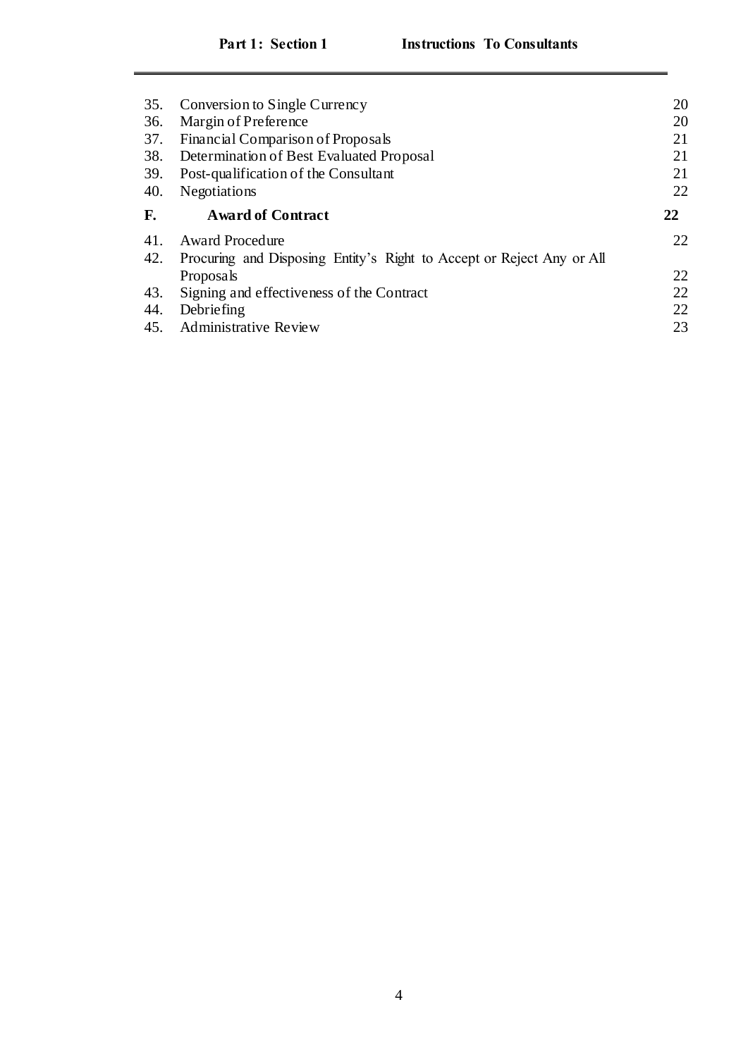| | | |
|---|---|---|
| 35. | Conversion to Single Currency | 20 |
| 36. | Margin of Preference | 20 |
| 37. | Financial Comparison of Proposals | 21 |
| 38. | Determination of Best Evaluated Proposal | 21 |
| 39. | Post-qualification of the Consultant | 21 |
| 40. | Negotiations | 22 |
| **F.** | **Award of Contract** | **22** |
| 41. | Award Procedure | 22 |
| 42. | Procuring and Disposing Entity's Right to Accept or Reject Any or All Proposals | 22 |
| 43. | Signing and effectiveness of the Contract | 22 |
| 44. | Debriefing | 22 |
| 45. | Administrative Review | 23 |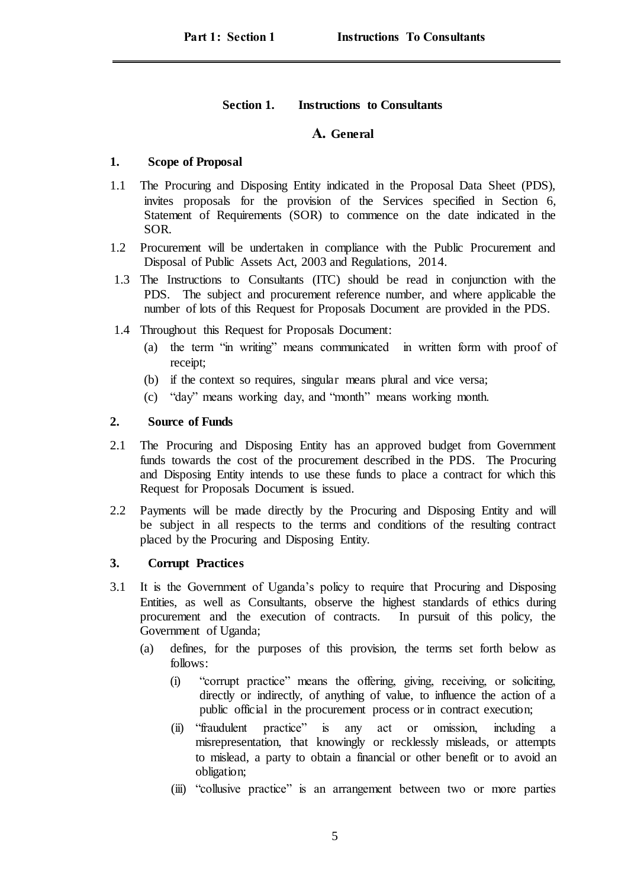## Section 1. Instructions to Consultants

### A. General

**1. Scope of Proposal**

1.1 The Procuring and Disposing Entity indicated in the Proposal Data Sheet (PDS), invites proposals for the provision of the Services specified in Section 6, Statement of Requirements (SOR) to commence on the date indicated in the SOR.

1.2 Procurement will be undertaken in compliance with the Public Procurement and Disposal of Public Assets Act, 2003 and Regulations, 2014.

1.3 The Instructions to Consultants (ITC) should be read in conjunction with the PDS. The subject and procurement reference number, and where applicable the number of lots of this Request for Proposals Document are provided in the PDS.

1.4 Throughout this Request for Proposals Document:

(a) the term "in writing" means communicated in written form with proof of receipt;

(b) if the context so requires, singular means plural and vice versa;

(c) "day" means working day, and "month" means working month.

**2. Source of Funds**

2.1 The Procuring and Disposing Entity has an approved budget from Government funds towards the cost of the procurement described in the PDS. The Procuring and Disposing Entity intends to use these funds to place a contract for which this Request for Proposals Document is issued.

2.2 Payments will be made directly by the Procuring and Disposing Entity and will be subject in all respects to the terms and conditions of the resulting contract placed by the Procuring and Disposing Entity.

**3. Corrupt Practices**

3.1 It is the Government of Uganda's policy to require that Procuring and Disposing Entities, as well as Consultants, observe the highest standards of ethics during procurement and the execution of contracts. In pursuit of this policy, the Government of Uganda;

(a) defines, for the purposes of this provision, the terms set forth below as follows:

(i) "corrupt practice" means the offering, giving, receiving, or soliciting, directly or indirectly, of anything of value, to influence the action of a public official in the procurement process or in contract execution;

(ii) "fraudulent practice" is any act or omission, including a misrepresentation, that knowingly or recklessly misleads, or attempts to mislead, a party to obtain a financial or other benefit or to avoid an obligation;

(iii) "collusive practice" is an arrangement between two or more parties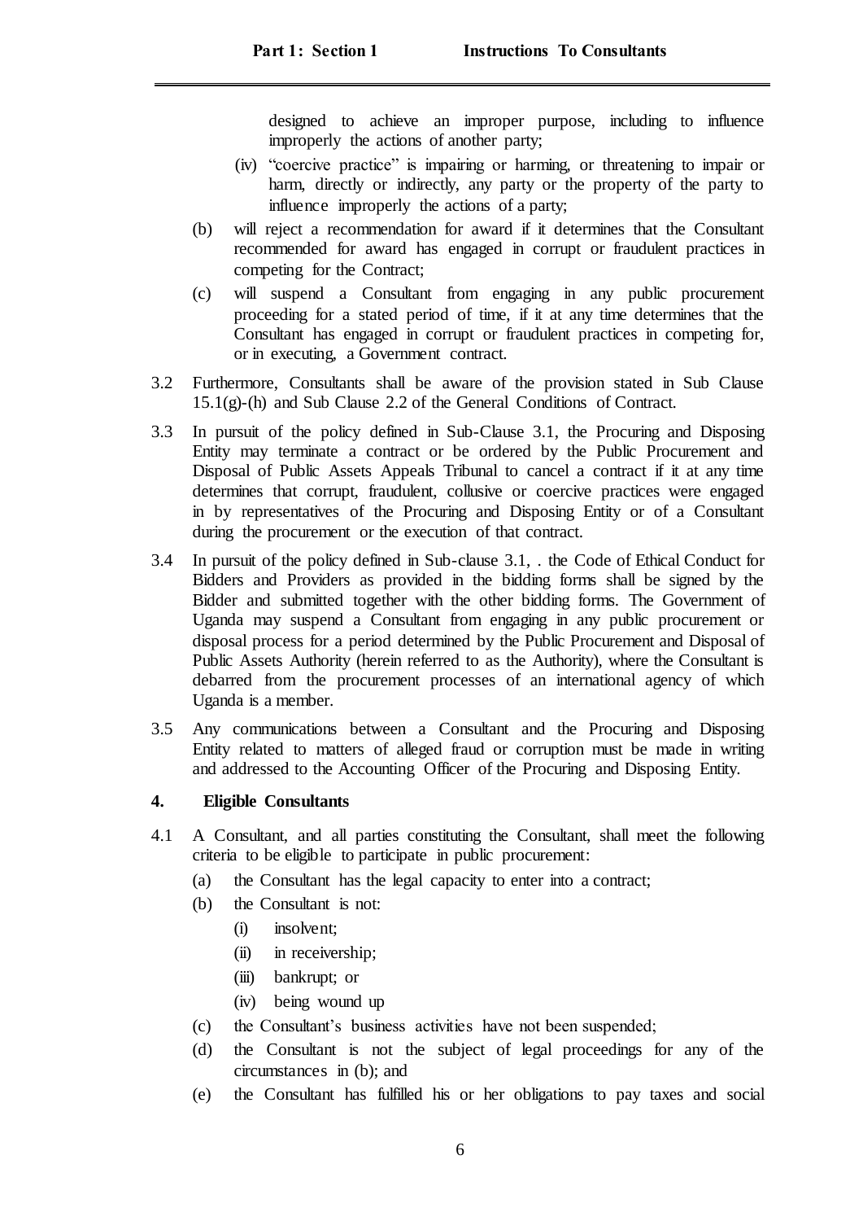designed to achieve an improper purpose, including to influence improperly the actions of another party;

(iv) "coercive practice" is impairing or harming, or threatening to impair or harm, directly or indirectly, any party or the property of the party to influence improperly the actions of a party;

(b) will reject a recommendation for award if it determines that the Consultant recommended for award has engaged in corrupt or fraudulent practices in competing for the Contract;

(c) will suspend a Consultant from engaging in any public procurement proceeding for a stated period of time, if it at any time determines that the Consultant has engaged in corrupt or fraudulent practices in competing for, or in executing, a Government contract.

3.2 Furthermore, Consultants shall be aware of the provision stated in Sub Clause 15.1(g)-(h) and Sub Clause 2.2 of the General Conditions of Contract.

3.3 In pursuit of the policy defined in Sub-Clause 3.1, the Procuring and Disposing Entity may terminate a contract or be ordered by the Public Procurement and Disposal of Public Assets Appeals Tribunal to cancel a contract if it at any time determines that corrupt, fraudulent, collusive or coercive practices were engaged in by representatives of the Procuring and Disposing Entity or of a Consultant during the procurement or the execution of that contract.

3.4 In pursuit of the policy defined in Sub-clause 3.1, . the Code of Ethical Conduct for Bidders and Providers as provided in the bidding forms shall be signed by the Bidder and submitted together with the other bidding forms. The Government of Uganda may suspend a Consultant from engaging in any public procurement or disposal process for a period determined by the Public Procurement and Disposal of Public Assets Authority (herein referred to as the Authority), where the Consultant is debarred from the procurement processes of an international agency of which Uganda is a member.

3.5 Any communications between a Consultant and the Procuring and Disposing Entity related to matters of alleged fraud or corruption must be made in writing and addressed to the Accounting Officer of the Procuring and Disposing Entity.

**4. Eligible Consultants**

4.1 A Consultant, and all parties constituting the Consultant, shall meet the following criteria to be eligible to participate in public procurement:

(a) the Consultant has the legal capacity to enter into a contract;

(b) the Consultant is not:

(i) insolvent;

(ii) in receivership;

(iii) bankrupt; or

(iv) being wound up

(c) the Consultant's business activities have not been suspended;

(d) the Consultant is not the subject of legal proceedings for any of the circumstances in (b); and

(e) the Consultant has fulfilled his or her obligations to pay taxes and social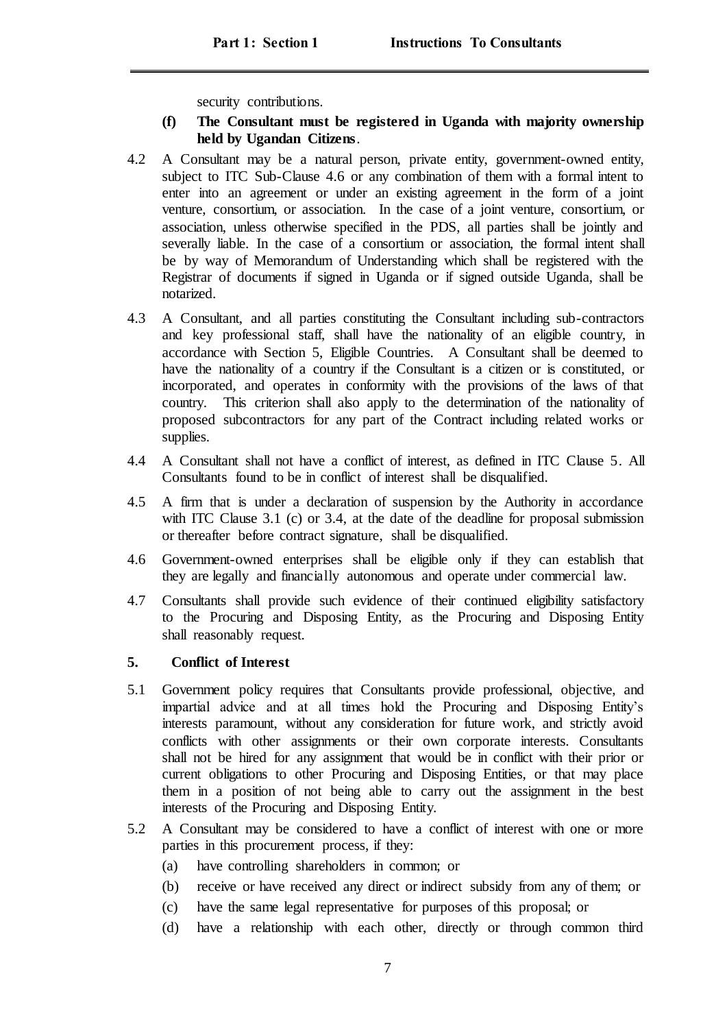security contributions.

**(f) The Consultant must be registered in Uganda with majority ownership held by Ugandan Citizens**.

4.2 A Consultant may be a natural person, private entity, government-owned entity, subject to ITC Sub-Clause 4.6 or any combination of them with a formal intent to enter into an agreement or under an existing agreement in the form of a joint venture, consortium, or association. In the case of a joint venture, consortium, or association, unless otherwise specified in the PDS, all parties shall be jointly and severally liable. In the case of a consortium or association, the formal intent shall be by way of Memorandum of Understanding which shall be registered with the Registrar of documents if signed in Uganda or if signed outside Uganda, shall be notarized.

4.3 A Consultant, and all parties constituting the Consultant including sub-contractors and key professional staff, shall have the nationality of an eligible country, in accordance with Section 5, Eligible Countries. A Consultant shall be deemed to have the nationality of a country if the Consultant is a citizen or is constituted, or incorporated, and operates in conformity with the provisions of the laws of that country. This criterion shall also apply to the determination of the nationality of proposed subcontractors for any part of the Contract including related works or supplies.

4.4 A Consultant shall not have a conflict of interest, as defined in ITC Clause 5. All Consultants found to be in conflict of interest shall be disqualified.

4.5 A firm that is under a declaration of suspension by the Authority in accordance with ITC Clause 3.1 (c) or 3.4, at the date of the deadline for proposal submission or thereafter before contract signature, shall be disqualified.

4.6 Government-owned enterprises shall be eligible only if they can establish that they are legally and financially autonomous and operate under commercial law.

4.7 Consultants shall provide such evidence of their continued eligibility satisfactory to the Procuring and Disposing Entity, as the Procuring and Disposing Entity shall reasonably request.

## 5. Conflict of Interest

5.1 Government policy requires that Consultants provide professional, objective, and impartial advice and at all times hold the Procuring and Disposing Entity's interests paramount, without any consideration for future work, and strictly avoid conflicts with other assignments or their own corporate interests. Consultants shall not be hired for any assignment that would be in conflict with their prior or current obligations to other Procuring and Disposing Entities, or that may place them in a position of not being able to carry out the assignment in the best interests of the Procuring and Disposing Entity.

5.2 A Consultant may be considered to have a conflict of interest with one or more parties in this procurement process, if they:

(a) have controlling shareholders in common; or

(b) receive or have received any direct or indirect subsidy from any of them; or

(c) have the same legal representative for purposes of this proposal; or

(d) have a relationship with each other, directly or through common third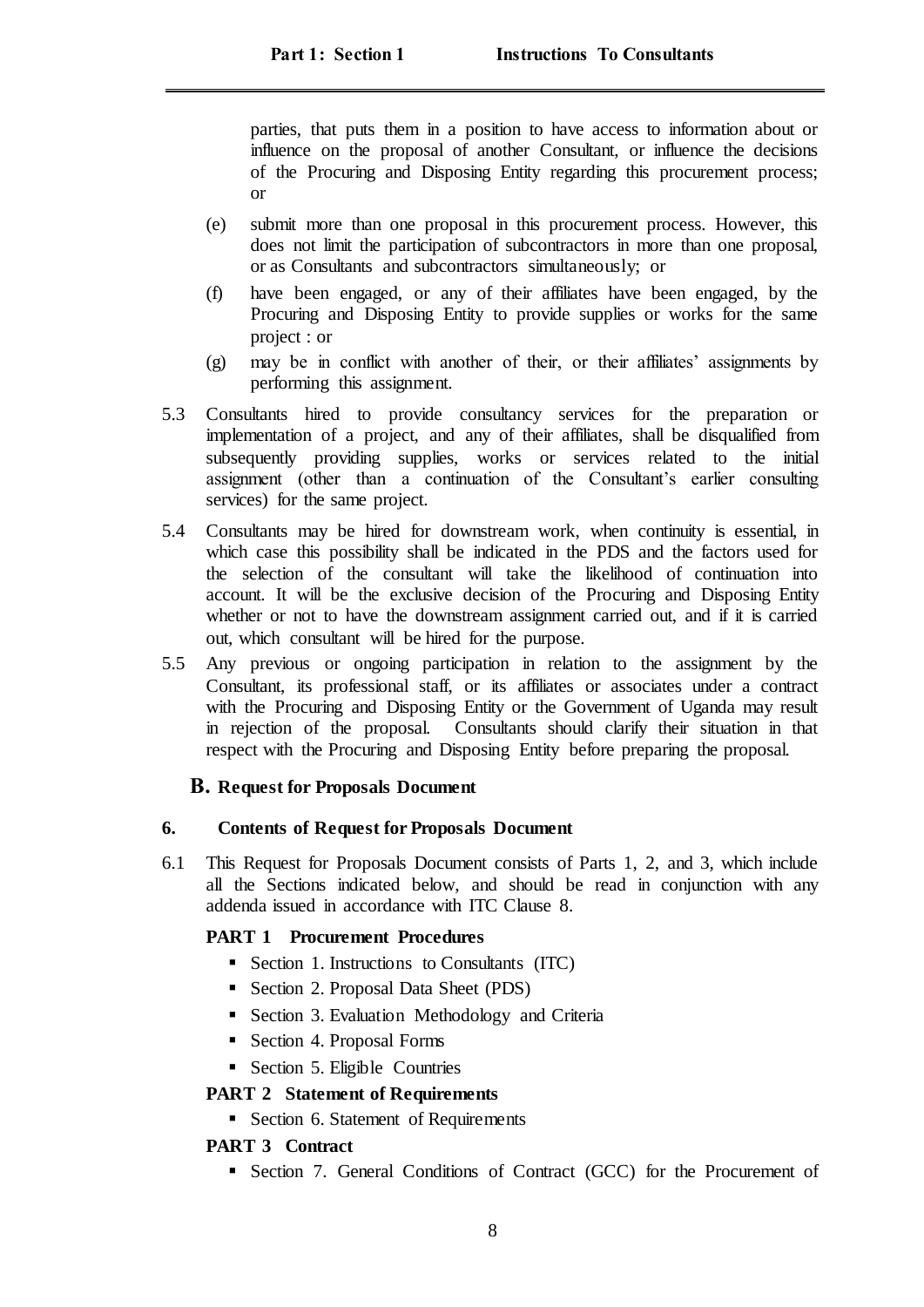parties, that puts them in a position to have access to information about or influence on the proposal of another Consultant, or influence the decisions of the Procuring and Disposing Entity regarding this procurement process; or

(e) submit more than one proposal in this procurement process. However, this does not limit the participation of subcontractors in more than one proposal, or as Consultants and subcontractors simultaneously; or

(f) have been engaged, or any of their affiliates have been engaged, by the Procuring and Disposing Entity to provide supplies or works for the same project : or

(g) may be in conflict with another of their, or their affiliates' assignments by performing this assignment.

5.3 Consultants hired to provide consultancy services for the preparation or implementation of a project, and any of their affiliates, shall be disqualified from subsequently providing supplies, works or services related to the initial assignment (other than a continuation of the Consultant's earlier consulting services) for the same project.

5.4 Consultants may be hired for downstream work, when continuity is essential, in which case this possibility shall be indicated in the PDS and the factors used for the selection of the consultant will take the likelihood of continuation into account. It will be the exclusive decision of the Procuring and Disposing Entity whether or not to have the downstream assignment carried out, and if it is carried out, which consultant will be hired for the purpose.

5.5 Any previous or ongoing participation in relation to the assignment by the Consultant, its professional staff, or its affiliates or associates under a contract with the Procuring and Disposing Entity or the Government of Uganda may result in rejection of the proposal. Consultants should clarify their situation in that respect with the Procuring and Disposing Entity before preparing the proposal.

## B. Request for Proposals Document

### 6. Contents of Request for Proposals Document

6.1 This Request for Proposals Document consists of Parts 1, 2, and 3, which include all the Sections indicated below, and should be read in conjunction with any addenda issued in accordance with ITC Clause 8.

**PART 1 Procurement Procedures**

- Section 1. Instructions to Consultants (ITC)
- Section 2. Proposal Data Sheet (PDS)
- Section 3. Evaluation Methodology and Criteria
- Section 4. Proposal Forms
- Section 5. Eligible Countries

**PART 2 Statement of Requirements**

- Section 6. Statement of Requirements

**PART 3 Contract**

- Section 7. General Conditions of Contract (GCC) for the Procurement of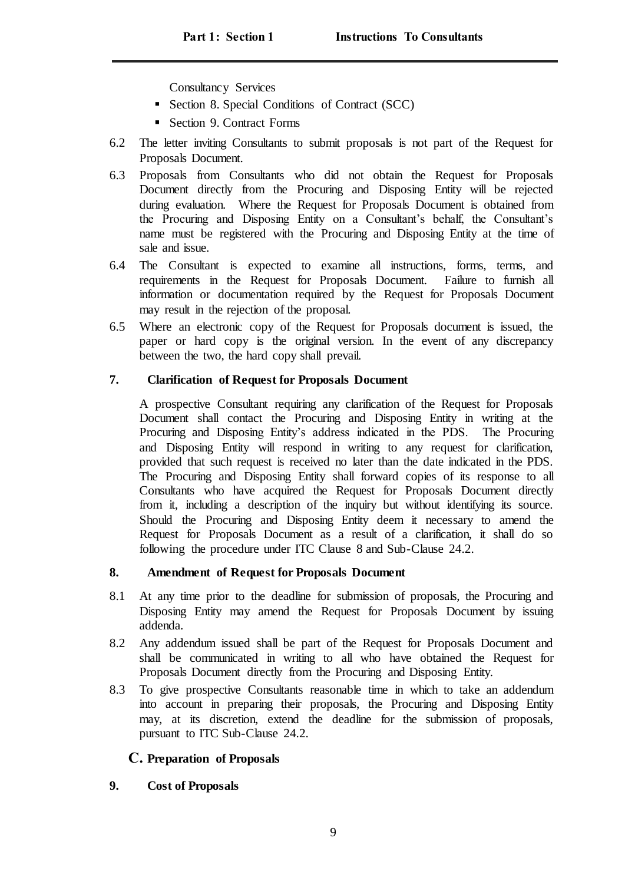Consultancy Services

- Section 8. Special Conditions of Contract (SCC)
- Section 9. Contract Forms

6.2 The letter inviting Consultants to submit proposals is not part of the Request for Proposals Document.

6.3 Proposals from Consultants who did not obtain the Request for Proposals Document directly from the Procuring and Disposing Entity will be rejected during evaluation. Where the Request for Proposals Document is obtained from the Procuring and Disposing Entity on a Consultant's behalf, the Consultant's name must be registered with the Procuring and Disposing Entity at the time of sale and issue.

6.4 The Consultant is expected to examine all instructions, forms, terms, and requirements in the Request for Proposals Document. Failure to furnish all information or documentation required by the Request for Proposals Document may result in the rejection of the proposal.

6.5 Where an electronic copy of the Request for Proposals document is issued, the paper or hard copy is the original version. In the event of any discrepancy between the two, the hard copy shall prevail.

### 7. Clarification of Request for Proposals Document

A prospective Consultant requiring any clarification of the Request for Proposals Document shall contact the Procuring and Disposing Entity in writing at the Procuring and Disposing Entity's address indicated in the PDS. The Procuring and Disposing Entity will respond in writing to any request for clarification, provided that such request is received no later than the date indicated in the PDS. The Procuring and Disposing Entity shall forward copies of its response to all Consultants who have acquired the Request for Proposals Document directly from it, including a description of the inquiry but without identifying its source. Should the Procuring and Disposing Entity deem it necessary to amend the Request for Proposals Document as a result of a clarification, it shall do so following the procedure under ITC Clause 8 and Sub-Clause 24.2.

### 8. Amendment of Request for Proposals Document

8.1 At any time prior to the deadline for submission of proposals, the Procuring and Disposing Entity may amend the Request for Proposals Document by issuing addenda.

8.2 Any addendum issued shall be part of the Request for Proposals Document and shall be communicated in writing to all who have obtained the Request for Proposals Document directly from the Procuring and Disposing Entity.

8.3 To give prospective Consultants reasonable time in which to take an addendum into account in preparing their proposals, the Procuring and Disposing Entity may, at its discretion, extend the deadline for the submission of proposals, pursuant to ITC Sub-Clause 24.2.

## C. Preparation of Proposals

### 9. Cost of Proposals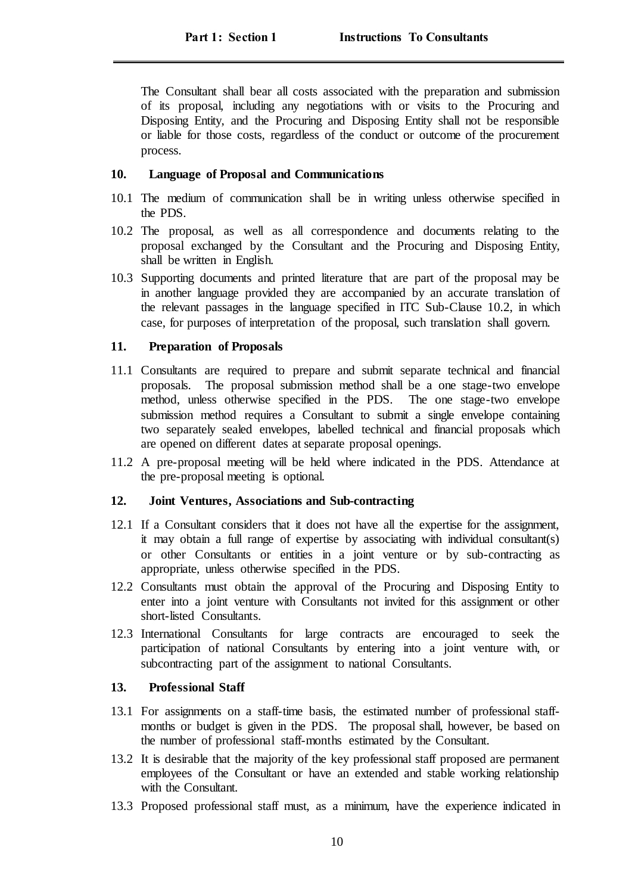The Consultant shall bear all costs associated with the preparation and submission of its proposal, including any negotiations with or visits to the Procuring and Disposing Entity, and the Procuring and Disposing Entity shall not be responsible or liable for those costs, regardless of the conduct or outcome of the procurement process.

## 10. Language of Proposal and Communications

10.1 The medium of communication shall be in writing unless otherwise specified in the PDS.

10.2 The proposal, as well as all correspondence and documents relating to the proposal exchanged by the Consultant and the Procuring and Disposing Entity, shall be written in English.

10.3 Supporting documents and printed literature that are part of the proposal may be in another language provided they are accompanied by an accurate translation of the relevant passages in the language specified in ITC Sub-Clause 10.2, in which case, for purposes of interpretation of the proposal, such translation shall govern.

## 11. Preparation of Proposals

11.1 Consultants are required to prepare and submit separate technical and financial proposals. The proposal submission method shall be a one stage-two envelope method, unless otherwise specified in the PDS. The one stage-two envelope submission method requires a Consultant to submit a single envelope containing two separately sealed envelopes, labelled technical and financial proposals which are opened on different dates at separate proposal openings.

11.2 A pre-proposal meeting will be held where indicated in the PDS. Attendance at the pre-proposal meeting is optional.

## 12. Joint Ventures, Associations and Sub-contracting

12.1 If a Consultant considers that it does not have all the expertise for the assignment, it may obtain a full range of expertise by associating with individual consultant(s) or other Consultants or entities in a joint venture or by sub-contracting as appropriate, unless otherwise specified in the PDS.

12.2 Consultants must obtain the approval of the Procuring and Disposing Entity to enter into a joint venture with Consultants not invited for this assignment or other short-listed Consultants.

12.3 International Consultants for large contracts are encouraged to seek the participation of national Consultants by entering into a joint venture with, or subcontracting part of the assignment to national Consultants.

## 13. Professional Staff

13.1 For assignments on a staff-time basis, the estimated number of professional staff-months or budget is given in the PDS. The proposal shall, however, be based on the number of professional staff-months estimated by the Consultant.

13.2 It is desirable that the majority of the key professional staff proposed are permanent employees of the Consultant or have an extended and stable working relationship with the Consultant.

13.3 Proposed professional staff must, as a minimum, have the experience indicated in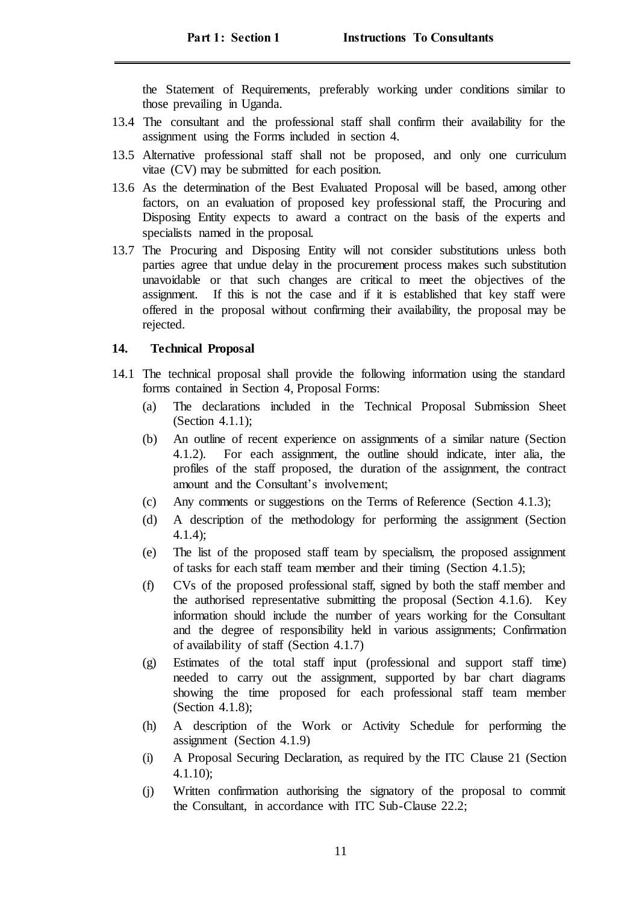the Statement of Requirements, preferably working under conditions similar to those prevailing in Uganda.

13.4 The consultant and the professional staff shall confirm their availability for the assignment using the Forms included in section 4.

13.5 Alternative professional staff shall not be proposed, and only one curriculum vitae (CV) may be submitted for each position.

13.6 As the determination of the Best Evaluated Proposal will be based, among other factors, on an evaluation of proposed key professional staff, the Procuring and Disposing Entity expects to award a contract on the basis of the experts and specialists named in the proposal.

13.7 The Procuring and Disposing Entity will not consider substitutions unless both parties agree that undue delay in the procurement process makes such substitution unavoidable or that such changes are critical to meet the objectives of the assignment. If this is not the case and if it is established that key staff were offered in the proposal without confirming their availability, the proposal may be rejected.

**14. Technical Proposal**

14.1 The technical proposal shall provide the following information using the standard forms contained in Section 4, Proposal Forms:

(a) The declarations included in the Technical Proposal Submission Sheet (Section 4.1.1);

(b) An outline of recent experience on assignments of a similar nature (Section 4.1.2). For each assignment, the outline should indicate, inter alia, the profiles of the staff proposed, the duration of the assignment, the contract amount and the Consultant's involvement;

(c) Any comments or suggestions on the Terms of Reference (Section 4.1.3);

(d) A description of the methodology for performing the assignment (Section 4.1.4);

(e) The list of the proposed staff team by specialism, the proposed assignment of tasks for each staff team member and their timing (Section 4.1.5);

(f) CVs of the proposed professional staff, signed by both the staff member and the authorised representative submitting the proposal (Section 4.1.6). Key information should include the number of years working for the Consultant and the degree of responsibility held in various assignments; Confirmation of availability of staff (Section 4.1.7)

(g) Estimates of the total staff input (professional and support staff time) needed to carry out the assignment, supported by bar chart diagrams showing the time proposed for each professional staff team member (Section 4.1.8);

(h) A description of the Work or Activity Schedule for performing the assignment (Section 4.1.9)

(i) A Proposal Securing Declaration, as required by the ITC Clause 21 (Section 4.1.10);

(j) Written confirmation authorising the signatory of the proposal to commit the Consultant, in accordance with ITC Sub-Clause 22.2;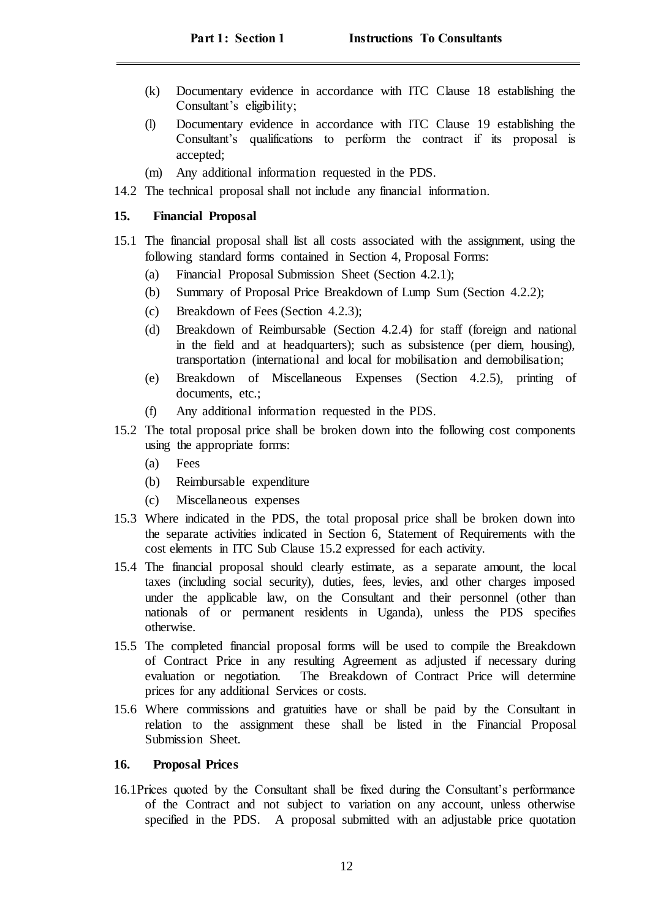(k) Documentary evidence in accordance with ITC Clause 18 establishing the Consultant's eligibility;

(l) Documentary evidence in accordance with ITC Clause 19 establishing the Consultant's qualifications to perform the contract if its proposal is accepted;

(m) Any additional information requested in the PDS.

14.2 The technical proposal shall not include any financial information.

### 15. Financial Proposal

15.1 The financial proposal shall list all costs associated with the assignment, using the following standard forms contained in Section 4, Proposal Forms:

(a) Financial Proposal Submission Sheet (Section 4.2.1);

(b) Summary of Proposal Price Breakdown of Lump Sum (Section 4.2.2);

(c) Breakdown of Fees (Section 4.2.3);

(d) Breakdown of Reimbursable (Section 4.2.4) for staff (foreign and national in the field and at headquarters); such as subsistence (per diem, housing), transportation (international and local for mobilisation and demobilisation;

(e) Breakdown of Miscellaneous Expenses (Section 4.2.5), printing of documents, etc.;

(f) Any additional information requested in the PDS.

15.2 The total proposal price shall be broken down into the following cost components using the appropriate forms:

(a) Fees

(b) Reimbursable expenditure

(c) Miscellaneous expenses

15.3 Where indicated in the PDS, the total proposal price shall be broken down into the separate activities indicated in Section 6, Statement of Requirements with the cost elements in ITC Sub Clause 15.2 expressed for each activity.

15.4 The financial proposal should clearly estimate, as a separate amount, the local taxes (including social security), duties, fees, levies, and other charges imposed under the applicable law, on the Consultant and their personnel (other than nationals of or permanent residents in Uganda), unless the PDS specifies otherwise.

15.5 The completed financial proposal forms will be used to compile the Breakdown of Contract Price in any resulting Agreement as adjusted if necessary during evaluation or negotiation. The Breakdown of Contract Price will determine prices for any additional Services or costs.

15.6 Where commissions and gratuities have or shall be paid by the Consultant in relation to the assignment these shall be listed in the Financial Proposal Submission Sheet.

### 16. Proposal Prices

16.1 Prices quoted by the Consultant shall be fixed during the Consultant's performance of the Contract and not subject to variation on any account, unless otherwise specified in the PDS. A proposal submitted with an adjustable price quotation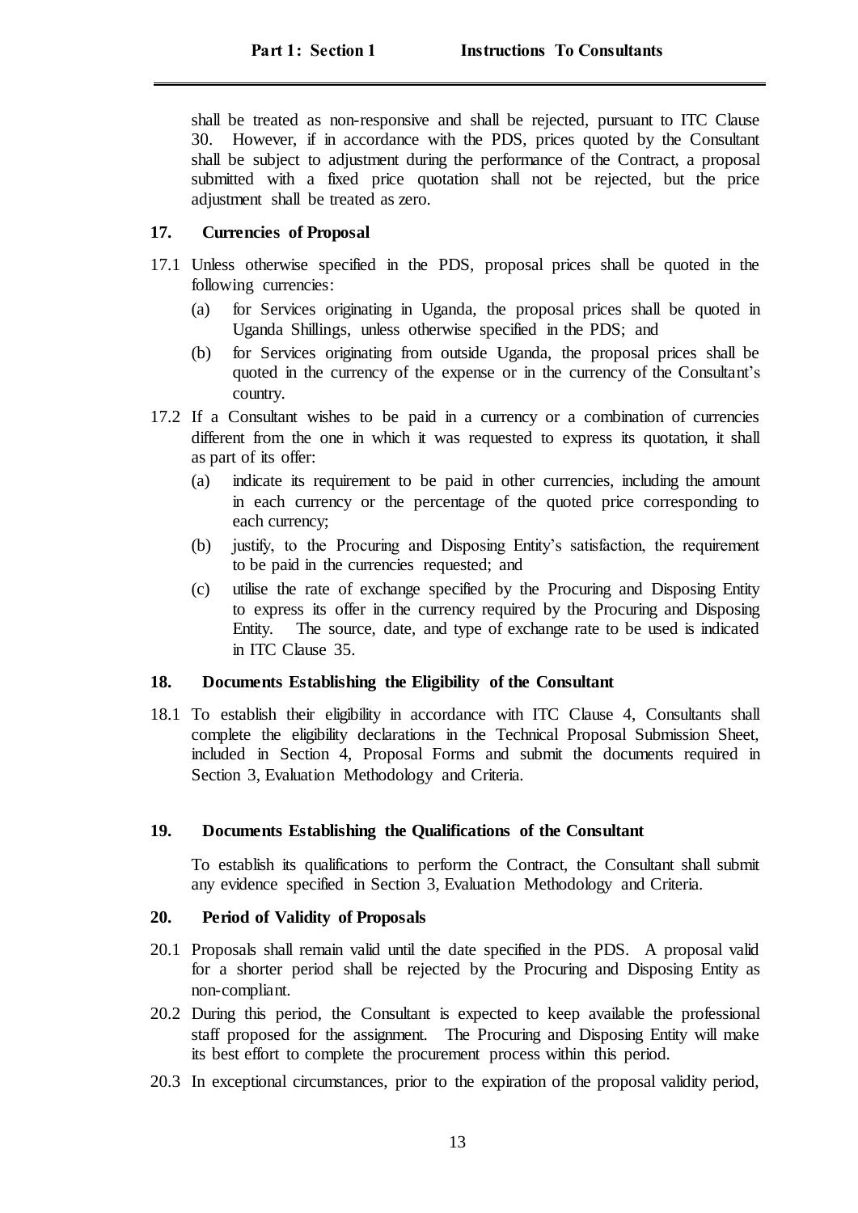shall be treated as non-responsive and shall be rejected, pursuant to ITC Clause 30. However, if in accordance with the PDS, prices quoted by the Consultant shall be subject to adjustment during the performance of the Contract, a proposal submitted with a fixed price quotation shall not be rejected, but the price adjustment shall be treated as zero.

### 17. Currencies of Proposal

17.1 Unless otherwise specified in the PDS, proposal prices shall be quoted in the following currencies:

- (a) for Services originating in Uganda, the proposal prices shall be quoted in Uganda Shillings, unless otherwise specified in the PDS; and
- (b) for Services originating from outside Uganda, the proposal prices shall be quoted in the currency of the expense or in the currency of the Consultant's country.

17.2 If a Consultant wishes to be paid in a currency or a combination of currencies different from the one in which it was requested to express its quotation, it shall as part of its offer:

- (a) indicate its requirement to be paid in other currencies, including the amount in each currency or the percentage of the quoted price corresponding to each currency;
- (b) justify, to the Procuring and Disposing Entity's satisfaction, the requirement to be paid in the currencies requested; and
- (c) utilise the rate of exchange specified by the Procuring and Disposing Entity to express its offer in the currency required by the Procuring and Disposing Entity. The source, date, and type of exchange rate to be used is indicated in ITC Clause 35.

### 18. Documents Establishing the Eligibility of the Consultant

18.1 To establish their eligibility in accordance with ITC Clause 4, Consultants shall complete the eligibility declarations in the Technical Proposal Submission Sheet, included in Section 4, Proposal Forms and submit the documents required in Section 3, Evaluation Methodology and Criteria.

### 19. Documents Establishing the Qualifications of the Consultant

To establish its qualifications to perform the Contract, the Consultant shall submit any evidence specified in Section 3, Evaluation Methodology and Criteria.

### 20. Period of Validity of Proposals

20.1 Proposals shall remain valid until the date specified in the PDS. A proposal valid for a shorter period shall be rejected by the Procuring and Disposing Entity as non-compliant.

20.2 During this period, the Consultant is expected to keep available the professional staff proposed for the assignment. The Procuring and Disposing Entity will make its best effort to complete the procurement process within this period.

20.3 In exceptional circumstances, prior to the expiration of the proposal validity period,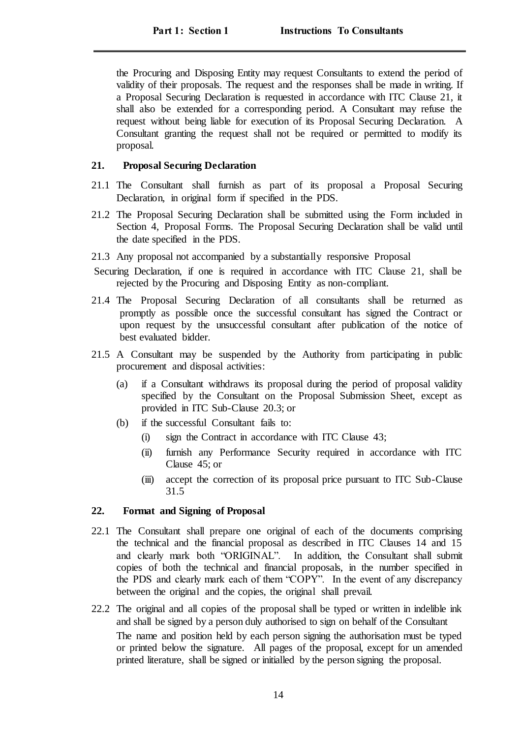the Procuring and Disposing Entity may request Consultants to extend the period of validity of their proposals. The request and the responses shall be made in writing. If a Proposal Securing Declaration is requested in accordance with ITC Clause 21, it shall also be extended for a corresponding period. A Consultant may refuse the request without being liable for execution of its Proposal Securing Declaration. A Consultant granting the request shall not be required or permitted to modify its proposal.

## 21. Proposal Securing Declaration

21.1 The Consultant shall furnish as part of its proposal a Proposal Securing Declaration, in original form if specified in the PDS.

21.2 The Proposal Securing Declaration shall be submitted using the Form included in Section 4, Proposal Forms. The Proposal Securing Declaration shall be valid until the date specified in the PDS.

21.3 Any proposal not accompanied by a substantially responsive Proposal Securing Declaration, if one is required in accordance with ITC Clause 21, shall be rejected by the Procuring and Disposing Entity as non-compliant.

21.4 The Proposal Securing Declaration of all consultants shall be returned as promptly as possible once the successful consultant has signed the Contract or upon request by the unsuccessful consultant after publication of the notice of best evaluated bidder.

21.5 A Consultant may be suspended by the Authority from participating in public procurement and disposal activities:

- (a) if a Consultant withdraws its proposal during the period of proposal validity specified by the Consultant on the Proposal Submission Sheet, except as provided in ITC Sub-Clause 20.3; or
- (b) if the successful Consultant fails to:
  - (i) sign the Contract in accordance with ITC Clause 43;
  - (ii) furnish any Performance Security required in accordance with ITC Clause 45; or
  - (iii) accept the correction of its proposal price pursuant to ITC Sub-Clause 31.5

## 22. Format and Signing of Proposal

22.1 The Consultant shall prepare one original of each of the documents comprising the technical and the financial proposal as described in ITC Clauses 14 and 15 and clearly mark both "ORIGINAL". In addition, the Consultant shall submit copies of both the technical and financial proposals, in the number specified in the PDS and clearly mark each of them "COPY". In the event of any discrepancy between the original and the copies, the original shall prevail.

22.2 The original and all copies of the proposal shall be typed or written in indelible ink and shall be signed by a person duly authorised to sign on behalf of the Consultant The name and position held by each person signing the authorisation must be typed or printed below the signature. All pages of the proposal, except for un amended printed literature, shall be signed or initialled by the person signing the proposal.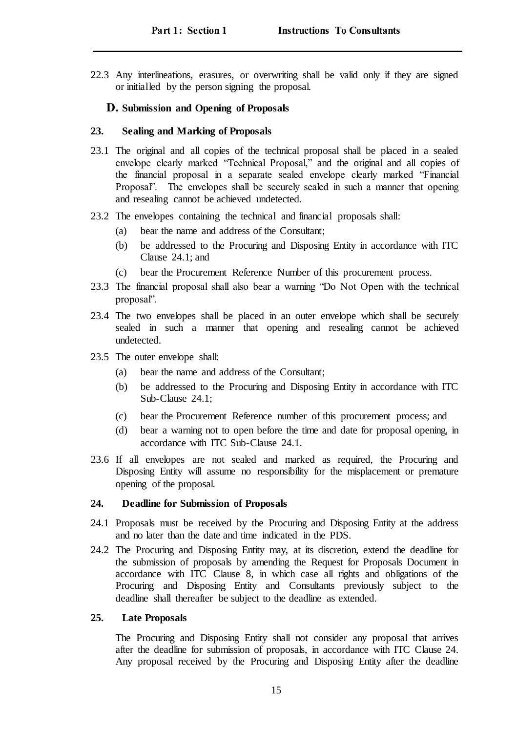22.3 Any interlineations, erasures, or overwriting shall be valid only if they are signed or initialled by the person signing the proposal.

## D. Submission and Opening of Proposals

### 23. Sealing and Marking of Proposals

23.1 The original and all copies of the technical proposal shall be placed in a sealed envelope clearly marked "Technical Proposal," and the original and all copies of the financial proposal in a separate sealed envelope clearly marked "Financial Proposal". The envelopes shall be securely sealed in such a manner that opening and resealing cannot be achieved undetected.

23.2 The envelopes containing the technical and financial proposals shall:

- (a) bear the name and address of the Consultant;
- (b) be addressed to the Procuring and Disposing Entity in accordance with ITC Clause 24.1; and
- (c) bear the Procurement Reference Number of this procurement process.

23.3 The financial proposal shall also bear a warning "Do Not Open with the technical proposal".

23.4 The two envelopes shall be placed in an outer envelope which shall be securely sealed in such a manner that opening and resealing cannot be achieved undetected.

23.5 The outer envelope shall:

- (a) bear the name and address of the Consultant;
- (b) be addressed to the Procuring and Disposing Entity in accordance with ITC Sub-Clause 24.1;
- (c) bear the Procurement Reference number of this procurement process; and
- (d) bear a warning not to open before the time and date for proposal opening, in accordance with ITC Sub-Clause 24.1.

23.6 If all envelopes are not sealed and marked as required, the Procuring and Disposing Entity will assume no responsibility for the misplacement or premature opening of the proposal.

### 24. Deadline for Submission of Proposals

24.1 Proposals must be received by the Procuring and Disposing Entity at the address and no later than the date and time indicated in the PDS.

24.2 The Procuring and Disposing Entity may, at its discretion, extend the deadline for the submission of proposals by amending the Request for Proposals Document in accordance with ITC Clause 8, in which case all rights and obligations of the Procuring and Disposing Entity and Consultants previously subject to the deadline shall thereafter be subject to the deadline as extended.

### 25. Late Proposals

The Procuring and Disposing Entity shall not consider any proposal that arrives after the deadline for submission of proposals, in accordance with ITC Clause 24. Any proposal received by the Procuring and Disposing Entity after the deadline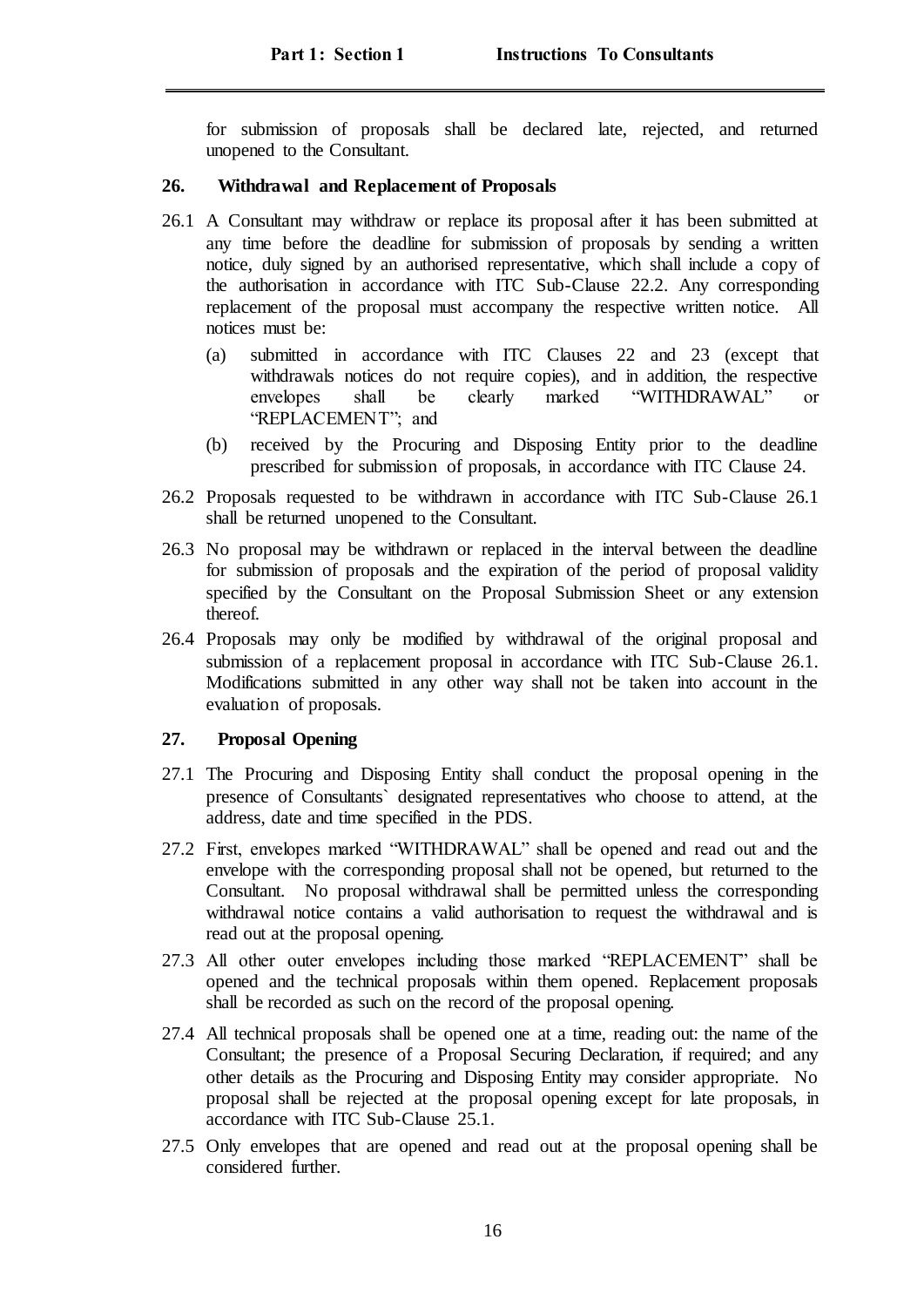for submission of proposals shall be declared late, rejected, and returned unopened to the Consultant.

## 26. Withdrawal and Replacement of Proposals

26.1 A Consultant may withdraw or replace its proposal after it has been submitted at any time before the deadline for submission of proposals by sending a written notice, duly signed by an authorised representative, which shall include a copy of the authorisation in accordance with ITC Sub-Clause 22.2. Any corresponding replacement of the proposal must accompany the respective written notice. All notices must be:

(a) submitted in accordance with ITC Clauses 22 and 23 (except that withdrawals notices do not require copies), and in addition, the respective envelopes shall be clearly marked "WITHDRAWAL" or "REPLACEMENT"; and

(b) received by the Procuring and Disposing Entity prior to the deadline prescribed for submission of proposals, in accordance with ITC Clause 24.

26.2 Proposals requested to be withdrawn in accordance with ITC Sub-Clause 26.1 shall be returned unopened to the Consultant.

26.3 No proposal may be withdrawn or replaced in the interval between the deadline for submission of proposals and the expiration of the period of proposal validity specified by the Consultant on the Proposal Submission Sheet or any extension thereof.

26.4 Proposals may only be modified by withdrawal of the original proposal and submission of a replacement proposal in accordance with ITC Sub-Clause 26.1. Modifications submitted in any other way shall not be taken into account in the evaluation of proposals.

## 27. Proposal Opening

27.1 The Procuring and Disposing Entity shall conduct the proposal opening in the presence of Consultants` designated representatives who choose to attend, at the address, date and time specified in the PDS.

27.2 First, envelopes marked "WITHDRAWAL" shall be opened and read out and the envelope with the corresponding proposal shall not be opened, but returned to the Consultant. No proposal withdrawal shall be permitted unless the corresponding withdrawal notice contains a valid authorisation to request the withdrawal and is read out at the proposal opening.

27.3 All other outer envelopes including those marked "REPLACEMENT" shall be opened and the technical proposals within them opened. Replacement proposals shall be recorded as such on the record of the proposal opening.

27.4 All technical proposals shall be opened one at a time, reading out: the name of the Consultant; the presence of a Proposal Securing Declaration, if required; and any other details as the Procuring and Disposing Entity may consider appropriate. No proposal shall be rejected at the proposal opening except for late proposals, in accordance with ITC Sub-Clause 25.1.

27.5 Only envelopes that are opened and read out at the proposal opening shall be considered further.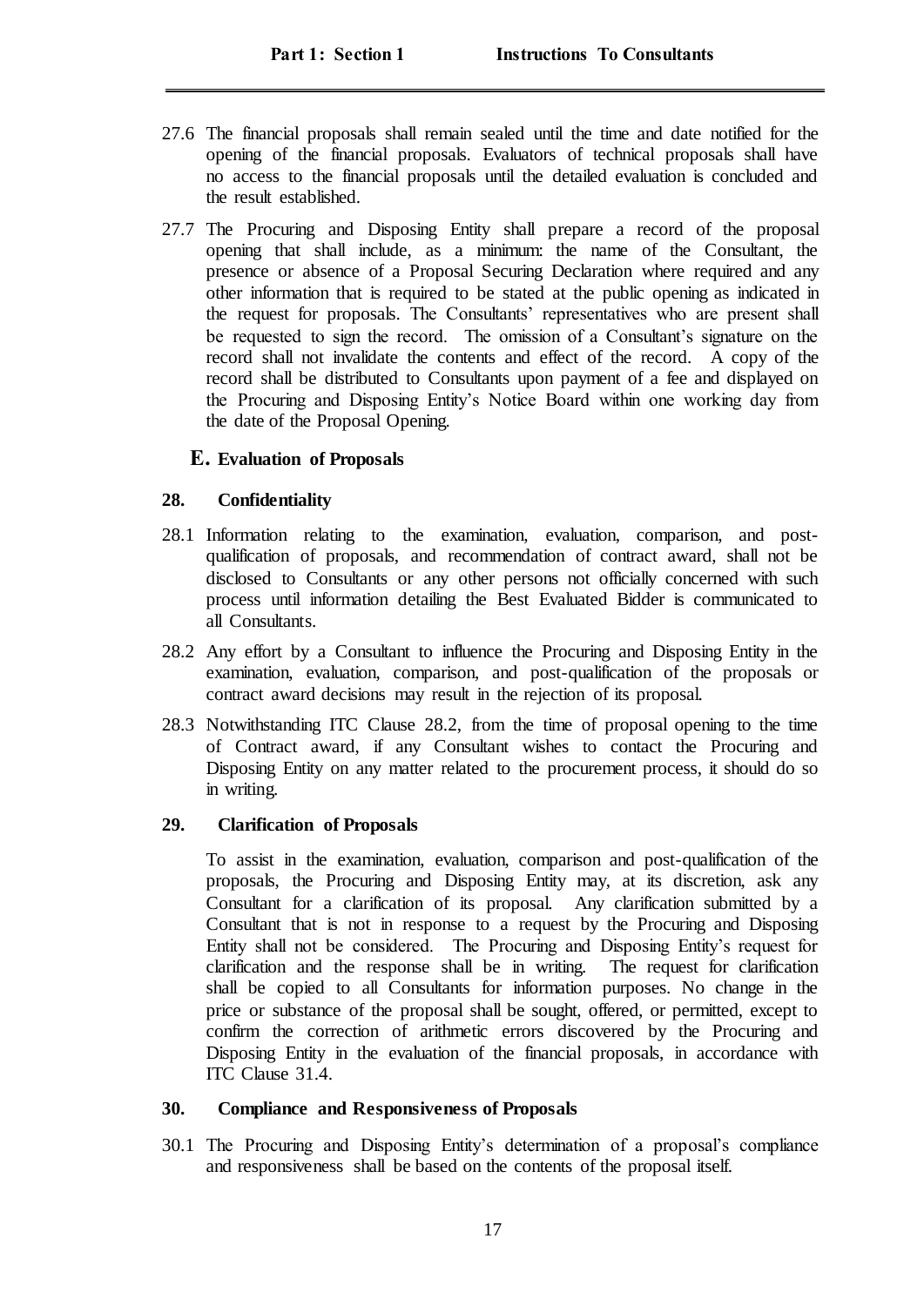27.6 The financial proposals shall remain sealed until the time and date notified for the opening of the financial proposals. Evaluators of technical proposals shall have no access to the financial proposals until the detailed evaluation is concluded and the result established.

27.7 The Procuring and Disposing Entity shall prepare a record of the proposal opening that shall include, as a minimum: the name of the Consultant, the presence or absence of a Proposal Securing Declaration where required and any other information that is required to be stated at the public opening as indicated in the request for proposals. The Consultants' representatives who are present shall be requested to sign the record. The omission of a Consultant's signature on the record shall not invalidate the contents and effect of the record. A copy of the record shall be distributed to Consultants upon payment of a fee and displayed on the Procuring and Disposing Entity's Notice Board within one working day from the date of the Proposal Opening.

## E. Evaluation of Proposals

### 28. Confidentiality

28.1 Information relating to the examination, evaluation, comparison, and post-qualification of proposals, and recommendation of contract award, shall not be disclosed to Consultants or any other persons not officially concerned with such process until information detailing the Best Evaluated Bidder is communicated to all Consultants.

28.2 Any effort by a Consultant to influence the Procuring and Disposing Entity in the examination, evaluation, comparison, and post-qualification of the proposals or contract award decisions may result in the rejection of its proposal.

28.3 Notwithstanding ITC Clause 28.2, from the time of proposal opening to the time of Contract award, if any Consultant wishes to contact the Procuring and Disposing Entity on any matter related to the procurement process, it should do so in writing.

### 29. Clarification of Proposals

To assist in the examination, evaluation, comparison and post-qualification of the proposals, the Procuring and Disposing Entity may, at its discretion, ask any Consultant for a clarification of its proposal. Any clarification submitted by a Consultant that is not in response to a request by the Procuring and Disposing Entity shall not be considered. The Procuring and Disposing Entity's request for clarification and the response shall be in writing. The request for clarification shall be copied to all Consultants for information purposes. No change in the price or substance of the proposal shall be sought, offered, or permitted, except to confirm the correction of arithmetic errors discovered by the Procuring and Disposing Entity in the evaluation of the financial proposals, in accordance with ITC Clause 31.4.

### 30. Compliance and Responsiveness of Proposals

30.1 The Procuring and Disposing Entity's determination of a proposal's compliance and responsiveness shall be based on the contents of the proposal itself.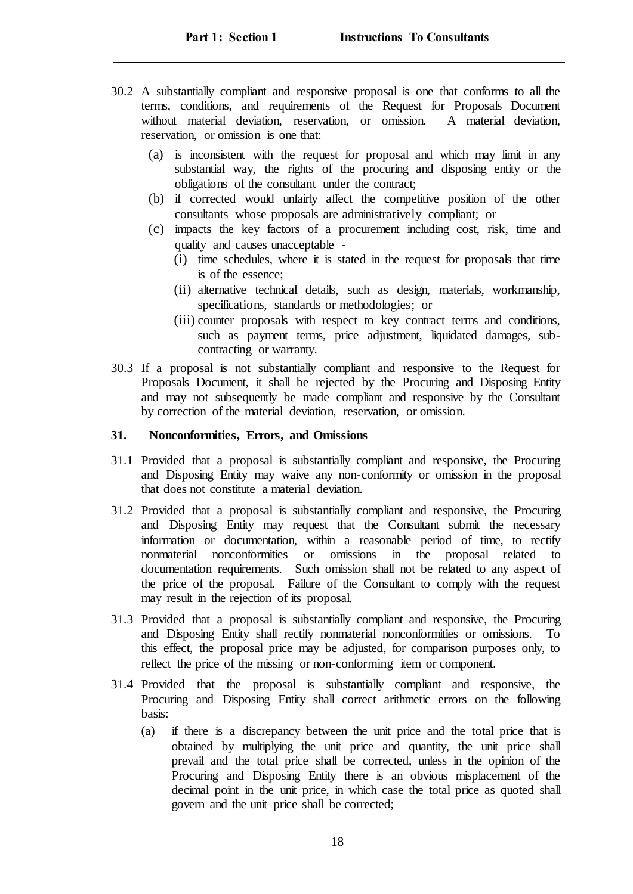30.2 A substantially compliant and responsive proposal is one that conforms to all the terms, conditions, and requirements of the Request for Proposals Document without material deviation, reservation, or omission. A material deviation, reservation, or omission is one that:

(a) is inconsistent with the request for proposal and which may limit in any substantial way, the rights of the procuring and disposing entity or the obligations of the consultant under the contract;

(b) if corrected would unfairly affect the competitive position of the other consultants whose proposals are administratively compliant; or

(c) impacts the key factors of a procurement including cost, risk, time and quality and causes unacceptable -

(i) time schedules, where it is stated in the request for proposals that time is of the essence;

(ii) alternative technical details, such as design, materials, workmanship, specifications, standards or methodologies; or

(iii) counter proposals with respect to key contract terms and conditions, such as payment terms, price adjustment, liquidated damages, sub-contracting or warranty.

30.3 If a proposal is not substantially compliant and responsive to the Request for Proposals Document, it shall be rejected by the Procuring and Disposing Entity and may not subsequently be made compliant and responsive by the Consultant by correction of the material deviation, reservation, or omission.

**31. Nonconformities, Errors, and Omissions**

31.1 Provided that a proposal is substantially compliant and responsive, the Procuring and Disposing Entity may waive any non-conformity or omission in the proposal that does not constitute a material deviation.

31.2 Provided that a proposal is substantially compliant and responsive, the Procuring and Disposing Entity may request that the Consultant submit the necessary information or documentation, within a reasonable period of time, to rectify nonmaterial nonconformities or omissions in the proposal related to documentation requirements. Such omission shall not be related to any aspect of the price of the proposal. Failure of the Consultant to comply with the request may result in the rejection of its proposal.

31.3 Provided that a proposal is substantially compliant and responsive, the Procuring and Disposing Entity shall rectify nonmaterial nonconformities or omissions. To this effect, the proposal price may be adjusted, for comparison purposes only, to reflect the price of the missing or non-conforming item or component.

31.4 Provided that the proposal is substantially compliant and responsive, the Procuring and Disposing Entity shall correct arithmetic errors on the following basis:

(a) if there is a discrepancy between the unit price and the total price that is obtained by multiplying the unit price and quantity, the unit price shall prevail and the total price shall be corrected, unless in the opinion of the Procuring and Disposing Entity there is an obvious misplacement of the decimal point in the unit price, in which case the total price as quoted shall govern and the unit price shall be corrected;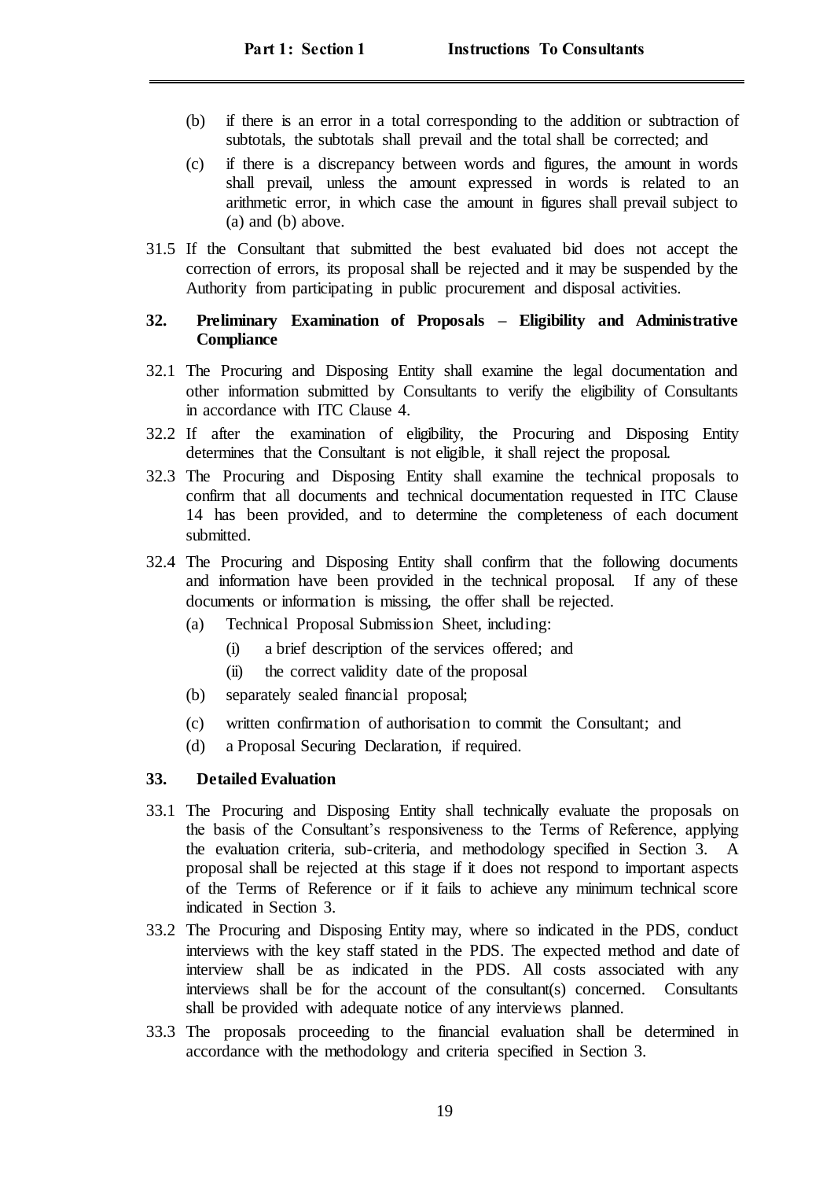(b) if there is an error in a total corresponding to the addition or subtraction of subtotals, the subtotals shall prevail and the total shall be corrected; and

(c) if there is a discrepancy between words and figures, the amount in words shall prevail, unless the amount expressed in words is related to an arithmetic error, in which case the amount in figures shall prevail subject to (a) and (b) above.

31.5 If the Consultant that submitted the best evaluated bid does not accept the correction of errors, its proposal shall be rejected and it may be suspended by the Authority from participating in public procurement and disposal activities.

**32. Preliminary Examination of Proposals – Eligibility and Administrative Compliance**

32.1 The Procuring and Disposing Entity shall examine the legal documentation and other information submitted by Consultants to verify the eligibility of Consultants in accordance with ITC Clause 4.

32.2 If after the examination of eligibility, the Procuring and Disposing Entity determines that the Consultant is not eligible, it shall reject the proposal.

32.3 The Procuring and Disposing Entity shall examine the technical proposals to confirm that all documents and technical documentation requested in ITC Clause 14 has been provided, and to determine the completeness of each document submitted.

32.4 The Procuring and Disposing Entity shall confirm that the following documents and information have been provided in the technical proposal. If any of these documents or information is missing, the offer shall be rejected.

(a) Technical Proposal Submission Sheet, including:

(i) a brief description of the services offered; and

(ii) the correct validity date of the proposal

(b) separately sealed financial proposal;

(c) written confirmation of authorisation to commit the Consultant; and

(d) a Proposal Securing Declaration, if required.

**33. Detailed Evaluation**

33.1 The Procuring and Disposing Entity shall technically evaluate the proposals on the basis of the Consultant's responsiveness to the Terms of Reference, applying the evaluation criteria, sub-criteria, and methodology specified in Section 3. A proposal shall be rejected at this stage if it does not respond to important aspects of the Terms of Reference or if it fails to achieve any minimum technical score indicated in Section 3.

33.2 The Procuring and Disposing Entity may, where so indicated in the PDS, conduct interviews with the key staff stated in the PDS. The expected method and date of interview shall be as indicated in the PDS. All costs associated with any interviews shall be for the account of the consultant(s) concerned. Consultants shall be provided with adequate notice of any interviews planned.

33.3 The proposals proceeding to the financial evaluation shall be determined in accordance with the methodology and criteria specified in Section 3.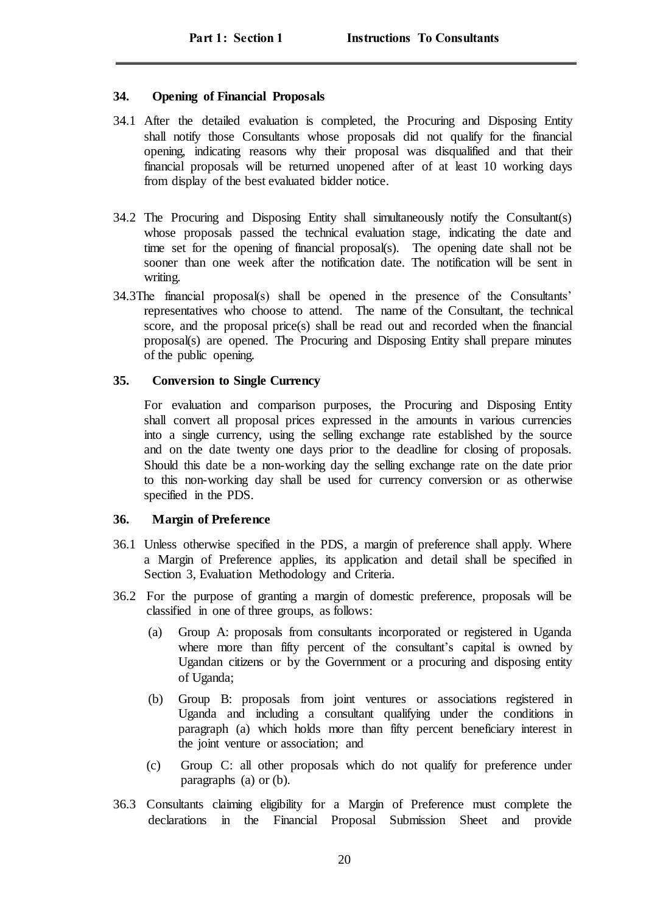## 34. Opening of Financial Proposals

34.1 After the detailed evaluation is completed, the Procuring and Disposing Entity shall notify those Consultants whose proposals did not qualify for the financial opening, indicating reasons why their proposal was disqualified and that their financial proposals will be returned unopened after of at least 10 working days from display of the best evaluated bidder notice.

34.2 The Procuring and Disposing Entity shall simultaneously notify the Consultant(s) whose proposals passed the technical evaluation stage, indicating the date and time set for the opening of financial proposal(s). The opening date shall not be sooner than one week after the notification date. The notification will be sent in writing.

34.3 The financial proposal(s) shall be opened in the presence of the Consultants' representatives who choose to attend. The name of the Consultant, the technical score, and the proposal price(s) shall be read out and recorded when the financial proposal(s) are opened. The Procuring and Disposing Entity shall prepare minutes of the public opening.

## 35. Conversion to Single Currency

For evaluation and comparison purposes, the Procuring and Disposing Entity shall convert all proposal prices expressed in the amounts in various currencies into a single currency, using the selling exchange rate established by the source and on the date twenty one days prior to the deadline for closing of proposals. Should this date be a non-working day the selling exchange rate on the date prior to this non-working day shall be used for currency conversion or as otherwise specified in the PDS.

## 36. Margin of Preference

36.1 Unless otherwise specified in the PDS, a margin of preference shall apply. Where a Margin of Preference applies, its application and detail shall be specified in Section 3, Evaluation Methodology and Criteria.

36.2 For the purpose of granting a margin of domestic preference, proposals will be classified in one of three groups, as follows:

(a) Group A: proposals from consultants incorporated or registered in Uganda where more than fifty percent of the consultant's capital is owned by Ugandan citizens or by the Government or a procuring and disposing entity of Uganda;

(b) Group B: proposals from joint ventures or associations registered in Uganda and including a consultant qualifying under the conditions in paragraph (a) which holds more than fifty percent beneficiary interest in the joint venture or association; and

(c) Group C: all other proposals which do not qualify for preference under paragraphs (a) or (b).

36.3 Consultants claiming eligibility for a Margin of Preference must complete the declarations in the Financial Proposal Submission Sheet and provide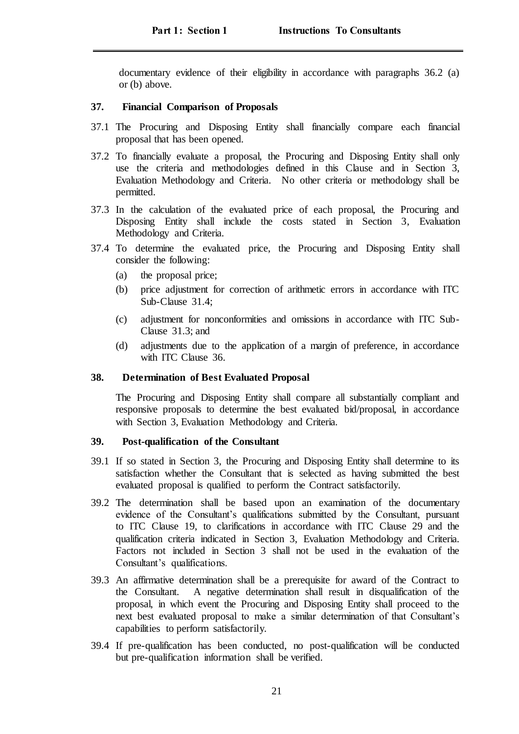documentary evidence of their eligibility in accordance with paragraphs 36.2 (a) or (b) above.

### 37. Financial Comparison of Proposals

37.1 The Procuring and Disposing Entity shall financially compare each financial proposal that has been opened.

37.2 To financially evaluate a proposal, the Procuring and Disposing Entity shall only use the criteria and methodologies defined in this Clause and in Section 3, Evaluation Methodology and Criteria. No other criteria or methodology shall be permitted.

37.3 In the calculation of the evaluated price of each proposal, the Procuring and Disposing Entity shall include the costs stated in Section 3, Evaluation Methodology and Criteria.

37.4 To determine the evaluated price, the Procuring and Disposing Entity shall consider the following:

- (a) the proposal price;
- (b) price adjustment for correction of arithmetic errors in accordance with ITC Sub-Clause 31.4;
- (c) adjustment for nonconformities and omissions in accordance with ITC Sub-Clause 31.3; and
- (d) adjustments due to the application of a margin of preference, in accordance with ITC Clause 36.

### 38. Determination of Best Evaluated Proposal

The Procuring and Disposing Entity shall compare all substantially compliant and responsive proposals to determine the best evaluated bid/proposal, in accordance with Section 3, Evaluation Methodology and Criteria.

### 39. Post-qualification of the Consultant

39.1 If so stated in Section 3, the Procuring and Disposing Entity shall determine to its satisfaction whether the Consultant that is selected as having submitted the best evaluated proposal is qualified to perform the Contract satisfactorily.

39.2 The determination shall be based upon an examination of the documentary evidence of the Consultant's qualifications submitted by the Consultant, pursuant to ITC Clause 19, to clarifications in accordance with ITC Clause 29 and the qualification criteria indicated in Section 3, Evaluation Methodology and Criteria. Factors not included in Section 3 shall not be used in the evaluation of the Consultant's qualifications.

39.3 An affirmative determination shall be a prerequisite for award of the Contract to the Consultant. A negative determination shall result in disqualification of the proposal, in which event the Procuring and Disposing Entity shall proceed to the next best evaluated proposal to make a similar determination of that Consultant's capabilities to perform satisfactorily.

39.4 If pre-qualification has been conducted, no post-qualification will be conducted but pre-qualification information shall be verified.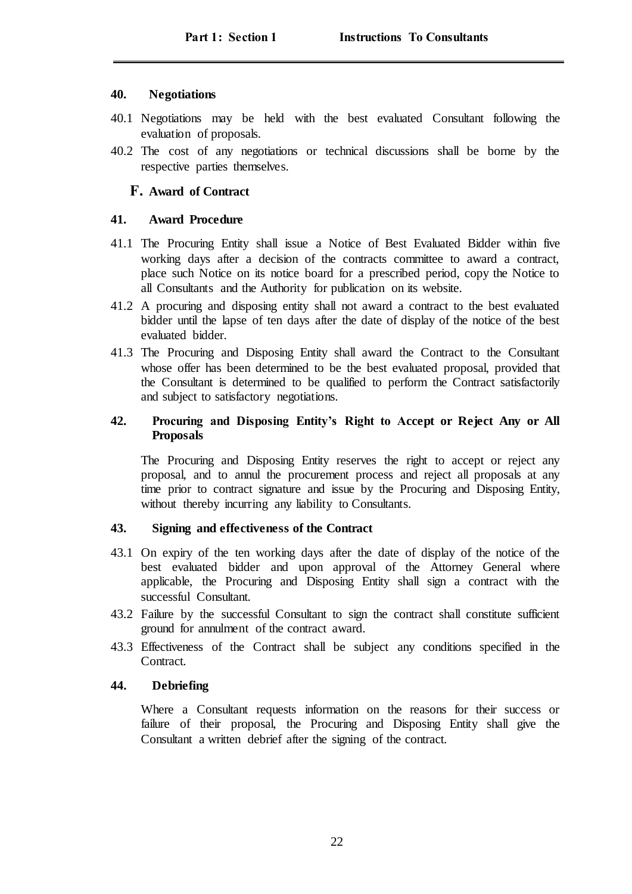## 40. Negotiations

40.1 Negotiations may be held with the best evaluated Consultant following the evaluation of proposals.

40.2 The cost of any negotiations or technical discussions shall be borne by the respective parties themselves.

# F. Award of Contract

## 41. Award Procedure

41.1 The Procuring Entity shall issue a Notice of Best Evaluated Bidder within five working days after a decision of the contracts committee to award a contract, place such Notice on its notice board for a prescribed period, copy the Notice to all Consultants and the Authority for publication on its website.

41.2 A procuring and disposing entity shall not award a contract to the best evaluated bidder until the lapse of ten days after the date of display of the notice of the best evaluated bidder.

41.3 The Procuring and Disposing Entity shall award the Contract to the Consultant whose offer has been determined to be the best evaluated proposal, provided that the Consultant is determined to be qualified to perform the Contract satisfactorily and subject to satisfactory negotiations.

## 42. Procuring and Disposing Entity's Right to Accept or Reject Any or All Proposals

The Procuring and Disposing Entity reserves the right to accept or reject any proposal, and to annul the procurement process and reject all proposals at any time prior to contract signature and issue by the Procuring and Disposing Entity, without thereby incurring any liability to Consultants.

## 43. Signing and effectiveness of the Contract

43.1 On expiry of the ten working days after the date of display of the notice of the best evaluated bidder and upon approval of the Attorney General where applicable, the Procuring and Disposing Entity shall sign a contract with the successful Consultant.

43.2 Failure by the successful Consultant to sign the contract shall constitute sufficient ground for annulment of the contract award.

43.3 Effectiveness of the Contract shall be subject any conditions specified in the Contract.

## 44. Debriefing

Where a Consultant requests information on the reasons for their success or failure of their proposal, the Procuring and Disposing Entity shall give the Consultant a written debrief after the signing of the contract.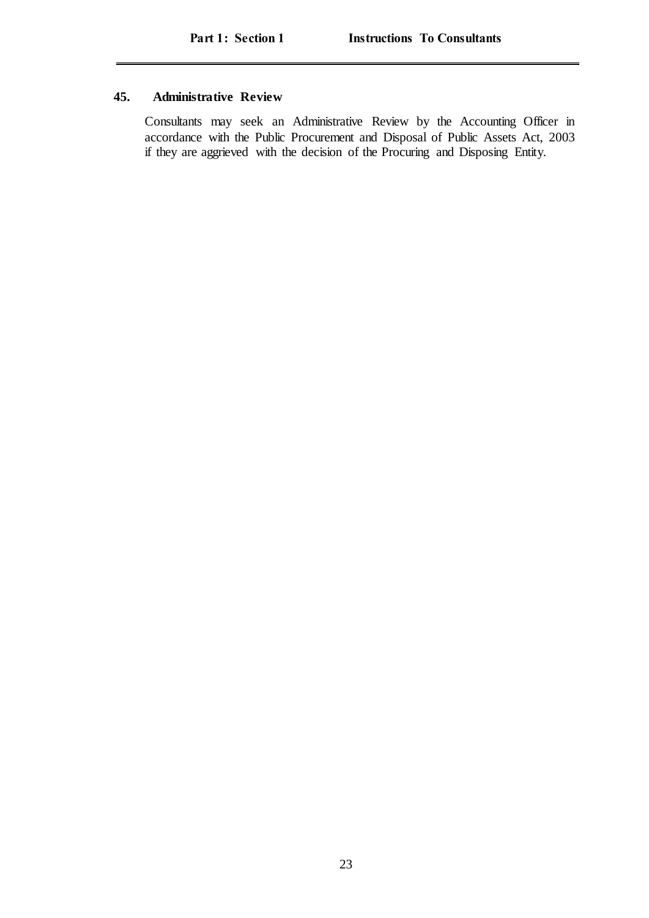## 45. Administrative Review

Consultants may seek an Administrative Review by the Accounting Officer in accordance with the Public Procurement and Disposal of Public Assets Act, 2003 if they are aggrieved with the decision of the Procuring and Disposing Entity.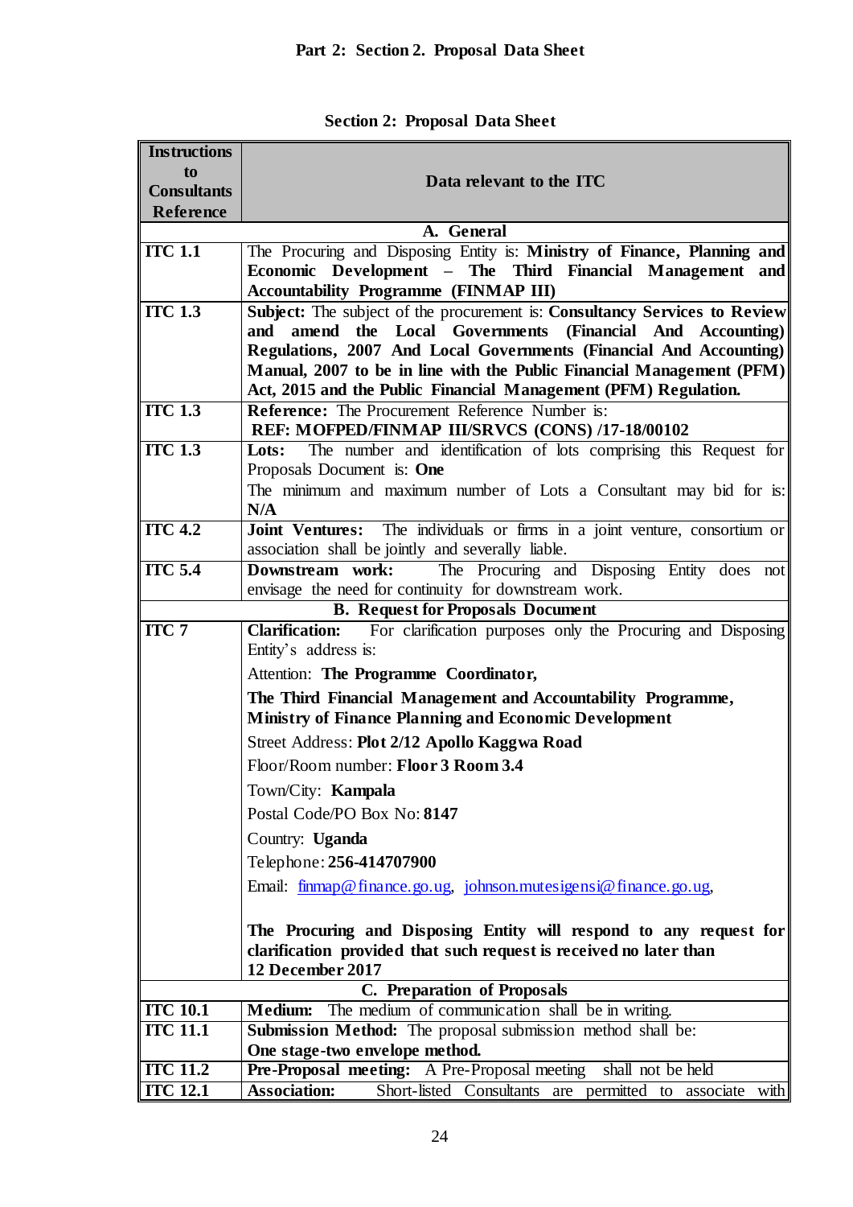# Section 2: Proposal Data Sheet

| Instructions to Consultants Reference | Data relevant to the ITC |
|---|---|
| | **A. General** |
| **ITC 1.1** | The Procuring and Disposing Entity is: **Ministry of Finance, Planning and Economic Development – The Third Financial Management and Accountability Programme (FINMAP III)** |
| **ITC 1.3** | **Subject:** The subject of the procurement is: **Consultancy Services to Review and amend the Local Governments (Financial And Accounting) Regulations, 2007 And Local Governments (Financial And Accounting) Manual, 2007 to be in line with the Public Financial Management (PFM) Act, 2015 and the Public Financial Management (PFM) Regulation.** |
| **ITC 1.3** | **Reference:** The Procurement Reference Number is: **REF: MOFPED/FINMAP III/SRVCS (CONS) /17-18/00102** |
| **ITC 1.3** | **Lots:** The number and identification of lots comprising this Request for Proposals Document is: **One**<br>The minimum and maximum number of Lots a Consultant may bid for is: **N/A** |
| **ITC 4.2** | **Joint Ventures:** The individuals or firms in a joint venture, consortium or association shall be jointly and severally liable. |
| **ITC 5.4** | **Downstream work:** The Procuring and Disposing Entity does not envisage the need for continuity for downstream work. |
| | **B. Request for Proposals Document** |
| **ITC 7** | **Clarification:** For clarification purposes only the Procuring and Disposing Entity's address is:<br>Attention: **The Programme Coordinator,**<br>**The Third Financial Management and Accountability Programme,**<br>**Ministry of Finance Planning and Economic Development**<br>Street Address: **Plot 2/12 Apollo Kaggwa Road**<br>Floor/Room number: **Floor 3 Room 3.4**<br>Town/City: **Kampala**<br>Postal Code/PO Box No: **8147**<br>Country: **Uganda**<br>Telephone: **256-414707900**<br>Email: finmap@finance.go.ug, johnson.mutesigensi@finance.go.ug,<br><br>**The Procuring and Disposing Entity will respond to any request for clarification provided that such request is received no later than 12 December 2017** |
| | **C. Preparation of Proposals** |
| **ITC 10.1** | **Medium:** The medium of communication shall be in writing. |
| **ITC 11.1** | **Submission Method:** The proposal submission method shall be: **One stage-two envelope method.** |
| **ITC 11.2** | **Pre-Proposal meeting:** A Pre-Proposal meeting shall not be held |
| **ITC 12.1** | **Association:** Short-listed Consultants are permitted to associate with |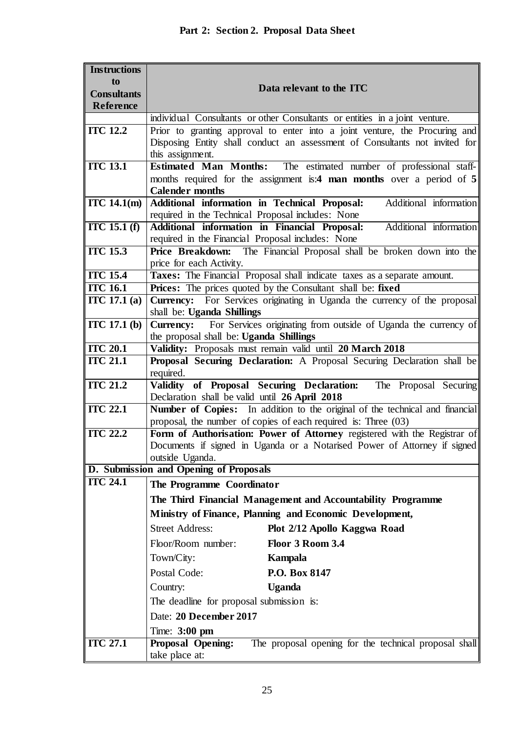## Part 2: Section 2. Proposal Data Sheet

| Instructions to Consultants Reference | Data relevant to the ITC |
|---|---|
| | individual Consultants or other Consultants or entities in a joint venture. |
| **ITC 12.2** | Prior to granting approval to enter into a joint venture, the Procuring and Disposing Entity shall conduct an assessment of Consultants not invited for this assignment. |
| **ITC 13.1** | **Estimated Man Months:** The estimated number of professional staff-months required for the assignment is:**4 man months** over a period of **5 Calender months** |
| **ITC 14.1(m)** | **Additional information in Technical Proposal:** Additional information required in the Technical Proposal includes: None |
| **ITC 15.1 (f)** | **Additional information in Financial Proposal:** Additional information required in the Financial Proposal includes: None |
| **ITC 15.3** | **Price Breakdown:** The Financial Proposal shall be broken down into the price for each Activity. |
| **ITC 15.4** | **Taxes:** The Financial Proposal shall indicate taxes as a separate amount. |
| **ITC 16.1** | **Prices:** The prices quoted by the Consultant shall be: **fixed** |
| **ITC 17.1 (a)** | **Currency:** For Services originating in Uganda the currency of the proposal shall be: **Uganda Shillings** |
| **ITC 17.1 (b)** | **Currency:** For Services originating from outside of Uganda the currency of the proposal shall be: **Uganda Shillings** |
| **ITC 20.1** | **Validity:** Proposals must remain valid until **20 March 2018** |
| **ITC 21.1** | **Proposal Securing Declaration:** A Proposal Securing Declaration shall be required. |
| **ITC 21.2** | **Validity of Proposal Securing Declaration:** The Proposal Securing Declaration shall be valid until **26 April 2018** |
| **ITC 22.1** | **Number of Copies:** In addition to the original of the technical and financial proposal, the number of copies of each required is: Three (03) |
| **ITC 22.2** | **Form of Authorisation: Power of Attorney** registered with the Registrar of Documents if signed in Uganda or a Notarised Power of Attorney if signed outside Uganda. |
| **D. Submission and Opening of Proposals** | |
| **ITC 24.1** | **The Programme Coordinator**<br>**The Third Financial Management and Accountability Programme**<br>**Ministry of Finance, Planning and Economic Development,**<br>Street Address: **Plot 2/12 Apollo Kaggwa Road**<br>Floor/Room number: **Floor 3 Room 3.4**<br>Town/City: **Kampala**<br>Postal Code: **P.O. Box 8147**<br>Country: **Uganda**<br>The deadline for proposal submission is:<br>Date: **20 December 2017**<br>Time: **3:00 pm** |
| **ITC 27.1** | **Proposal Opening:** The proposal opening for the technical proposal shall take place at: |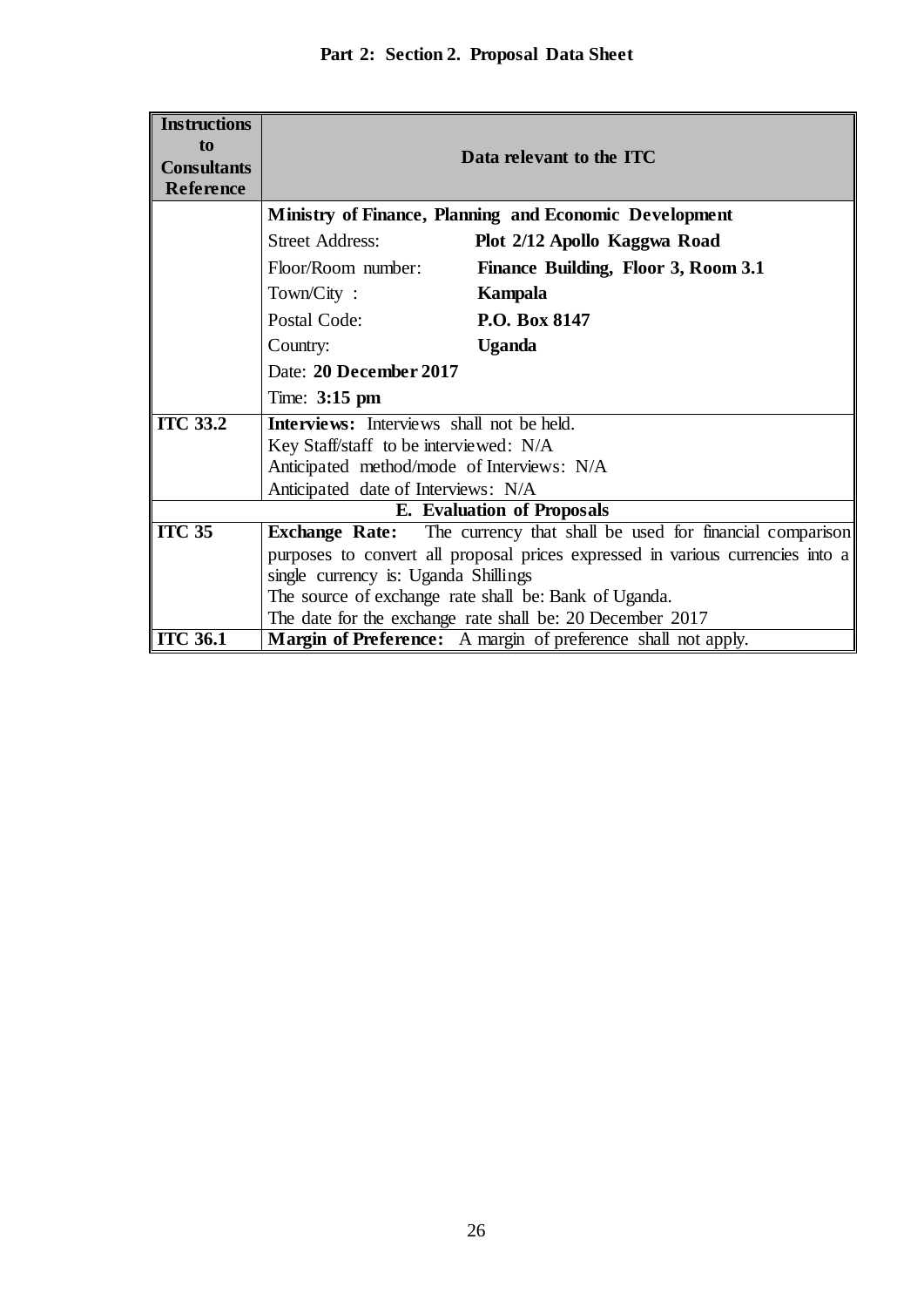## Part 2: Section 2. Proposal Data Sheet

| Instructions to Consultants Reference | Data relevant to the ITC |
|---|---|
| | **Ministry of Finance, Planning and Economic Development**<br>Street Address: **Plot 2/12 Apollo Kaggwa Road**<br>Floor/Room number: **Finance Building, Floor 3, Room 3.1**<br>Town/City : **Kampala**<br>Postal Code: **P.O. Box 8147**<br>Country: **Uganda**<br>Date: **20 December 2017**<br>Time: **3:15 pm** |
| **ITC 33.2** | **Interviews:** Interviews shall not be held.<br>Key Staff/staff to be interviewed: N/A<br>Anticipated method/mode of Interviews: N/A<br>Anticipated date of Interviews: N/A |
| | **E. Evaluation of Proposals** |
| **ITC 35** | **Exchange Rate:** The currency that shall be used for financial comparison purposes to convert all proposal prices expressed in various currencies into a single currency is: Uganda Shillings<br>The source of exchange rate shall be: Bank of Uganda.<br>The date for the exchange rate shall be: 20 December 2017 |
| **ITC 36.1** | **Margin of Preference:** A margin of preference shall not apply. |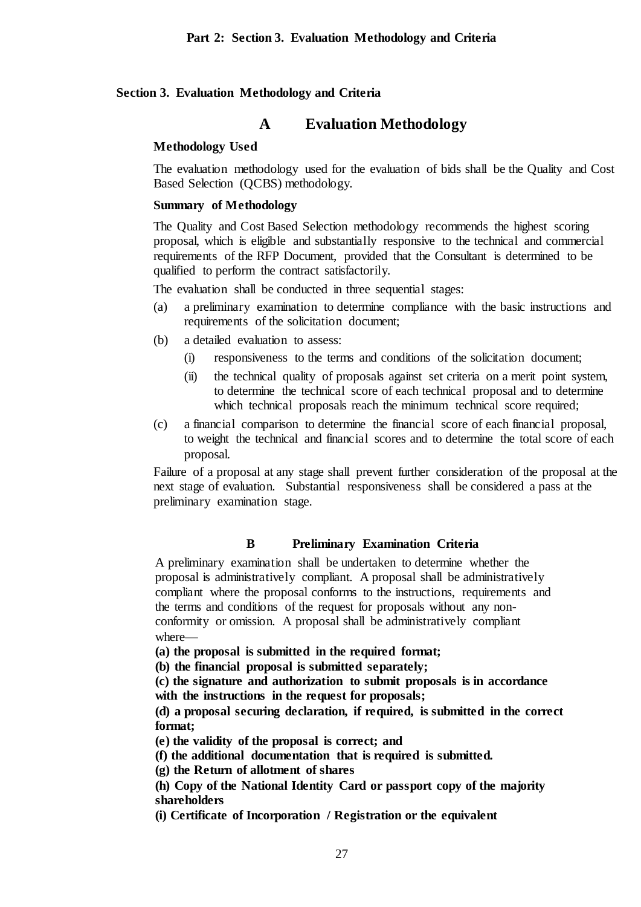## Section 3. Evaluation Methodology and Criteria

### A Evaluation Methodology

**Methodology Used**

The evaluation methodology used for the evaluation of bids shall be the Quality and Cost Based Selection (QCBS) methodology.

**Summary of Methodology**

The Quality and Cost Based Selection methodology recommends the highest scoring proposal, which is eligible and substantially responsive to the technical and commercial requirements of the RFP Document, provided that the Consultant is determined to be qualified to perform the contract satisfactorily.

The evaluation shall be conducted in three sequential stages:

(a) a preliminary examination to determine compliance with the basic instructions and requirements of the solicitation document;

(b) a detailed evaluation to assess:

  (i) responsiveness to the terms and conditions of the solicitation document;

  (ii) the technical quality of proposals against set criteria on a merit point system, to determine the technical score of each technical proposal and to determine which technical proposals reach the minimum technical score required;

(c) a financial comparison to determine the financial score of each financial proposal, to weight the technical and financial scores and to determine the total score of each proposal.

Failure of a proposal at any stage shall prevent further consideration of the proposal at the next stage of evaluation. Substantial responsiveness shall be considered a pass at the preliminary examination stage.

### B Preliminary Examination Criteria

A preliminary examination shall be undertaken to determine whether the proposal is administratively compliant. A proposal shall be administratively compliant where the proposal conforms to the instructions, requirements and the terms and conditions of the request for proposals without any non-conformity or omission. A proposal shall be administratively compliant where—

**(a) the proposal is submitted in the required format;**

**(b) the financial proposal is submitted separately;**

**(c) the signature and authorization to submit proposals is in accordance with the instructions in the request for proposals;**

**(d) a proposal securing declaration, if required, is submitted in the correct format;**

**(e) the validity of the proposal is correct; and**

**(f) the additional documentation that is required is submitted.**

**(g) the Return of allotment of shares**

**(h) Copy of the National Identity Card or passport copy of the majority shareholders**

**(i) Certificate of Incorporation / Registration or the equivalent**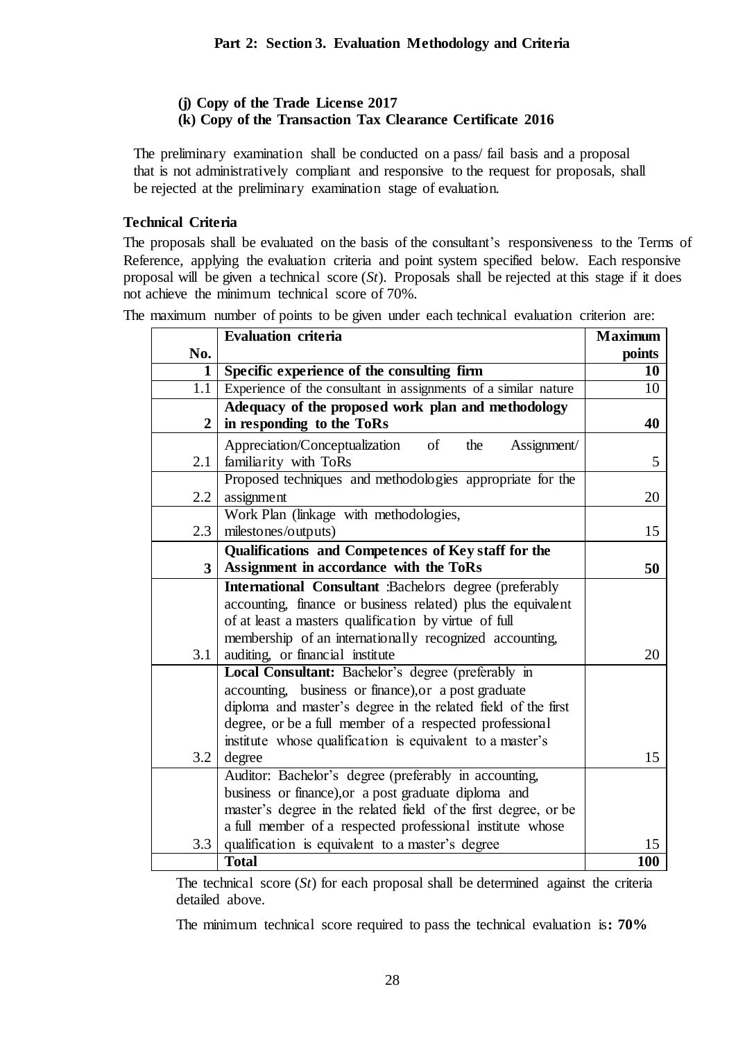## Part 2: Section 3. Evaluation Methodology and Criteria

**(j) Copy of the Trade License 2017**
**(k) Copy of the Transaction Tax Clearance Certificate 2016**

The preliminary examination shall be conducted on a pass/ fail basis and a proposal that is not administratively compliant and responsive to the request for proposals, shall be rejected at the preliminary examination stage of evaluation.

### Technical Criteria

The proposals shall be evaluated on the basis of the consultant's responsiveness to the Terms of Reference, applying the evaluation criteria and point system specified below. Each responsive proposal will be given a technical score (*St*). Proposals shall be rejected at this stage if it does not achieve the minimum technical score of 70%.

The maximum number of points to be given under each technical evaluation criterion are:

| No. | Evaluation criteria | Maximum points |
|---|---|---|
| **1** | **Specific experience of the consulting firm** | **10** |
| 1.1 | Experience of the consultant in assignments of a similar nature | 10 |
| **2** | **Adequacy of the proposed work plan and methodology in responding to the ToRs** | **40** |
| 2.1 | Appreciation/Conceptualization of the Assignment/ familiarity with ToRs | 5 |
| 2.2 | Proposed techniques and methodologies appropriate for the assignment | 20 |
| 2.3 | Work Plan (linkage with methodologies, milestones/outputs) | 15 |
| **3** | **Qualifications and Competences of Key staff for the Assignment in accordance with the ToRs** | **50** |
| 3.1 | **International Consultant** :Bachelors degree (preferably accounting, finance or business related) plus the equivalent of at least a masters qualification by virtue of full membership of an internationally recognized accounting, auditing, or financial institute | 20 |
| 3.2 | **Local Consultant:** Bachelor's degree (preferably in accounting, business or finance),or a post graduate diploma and master's degree in the related field of the first degree, or be a full member of a respected professional institute whose qualification is equivalent to a master's degree | 15 |
| 3.3 | Auditor: Bachelor's degree (preferably in accounting, business or finance),or a post graduate diploma and master's degree in the related field of the first degree, or be a full member of a respected professional institute whose qualification is equivalent to a master's degree | 15 |
| | **Total** | **100** |

The technical score (*St*) for each proposal shall be determined against the criteria detailed above.

The minimum technical score required to pass the technical evaluation is**: 70%**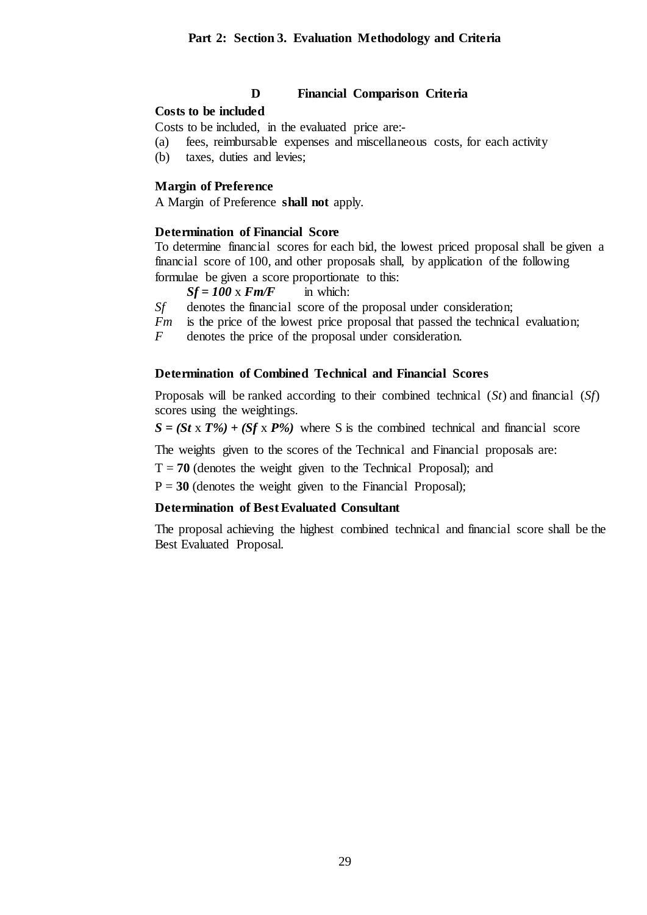## Part 2: Section 3. Evaluation Methodology and Criteria

### D Financial Comparison Criteria

**Costs to be included**

Costs to be included, in the evaluated price are:-

(a) fees, reimbursable expenses and miscellaneous costs, for each activity

(b) taxes, duties and levies;

**Margin of Preference**

A Margin of Preference **shall not** apply.

**Determination of Financial Score**

To determine financial scores for each bid, the lowest priced proposal shall be given a financial score of 100, and other proposals shall, by application of the following formulae be given a score proportionate to this:

$Sf = 100 \times Fm/F$ in which:

$Sf$ denotes the financial score of the proposal under consideration;

$Fm$ is the price of the lowest price proposal that passed the technical evaluation;

$F$ denotes the price of the proposal under consideration.

**Determination of Combined Technical and Financial Scores**

Proposals will be ranked according to their combined technical ($St$) and financial ($Sf$) scores using the weightings.

$S = (St \times T\%) + (Sf \times P\%)$ where S is the combined technical and financial score

The weights given to the scores of the Technical and Financial proposals are:

T = **70** (denotes the weight given to the Technical Proposal); and

P = **30** (denotes the weight given to the Financial Proposal);

**Determination of Best Evaluated Consultant**

The proposal achieving the highest combined technical and financial score shall be the Best Evaluated Proposal.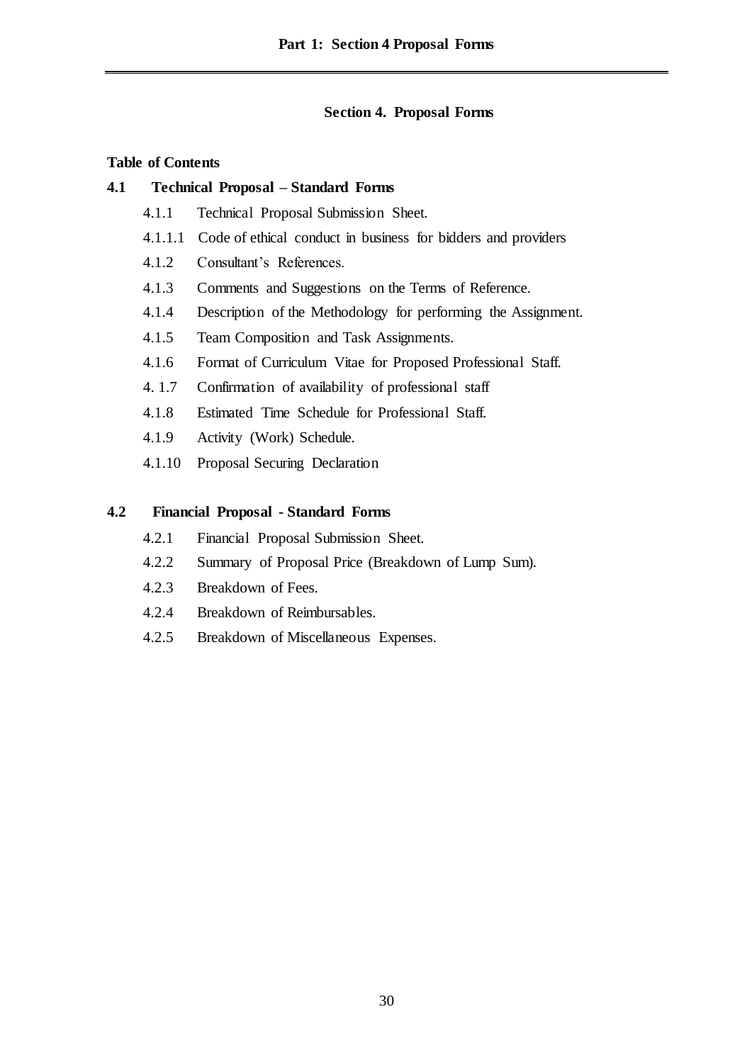# Section 4. Proposal Forms

**Table of Contents**

## 4.1 Technical Proposal – Standard Forms

- 4.1.1 Technical Proposal Submission Sheet.
- 4.1.1.1 Code of ethical conduct in business for bidders and providers
- 4.1.2 Consultant's References.
- 4.1.3 Comments and Suggestions on the Terms of Reference.
- 4.1.4 Description of the Methodology for performing the Assignment.
- 4.1.5 Team Composition and Task Assignments.
- 4.1.6 Format of Curriculum Vitae for Proposed Professional Staff.
- 4. 1.7 Confirmation of availability of professional staff
- 4.1.8 Estimated Time Schedule for Professional Staff.
- 4.1.9 Activity (Work) Schedule.
- 4.1.10 Proposal Securing Declaration

## 4.2 Financial Proposal - Standard Forms

- 4.2.1 Financial Proposal Submission Sheet.
- 4.2.2 Summary of Proposal Price (Breakdown of Lump Sum).
- 4.2.3 Breakdown of Fees.
- 4.2.4 Breakdown of Reimbursables.
- 4.2.5 Breakdown of Miscellaneous Expenses.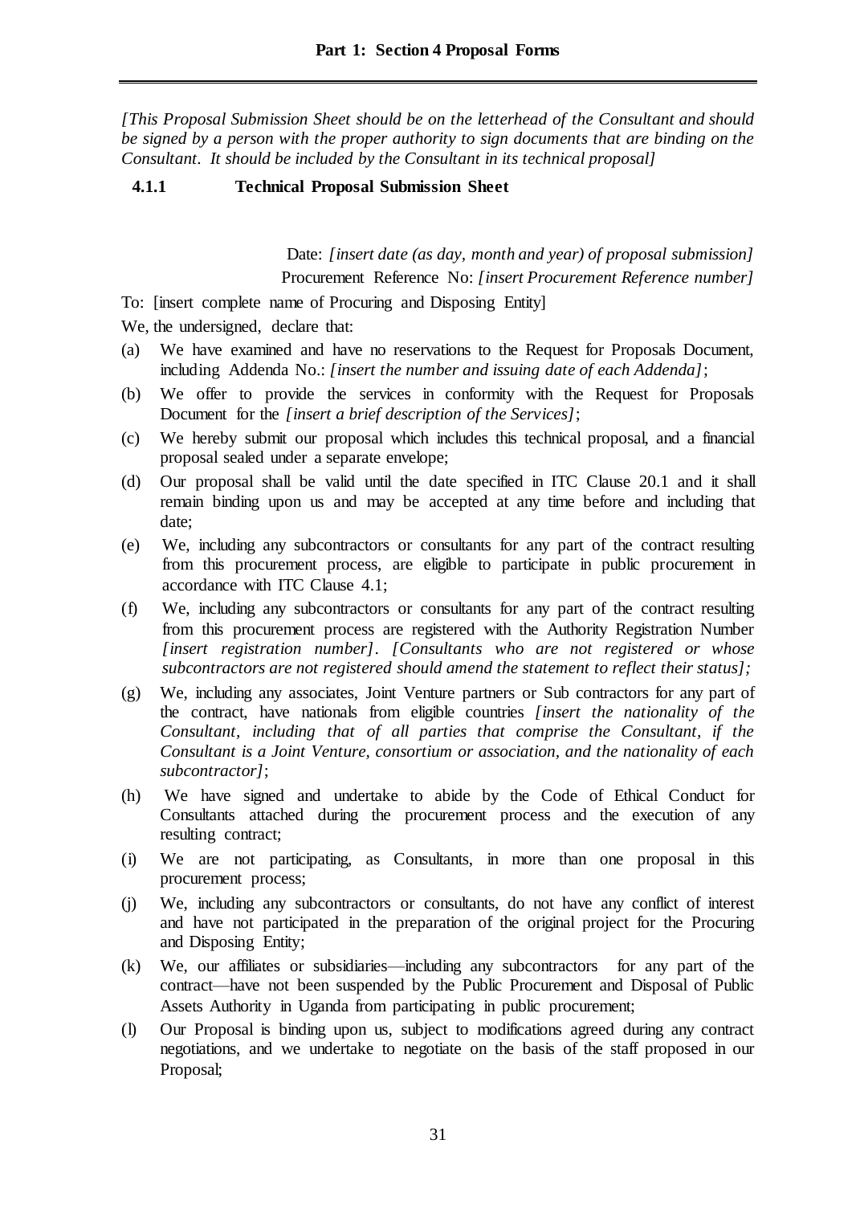*[This Proposal Submission Sheet should be on the letterhead of the Consultant and should be signed by a person with the proper authority to sign documents that are binding on the Consultant. It should be included by the Consultant in its technical proposal]*

### 4.1.1 Technical Proposal Submission Sheet

Date: *[insert date (as day, month and year) of proposal submission]*
Procurement Reference No: *[insert Procurement Reference number]*

To: [insert complete name of Procuring and Disposing Entity]

We, the undersigned, declare that:

(a) We have examined and have no reservations to the Request for Proposals Document, including Addenda No.: *[insert the number and issuing date of each Addenda]*;

(b) We offer to provide the services in conformity with the Request for Proposals Document for the *[insert a brief description of the Services]*;

(c) We hereby submit our proposal which includes this technical proposal, and a financial proposal sealed under a separate envelope;

(d) Our proposal shall be valid until the date specified in ITC Clause 20.1 and it shall remain binding upon us and may be accepted at any time before and including that date;

(e) We, including any subcontractors or consultants for any part of the contract resulting from this procurement process, are eligible to participate in public procurement in accordance with ITC Clause 4.1;

(f) We, including any subcontractors or consultants for any part of the contract resulting from this procurement process are registered with the Authority Registration Number *[insert registration number]. [Consultants who are not registered or whose subcontractors are not registered should amend the statement to reflect their status];*

(g) We, including any associates, Joint Venture partners or Sub contractors for any part of the contract, have nationals from eligible countries *[insert the nationality of the Consultant, including that of all parties that comprise the Consultant, if the Consultant is a Joint Venture, consortium or association, and the nationality of each subcontractor]*;

(h) We have signed and undertake to abide by the Code of Ethical Conduct for Consultants attached during the procurement process and the execution of any resulting contract;

(i) We are not participating, as Consultants, in more than one proposal in this procurement process;

(j) We, including any subcontractors or consultants, do not have any conflict of interest and have not participated in the preparation of the original project for the Procuring and Disposing Entity;

(k) We, our affiliates or subsidiaries—including any subcontractors for any part of the contract—have not been suspended by the Public Procurement and Disposal of Public Assets Authority in Uganda from participating in public procurement;

(l) Our Proposal is binding upon us, subject to modifications agreed during any contract negotiations, and we undertake to negotiate on the basis of the staff proposed in our Proposal;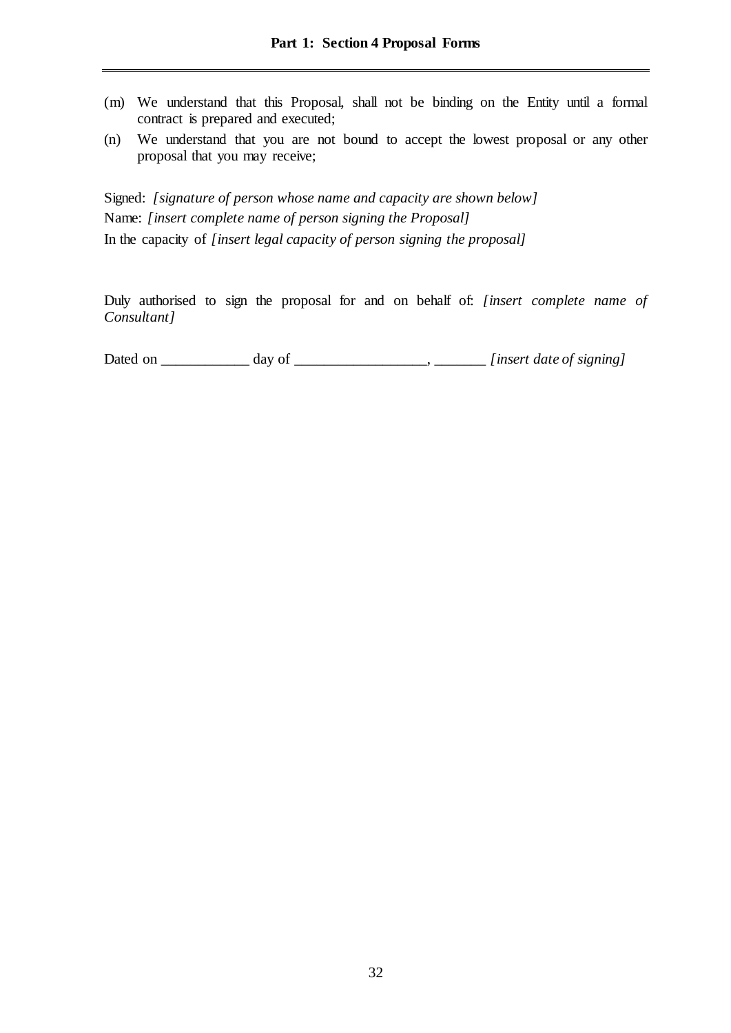(m) We understand that this Proposal, shall not be binding on the Entity until a formal contract is prepared and executed;

(n) We understand that you are not bound to accept the lowest proposal or any other proposal that you may receive;

Signed: *[signature of person whose name and capacity are shown below]*

Name: *[insert complete name of person signing the Proposal]*

In the capacity of *[insert legal capacity of person signing the proposal]*

Duly authorised to sign the proposal for and on behalf of: *[insert complete name of Consultant]*

Dated on ____________ day of __________________, _______ *[insert date of signing]*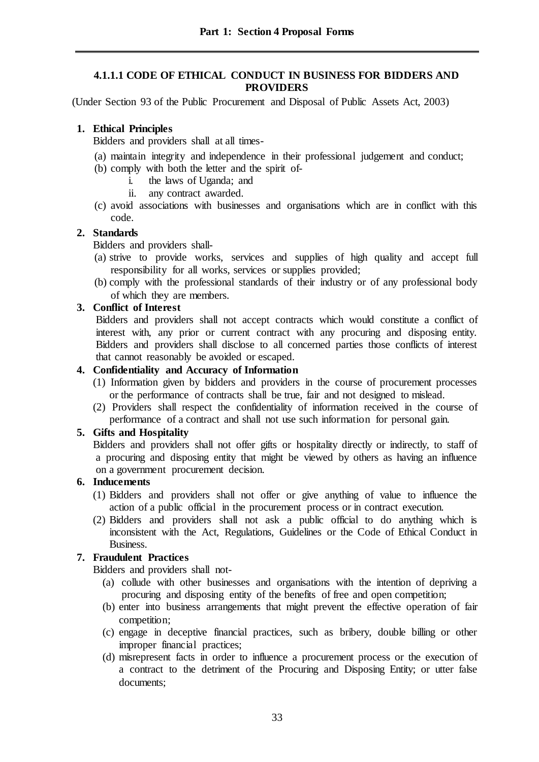#### 4.1.1.1 CODE OF ETHICAL CONDUCT IN BUSINESS FOR BIDDERS AND PROVIDERS

(Under Section 93 of the Public Procurement and Disposal of Public Assets Act, 2003)

**1. Ethical Principles**

Bidders and providers shall at all times-

(a) maintain integrity and independence in their professional judgement and conduct;

(b) comply with both the letter and the spirit of-

  i. the laws of Uganda; and

  ii. any contract awarded.

(c) avoid associations with businesses and organisations which are in conflict with this code.

**2. Standards**

Bidders and providers shall-

(a) strive to provide works, services and supplies of high quality and accept full responsibility for all works, services or supplies provided;

(b) comply with the professional standards of their industry or of any professional body of which they are members.

**3. Conflict of Interest**

Bidders and providers shall not accept contracts which would constitute a conflict of interest with, any prior or current contract with any procuring and disposing entity. Bidders and providers shall disclose to all concerned parties those conflicts of interest that cannot reasonably be avoided or escaped.

**4. Confidentiality and Accuracy of Information**

(1) Information given by bidders and providers in the course of procurement processes or the performance of contracts shall be true, fair and not designed to mislead.

(2) Providers shall respect the confidentiality of information received in the course of performance of a contract and shall not use such information for personal gain.

**5. Gifts and Hospitality**

Bidders and providers shall not offer gifts or hospitality directly or indirectly, to staff of a procuring and disposing entity that might be viewed by others as having an influence on a government procurement decision.

**6. Inducements**

(1) Bidders and providers shall not offer or give anything of value to influence the action of a public official in the procurement process or in contract execution.

(2) Bidders and providers shall not ask a public official to do anything which is inconsistent with the Act, Regulations, Guidelines or the Code of Ethical Conduct in Business.

**7. Fraudulent Practices**

Bidders and providers shall not-

(a) collude with other businesses and organisations with the intention of depriving a procuring and disposing entity of the benefits of free and open competition;

(b) enter into business arrangements that might prevent the effective operation of fair competition;

(c) engage in deceptive financial practices, such as bribery, double billing or other improper financial practices;

(d) misrepresent facts in order to influence a procurement process or the execution of a contract to the detriment of the Procuring and Disposing Entity; or utter false documents;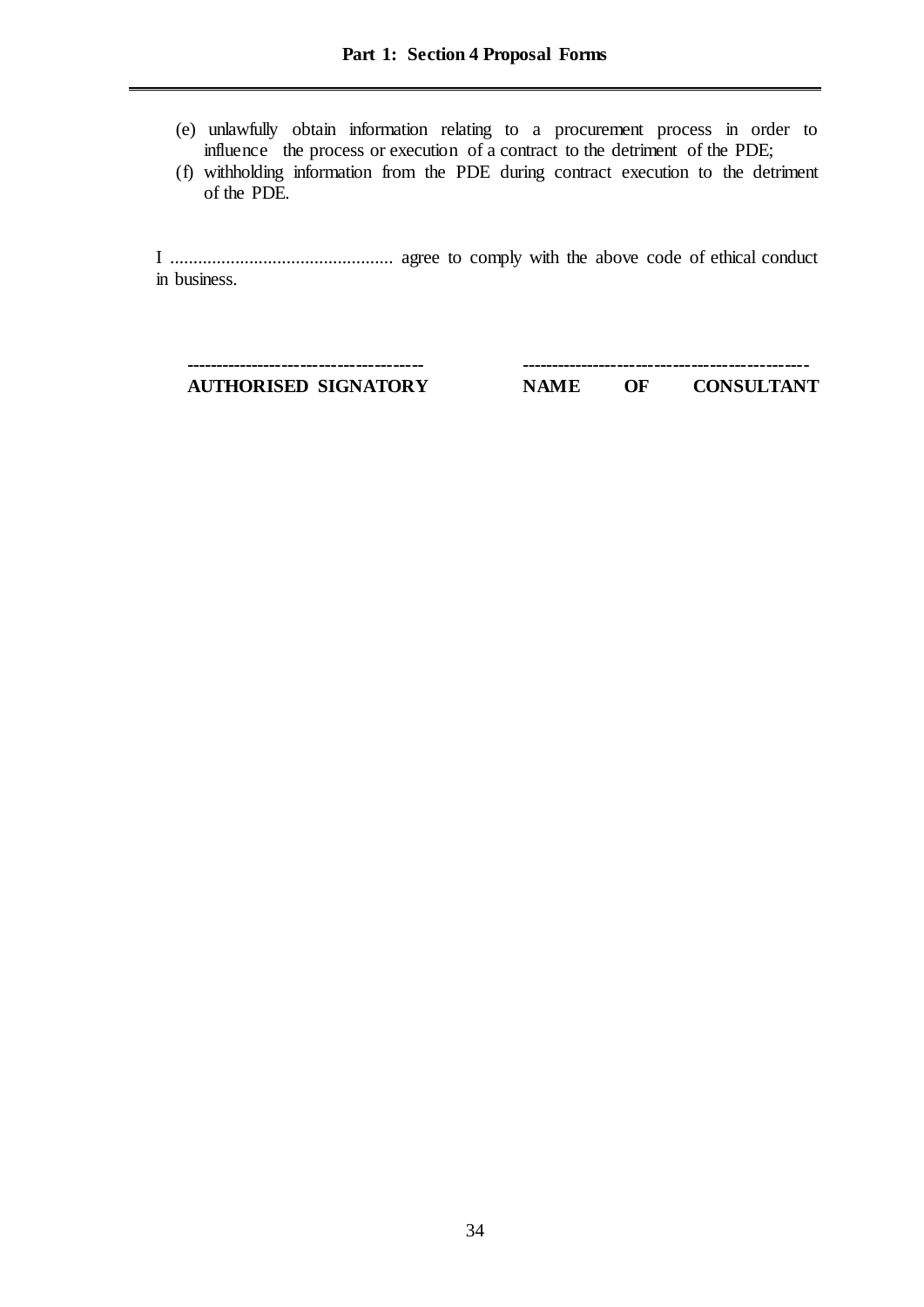(e) unlawfully obtain information relating to a procurement process in order to influence the process or execution of a contract to the detriment of the PDE;

(f) withholding information from the PDE during contract execution to the detriment of the PDE.

I ............................................... agree to comply with the above code of ethical conduct in business.

| -------------------------------------- | ---------------------------------------------- |
|---|---|
| **AUTHORISED SIGNATORY** | **NAME OF CONSULTANT** |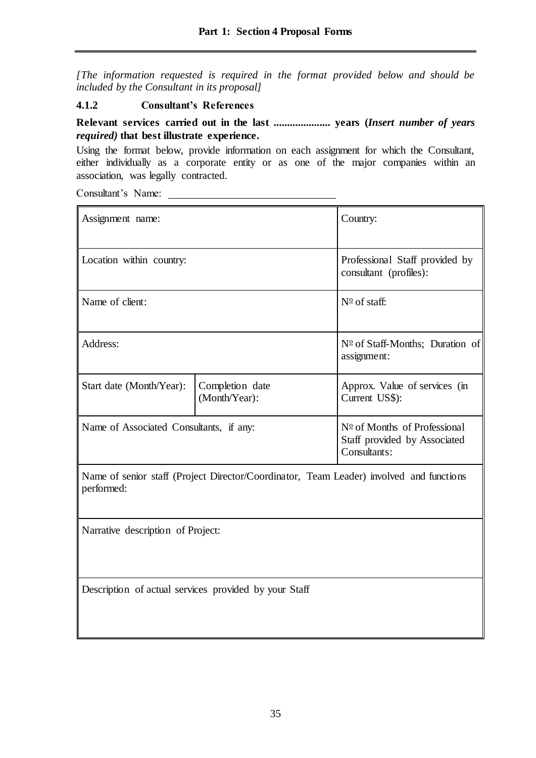*[The information requested is required in the format provided below and should be included by the Consultant in its proposal]*

### 4.1.2 Consultant's References

**Relevant services carried out in the last ..................... years (*Insert number of years required)* that best illustrate experience.**

Using the format below, provide information on each assignment for which the Consultant, either individually as a corporate entity or as one of the major companies within an association, was legally contracted.

Consultant's Name: ________________________________

| Assignment name: | | Country: |
|---|---|---|
| Location within country: | | Professional Staff provided by consultant (profiles): |
| Name of client: | | Nº of staff: |
| Address: | | Nº of Staff-Months; Duration of assignment: |
| Start date (Month/Year): | Completion date (Month/Year): | Approx. Value of services (in Current US$): |
| Name of Associated Consultants, if any: | | Nº of Months of Professional Staff provided by Associated Consultants: |
| Name of senior staff (Project Director/Coordinator, Team Leader) involved and functions performed: | | |
| Narrative description of Project: | | |
| Description of actual services provided by your Staff | | |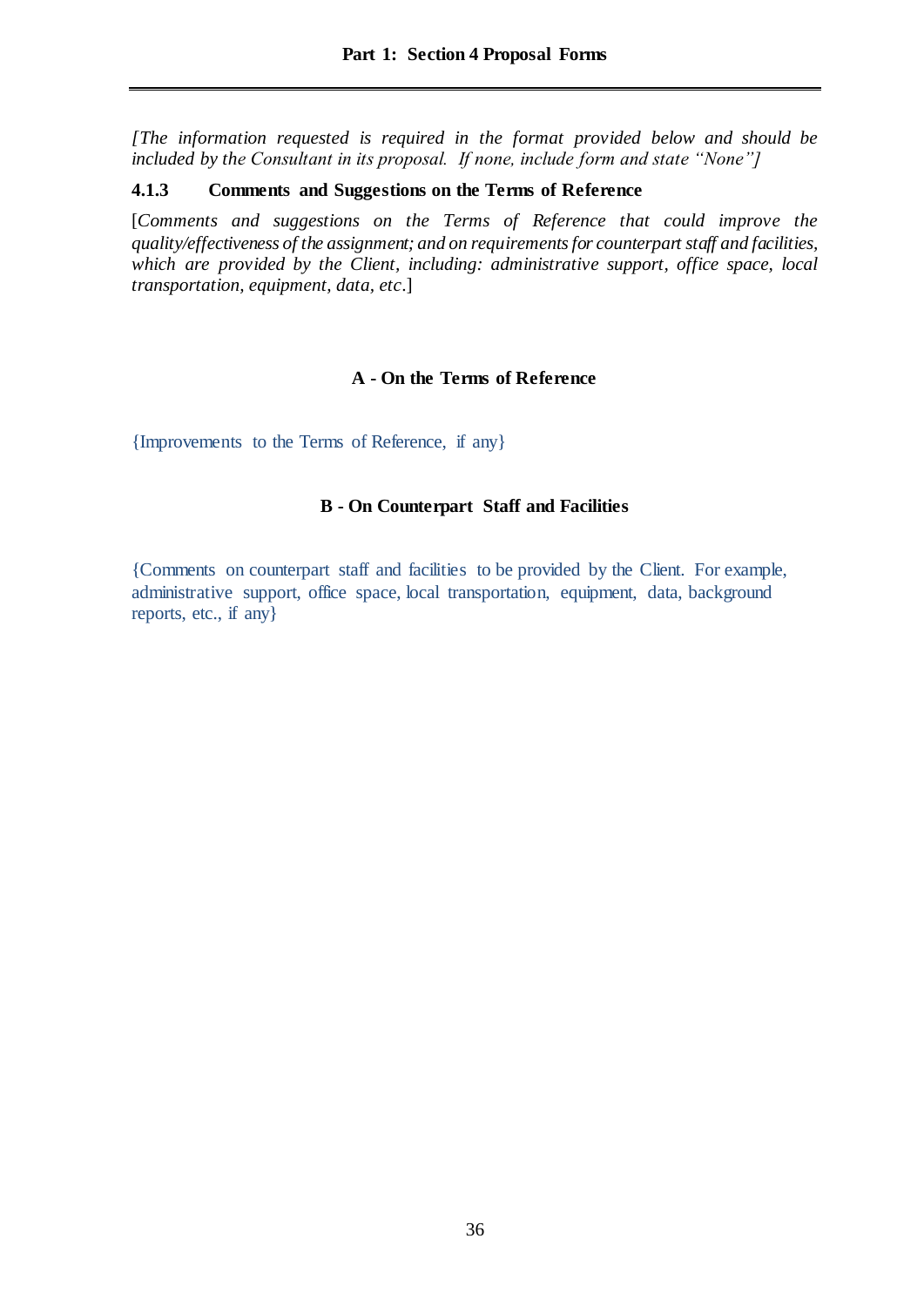*[The information requested is required in the format provided below and should be included by the Consultant in its proposal. If none, include form and state "None"]*

### 4.1.3 Comments and Suggestions on the Terms of Reference

[*Comments and suggestions on the Terms of Reference that could improve the quality/effectiveness of the assignment; and on requirements for counterpart staff and facilities, which are provided by the Client, including: administrative support, office space, local transportation, equipment, data, etc*.]

**A - On the Terms of Reference**

{Improvements to the Terms of Reference, if any}

**B - On Counterpart Staff and Facilities**

{Comments on counterpart staff and facilities to be provided by the Client. For example, administrative support, office space, local transportation, equipment, data, background reports, etc., if any}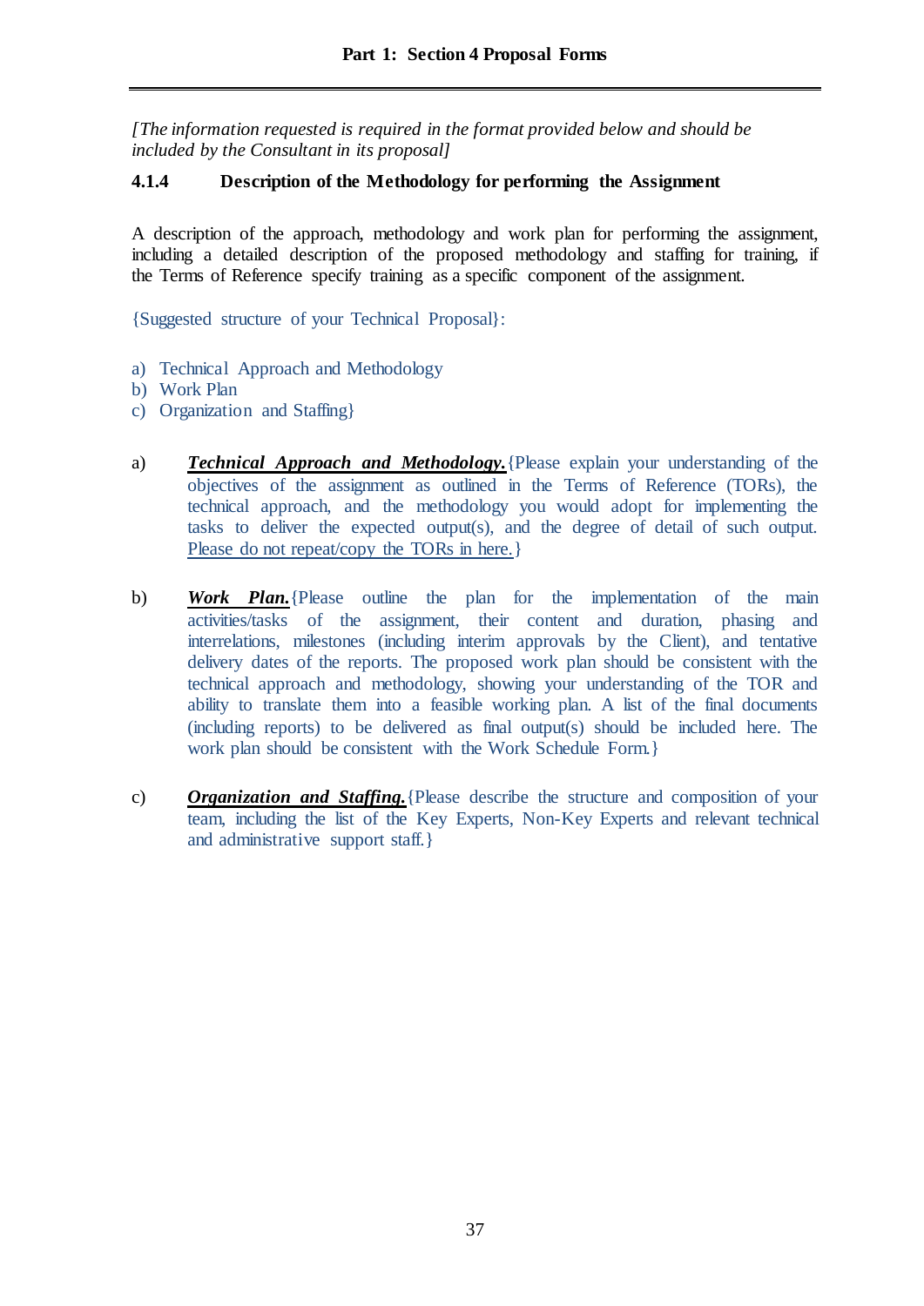*[The information requested is required in the format provided below and should be included by the Consultant in its proposal]*

### 4.1.4 Description of the Methodology for performing the Assignment

A description of the approach, methodology and work plan for performing the assignment, including a detailed description of the proposed methodology and staffing for training, if the Terms of Reference specify training as a specific component of the assignment.

{Suggested structure of your Technical Proposal}:

a) Technical Approach and Methodology
b) Work Plan
c) Organization and Staffing}

a) ***Technical Approach and Methodology.*** {Please explain your understanding of the objectives of the assignment as outlined in the Terms of Reference (TORs), the technical approach, and the methodology you would adopt for implementing the tasks to deliver the expected output(s), and the degree of detail of such output. Please do not repeat/copy the TORs in here.}

b) ***Work Plan.*** {Please outline the plan for the implementation of the main activities/tasks of the assignment, their content and duration, phasing and interrelations, milestones (including interim approvals by the Client), and tentative delivery dates of the reports. The proposed work plan should be consistent with the technical approach and methodology, showing your understanding of the TOR and ability to translate them into a feasible working plan. A list of the final documents (including reports) to be delivered as final output(s) should be included here. The work plan should be consistent with the Work Schedule Form.}

c) ***Organization and Staffing.*** {Please describe the structure and composition of your team, including the list of the Key Experts, Non-Key Experts and relevant technical and administrative support staff.}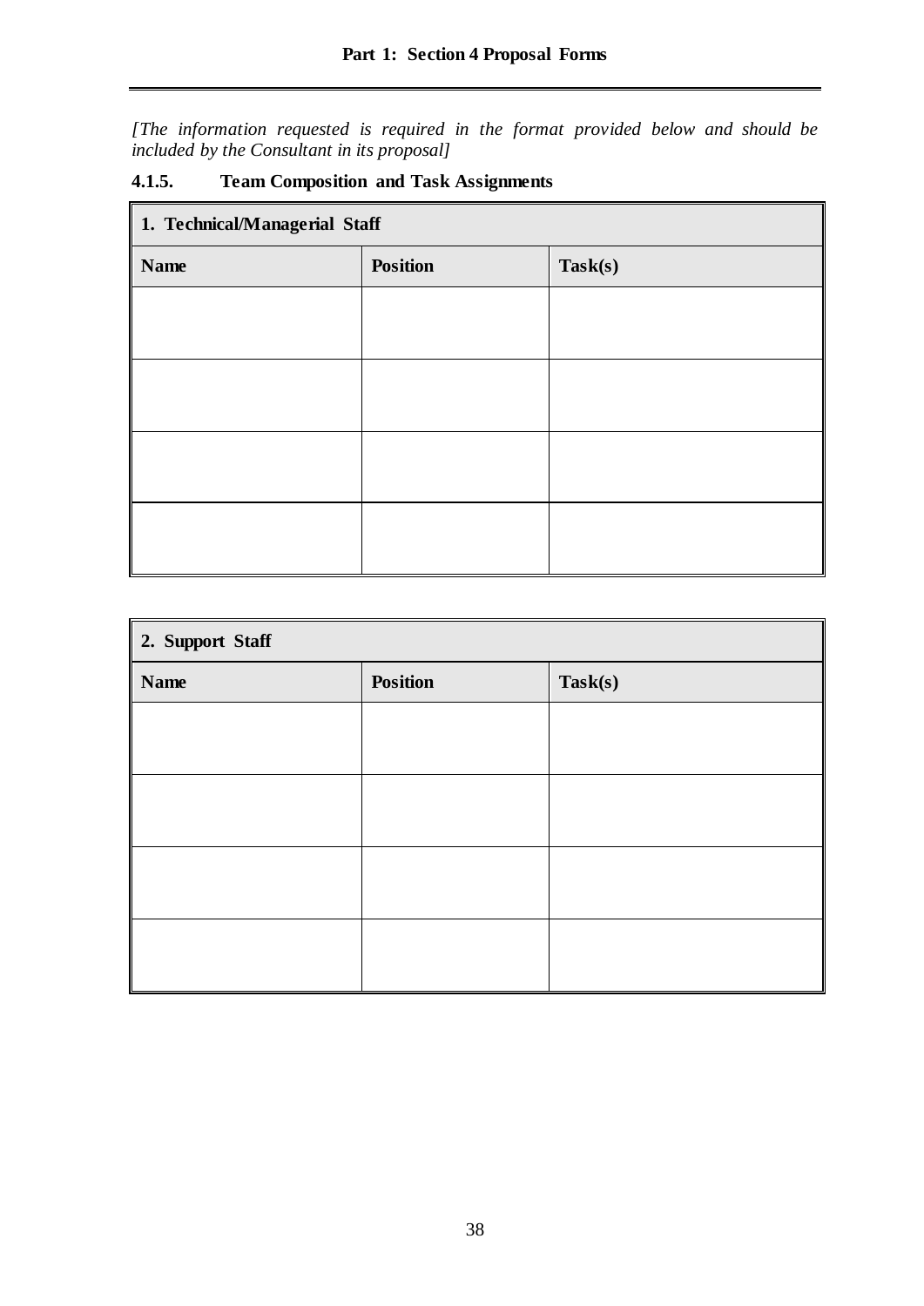*[The information requested is required in the format provided below and should be included by the Consultant in its proposal]*

### 4.1.5. Team Composition and Task Assignments

| **1. Technical/Managerial Staff** | | |
|---|---|---|
| **Name** | **Position** | **Task(s)** |
| | | |
| | | |
| | | |
| | | |

| **2. Support Staff** | | |
|---|---|---|
| **Name** | **Position** | **Task(s)** |
| | | |
| | | |
| | | |
| | | |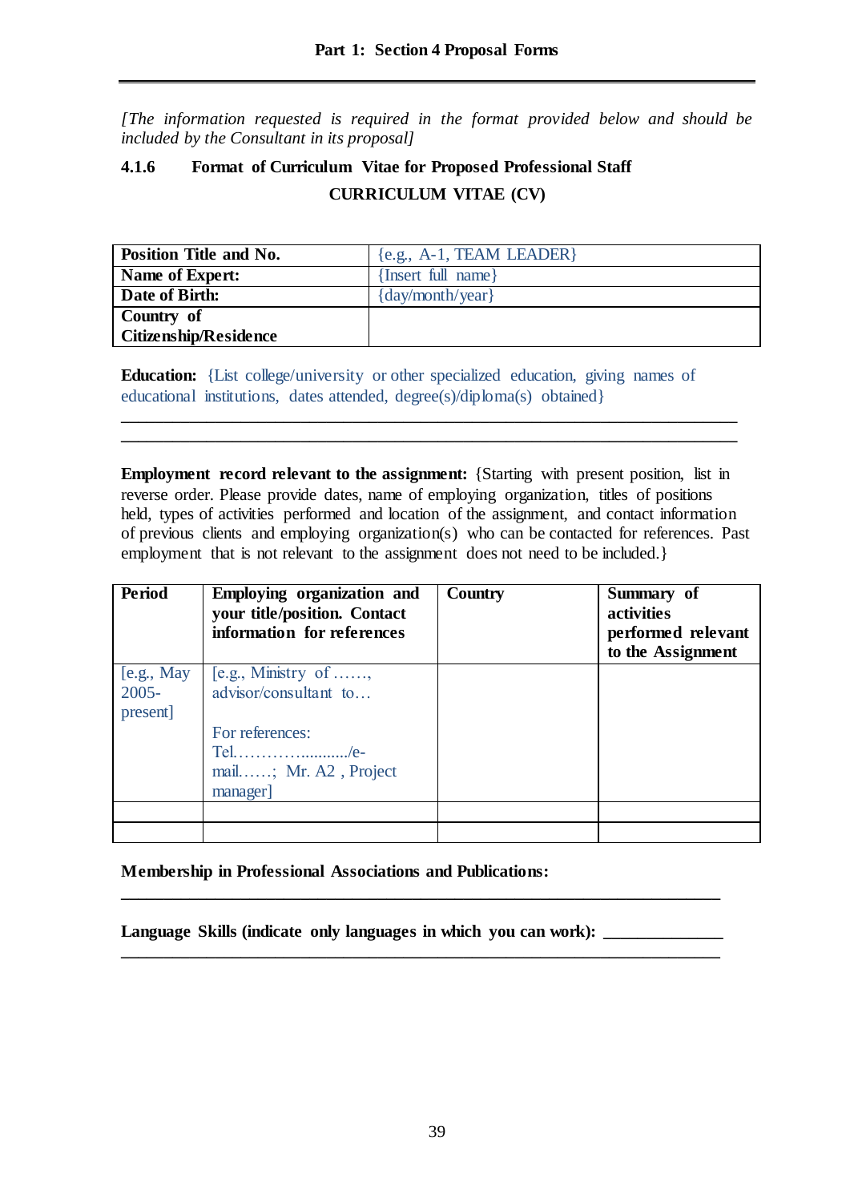*[The information requested is required in the format provided below and should be included by the Consultant in its proposal]*

### 4.1.6 Format of Curriculum Vitae for Proposed Professional Staff

**CURRICULUM VITAE (CV)**

| **Position Title and No.** | {e.g., A-1, TEAM LEADER} |
|---|---|
| **Name of Expert:** | {Insert full name} |
| **Date of Birth:** | {day/month/year} |
| **Country of Citizenship/Residence** | |

**Education:** {List college/university or other specialized education, giving names of educational institutions, dates attended, degree(s)/diploma(s) obtained}

______________________________________________________________________

______________________________________________________________________

**Employment record relevant to the assignment:** {Starting with present position, list in reverse order. Please provide dates, name of employing organization, titles of positions held, types of activities performed and location of the assignment, and contact information of previous clients and employing organization(s) who can be contacted for references. Past employment that is not relevant to the assignment does not need to be included.}

| **Period** | **Employing organization and your title/position. Contact information for references** | **Country** | **Summary of activities performed relevant to the Assignment** |
|---|---|---|---|
| [e.g., May 2005- present] | [e.g., Ministry of ……, advisor/consultant to… <br><br> For references: Tel…………........../e-mail……; Mr. A2 , Project manager] | | |
| | | | |
| | | | |

**Membership in Professional Associations and Publications:**

______________________________________________________________________

**Language Skills (indicate only languages in which you can work):** ______________

______________________________________________________________________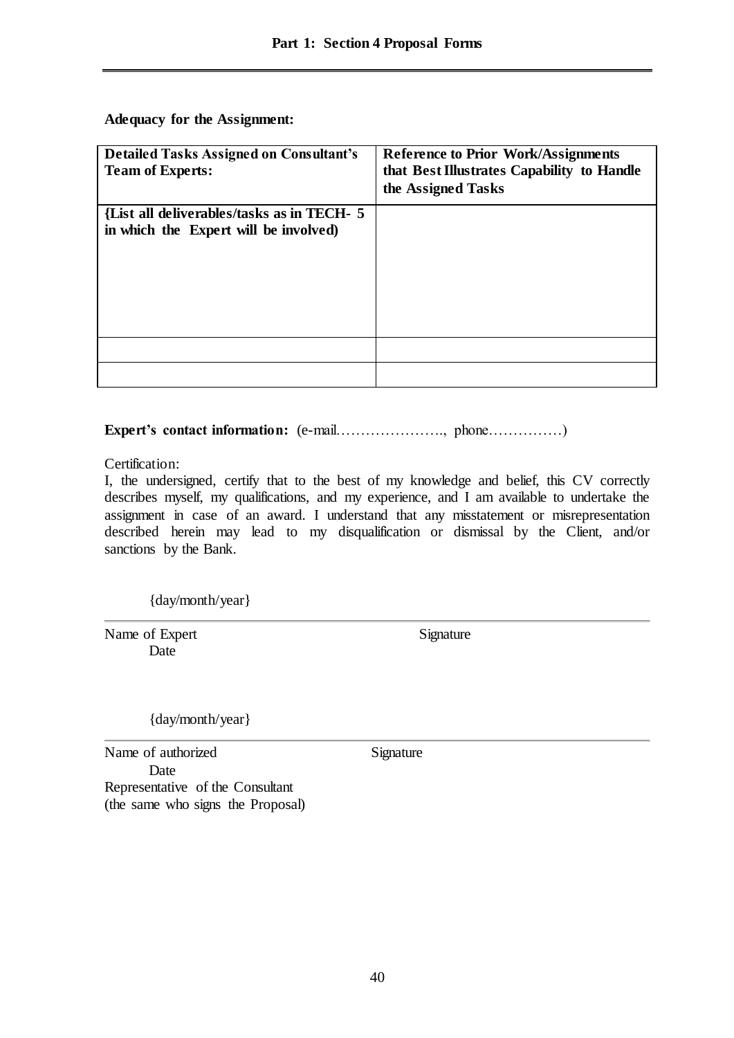**Adequacy for the Assignment:**

| **Detailed Tasks Assigned on Consultant's Team of Experts:** | **Reference to Prior Work/Assignments that Best Illustrates Capability to Handle the Assigned Tasks** |
|---|---|
| **{List all deliverables/tasks as in TECH- 5 in which the Expert will be involved)** | |
| | |
| | |

**Expert's contact information:** (e-mail…………………., phone……………)

Certification:

I, the undersigned, certify that to the best of my knowledge and belief, this CV correctly describes myself, my qualifications, and my experience, and I am available to undertake the assignment in case of an award. I understand that any misstatement or misrepresentation described herein may lead to my disqualification or dismissal by the Client, and/or sanctions by the Bank.

{day/month/year}

Name of Expert Signature Date

{day/month/year}

Name of authorized Signature Date
Representative of the Consultant
(the same who signs the Proposal)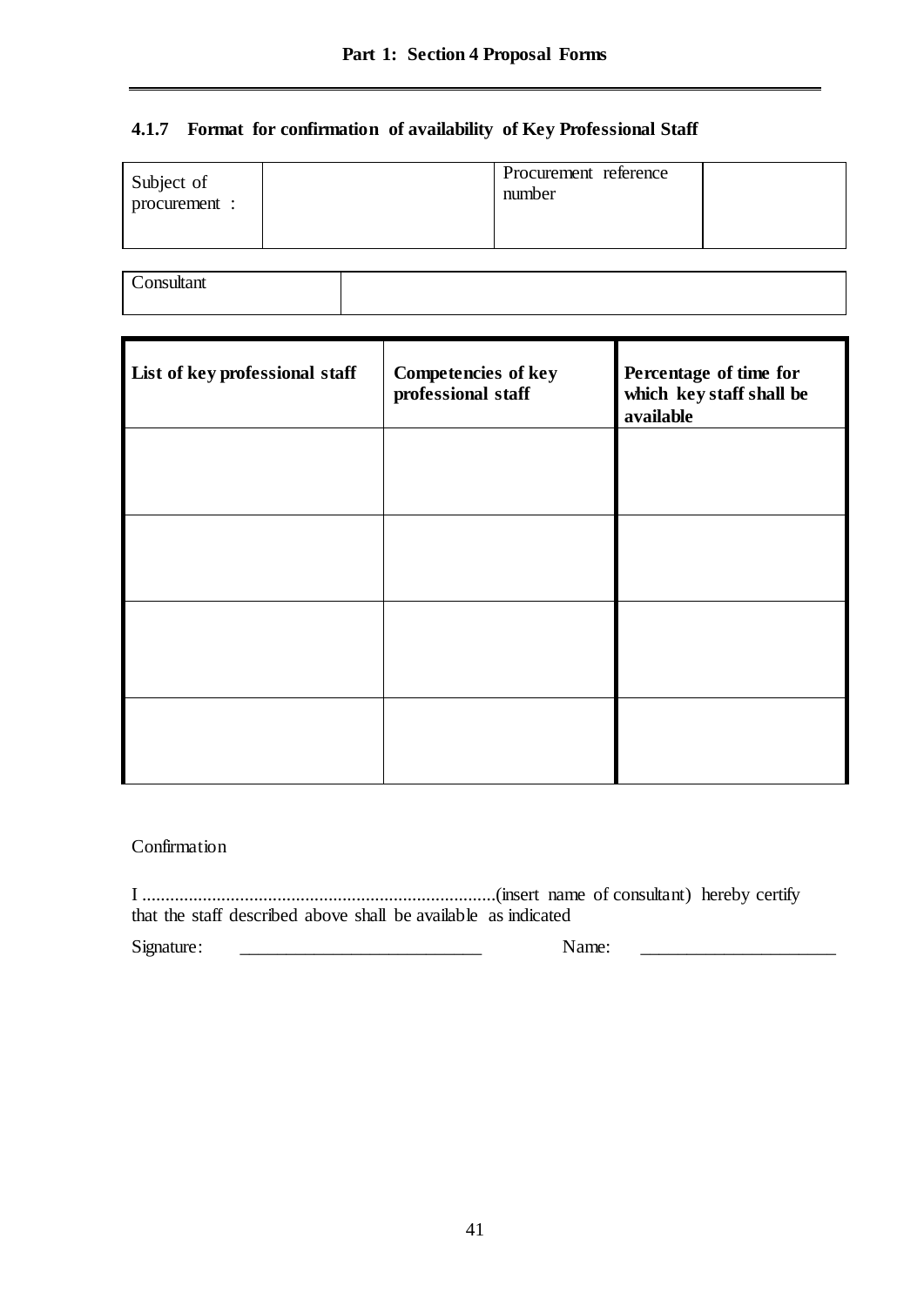### 4.1.7 Format for confirmation of availability of Key Professional Staff

| Subject of procurement : | | Procurement reference number | |
|---|---|---|---|

| Consultant | |
|---|---|

| List of key professional staff | Competencies of key professional staff | Percentage of time for which key staff shall be available |
|---|---|---|
| | | |
| | | |
| | | |
| | | |

Confirmation

I ............................................................................(insert name of consultant) hereby certify that the staff described above shall be available as indicated

Signature: ___________________________ Name: _____________________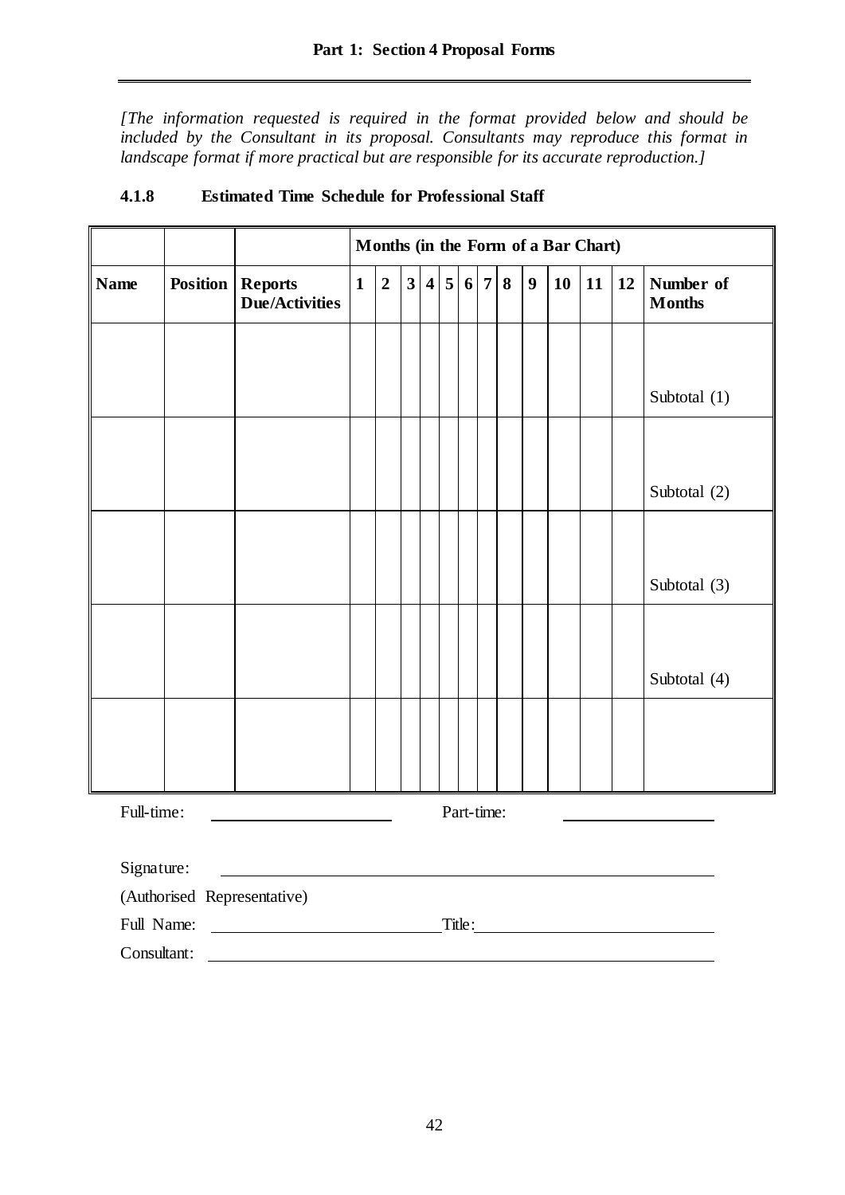*[The information requested is required in the format provided below and should be included by the Consultant in its proposal. Consultants may reproduce this format in landscape format if more practical but are responsible for its accurate reproduction.]*

### 4.1.8 Estimated Time Schedule for Professional Staff

| | | | **Months (in the Form of a Bar Chart)** | | | | | | | | | | | | |
|---|---|---|---|---|---|---|---|---|---|---|---|---|---|---|---|
| **Name** | **Position** | **Reports Due/Activities** | **1** | **2** | **3** | **4** | **5** | **6** | **7** | **8** | **9** | **10** | **11** | **12** | **Number of Months** |
| | | | | | | | | | | | | | | | Subtotal (1) |
| | | | | | | | | | | | | | | | Subtotal (2) |
| | | | | | | | | | | | | | | | Subtotal (3) |
| | | | | | | | | | | | | | | | Subtotal (4) |
| | | | | | | | | | | | | | | | |

Full-time: ____________________ Part-time: ____________________

Signature: ______________________________________________

(Authorised Representative)

Full Name: ________________________ Title: ________________________

Consultant: ______________________________________________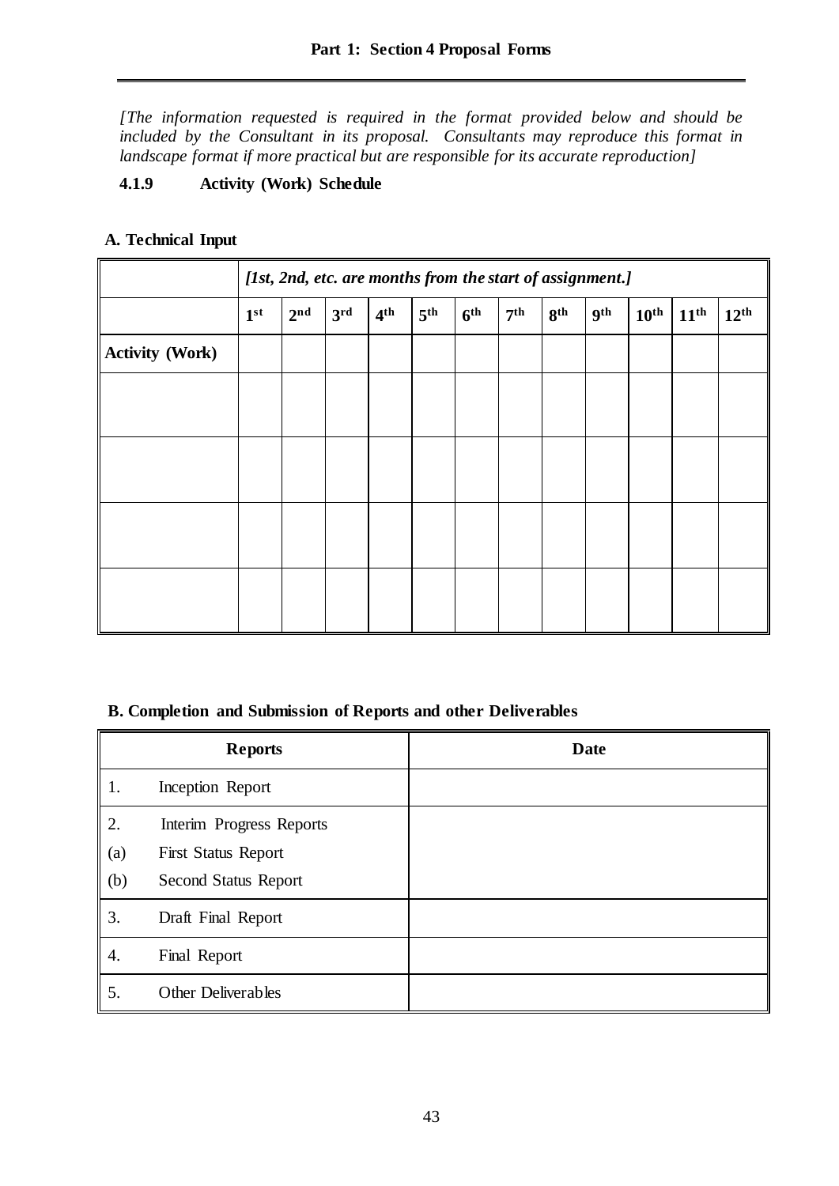*[The information requested is required in the format provided below and should be included by the Consultant in its proposal. Consultants may reproduce this format in landscape format if more practical but are responsible for its accurate reproduction]*

### 4.1.9 Activity (Work) Schedule

#### A. Technical Input

| | *[1st, 2nd, etc. are months from the start of assignment.]* | | | | | | | | | | | |
|---|---|---|---|---|---|---|---|---|---|---|---|---|
| | **1st** | **2nd** | **3rd** | **4th** | **5th** | **6th** | **7th** | **8th** | **9th** | **10th** | **11th** | **12th** |
| **Activity (Work)** | | | | | | | | | | | | |
| | | | | | | | | | | | | |
| | | | | | | | | | | | | |
| | | | | | | | | | | | | |
| | | | | | | | | | | | | |

#### B. Completion and Submission of Reports and other Deliverables

| **Reports** | **Date** |
|---|---|
| 1. Inception Report | |
| 2. Interim Progress Reports<br>(a) First Status Report<br>(b) Second Status Report | |
| 3. Draft Final Report | |
| 4. Final Report | |
| 5. Other Deliverables | |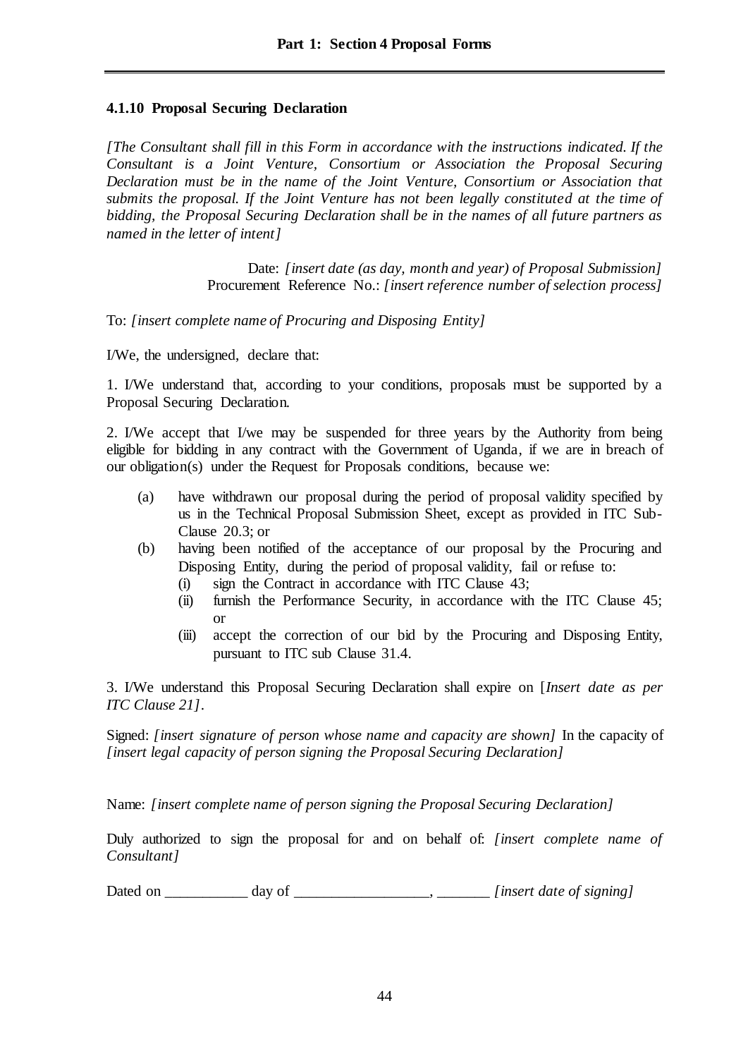### 4.1.10 Proposal Securing Declaration

*[The Consultant shall fill in this Form in accordance with the instructions indicated. If the Consultant is a Joint Venture, Consortium or Association the Proposal Securing Declaration must be in the name of the Joint Venture, Consortium or Association that submits the proposal. If the Joint Venture has not been legally constituted at the time of bidding, the Proposal Securing Declaration shall be in the names of all future partners as named in the letter of intent]*

Date: *[insert date (as day, month and year) of Proposal Submission]*
Procurement Reference No.: *[insert reference number of selection process]*

To: *[insert complete name of Procuring and Disposing Entity]*

I/We, the undersigned, declare that:

1. I/We understand that, according to your conditions, proposals must be supported by a Proposal Securing Declaration.

2. I/We accept that I/we may be suspended for three years by the Authority from being eligible for bidding in any contract with the Government of Uganda, if we are in breach of our obligation(s) under the Request for Proposals conditions, because we:

   (a) have withdrawn our proposal during the period of proposal validity specified by us in the Technical Proposal Submission Sheet, except as provided in ITC Sub-Clause 20.3; or

   (b) having been notified of the acceptance of our proposal by the Procuring and Disposing Entity, during the period of proposal validity, fail or refuse to:

      (i) sign the Contract in accordance with ITC Clause 43;

      (ii) furnish the Performance Security, in accordance with the ITC Clause 45; or

      (iii) accept the correction of our bid by the Procuring and Disposing Entity, pursuant to ITC sub Clause 31.4.

3. I/We understand this Proposal Securing Declaration shall expire on [*Insert date as per ITC Clause 21]*.

Signed: *[insert signature of person whose name and capacity are shown]* In the capacity of *[insert legal capacity of person signing the Proposal Securing Declaration]*

Name: *[insert complete name of person signing the Proposal Securing Declaration]*

Duly authorized to sign the proposal for and on behalf of: *[insert complete name of Consultant]*

Dated on ___________ day of __________________, _______ *[insert date of signing]*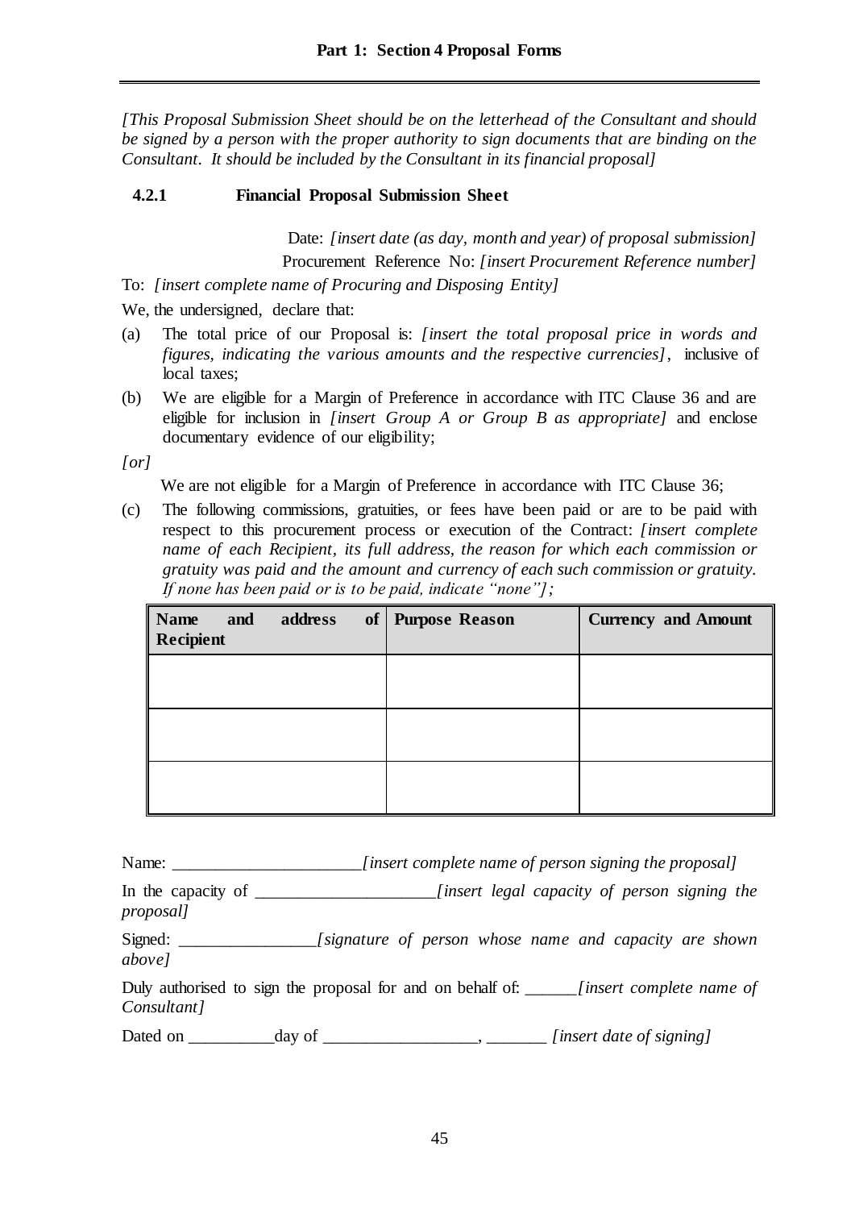*[This Proposal Submission Sheet should be on the letterhead of the Consultant and should be signed by a person with the proper authority to sign documents that are binding on the Consultant. It should be included by the Consultant in its financial proposal]*

### 4.2.1 Financial Proposal Submission Sheet

Date: *[insert date (as day, month and year) of proposal submission]*

Procurement Reference No: *[insert Procurement Reference number]*

To: *[insert complete name of Procuring and Disposing Entity]*

We, the undersigned, declare that:

(a) The total price of our Proposal is: *[insert the total proposal price in words and figures, indicating the various amounts and the respective currencies]*, inclusive of local taxes;

(b) We are eligible for a Margin of Preference in accordance with ITC Clause 36 and are eligible for inclusion in *[insert Group A or Group B as appropriate]* and enclose documentary evidence of our eligibility;

*[or]*

We are not eligible for a Margin of Preference in accordance with ITC Clause 36;

(c) The following commissions, gratuities, or fees have been paid or are to be paid with respect to this procurement process or execution of the Contract: *[insert complete name of each Recipient, its full address, the reason for which each commission or gratuity was paid and the amount and currency of each such commission or gratuity. If none has been paid or is to be paid, indicate "none"]*;

| Name and address of Recipient | Purpose Reason | Currency and Amount |
|---|---|---|
| | | |
| | | |
| | | |

Name: ______________________*[insert complete name of person signing the proposal]*

In the capacity of _____________________*[insert legal capacity of person signing the proposal]*

Signed: ________________*[signature of person whose name and capacity are shown above]*

Duly authorised to sign the proposal for and on behalf of: ______*[insert complete name of Consultant]*

Dated on __________day of __________________, _______ *[insert date of signing]*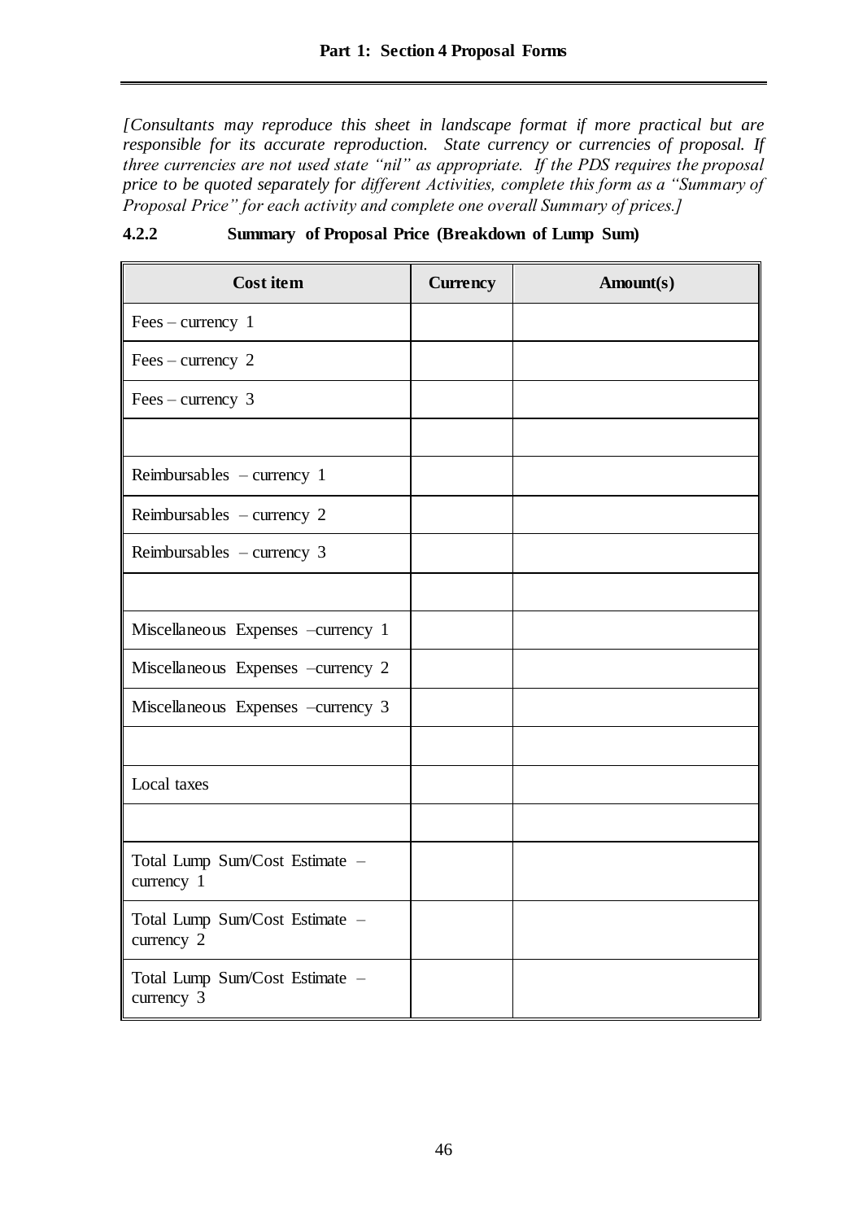*[Consultants may reproduce this sheet in landscape format if more practical but are responsible for its accurate reproduction. State currency or currencies of proposal. If three currencies are not used state "nil" as appropriate. If the PDS requires the proposal price to be quoted separately for different Activities, complete this form as a "Summary of Proposal Price" for each activity and complete one overall Summary of prices.]*

### 4.2.2 Summary of Proposal Price (Breakdown of Lump Sum)

| Cost item | Currency | Amount(s) |
|---|---|---|
| Fees – currency 1 | | |
| Fees – currency 2 | | |
| Fees – currency 3 | | |
| | | |
| Reimbursables – currency 1 | | |
| Reimbursables – currency 2 | | |
| Reimbursables – currency 3 | | |
| | | |
| Miscellaneous Expenses –currency 1 | | |
| Miscellaneous Expenses –currency 2 | | |
| Miscellaneous Expenses –currency 3 | | |
| | | |
| Local taxes | | |
| | | |
| Total Lump Sum/Cost Estimate – currency 1 | | |
| Total Lump Sum/Cost Estimate – currency 2 | | |
| Total Lump Sum/Cost Estimate – currency 3 | | |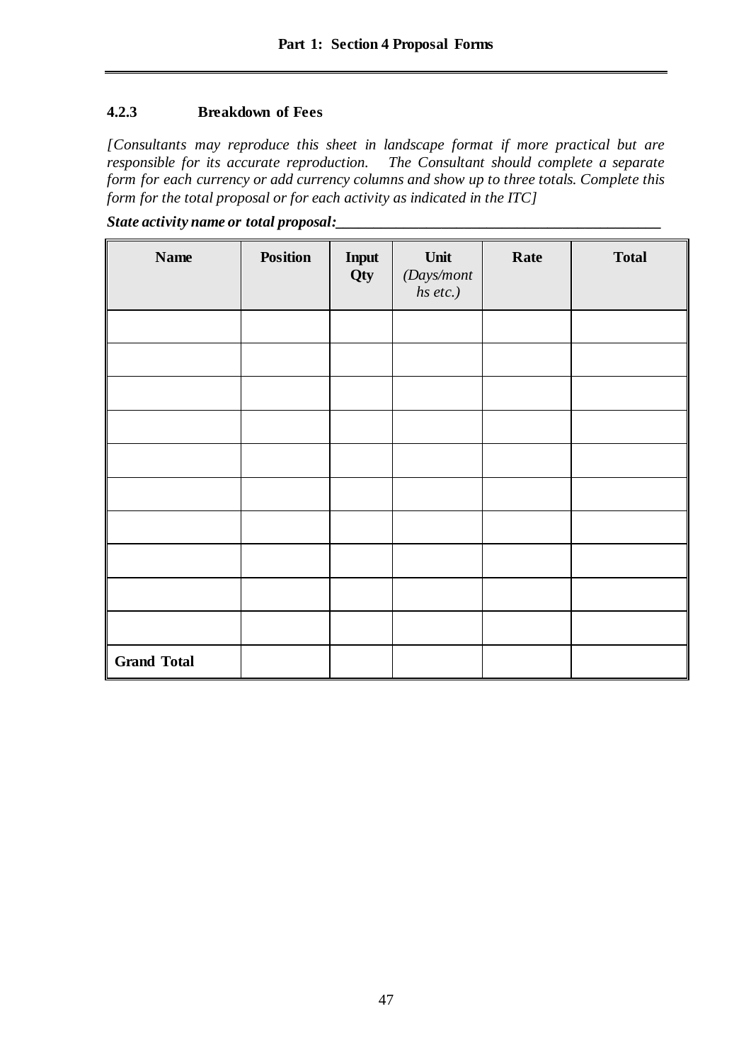### 4.2.3 Breakdown of Fees

*[Consultants may reproduce this sheet in landscape format if more practical but are responsible for its accurate reproduction. The Consultant should complete a separate form for each currency or add currency columns and show up to three totals. Complete this form for the total proposal or for each activity as indicated in the ITC]*

***State activity name or total proposal:___________________________________________***

| Name | Position | Input Qty | Unit *(Days/months etc.)* | Rate | Total |
|---|---|---|---|---|---|
| | | | | | |
| | | | | | |
| | | | | | |
| | | | | | |
| | | | | | |
| | | | | | |
| | | | | | |
| | | | | | |
| | | | | | |
| | | | | | |
| **Grand Total** | | | | | |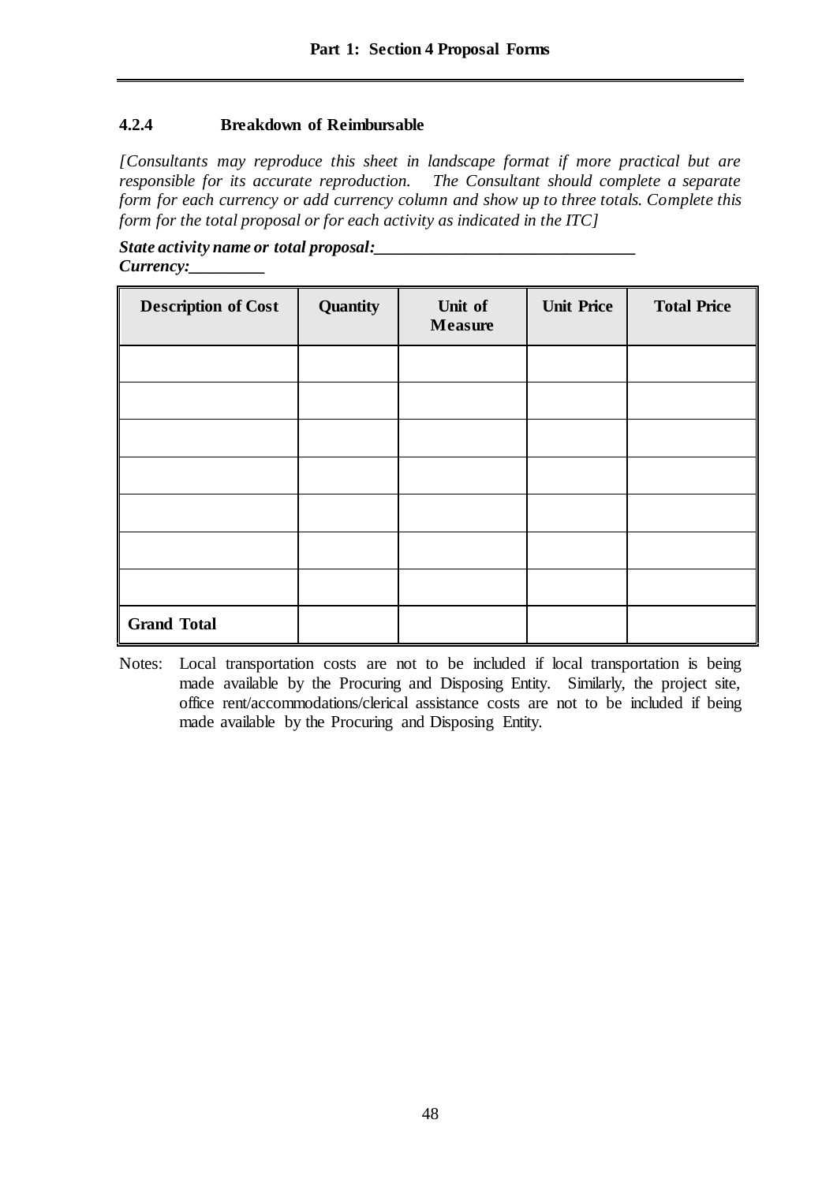### 4.2.4 Breakdown of Reimbursable

*[Consultants may reproduce this sheet in landscape format if more practical but are responsible for its accurate reproduction. The Consultant should complete a separate form for each currency or add currency column and show up to three totals. Complete this form for the total proposal or for each activity as indicated in the ITC]*

***State activity name or total proposal:_______________________________***
***Currency:_________***

| Description of Cost | Quantity | Unit of Measure | Unit Price | Total Price |
|---|---|---|---|---|
| | | | | |
| | | | | |
| | | | | |
| | | | | |
| | | | | |
| | | | | |
| | | | | |
| **Grand Total** | | | | |

Notes: Local transportation costs are not to be included if local transportation is being made available by the Procuring and Disposing Entity. Similarly, the project site, office rent/accommodations/clerical assistance costs are not to be included if being made available by the Procuring and Disposing Entity.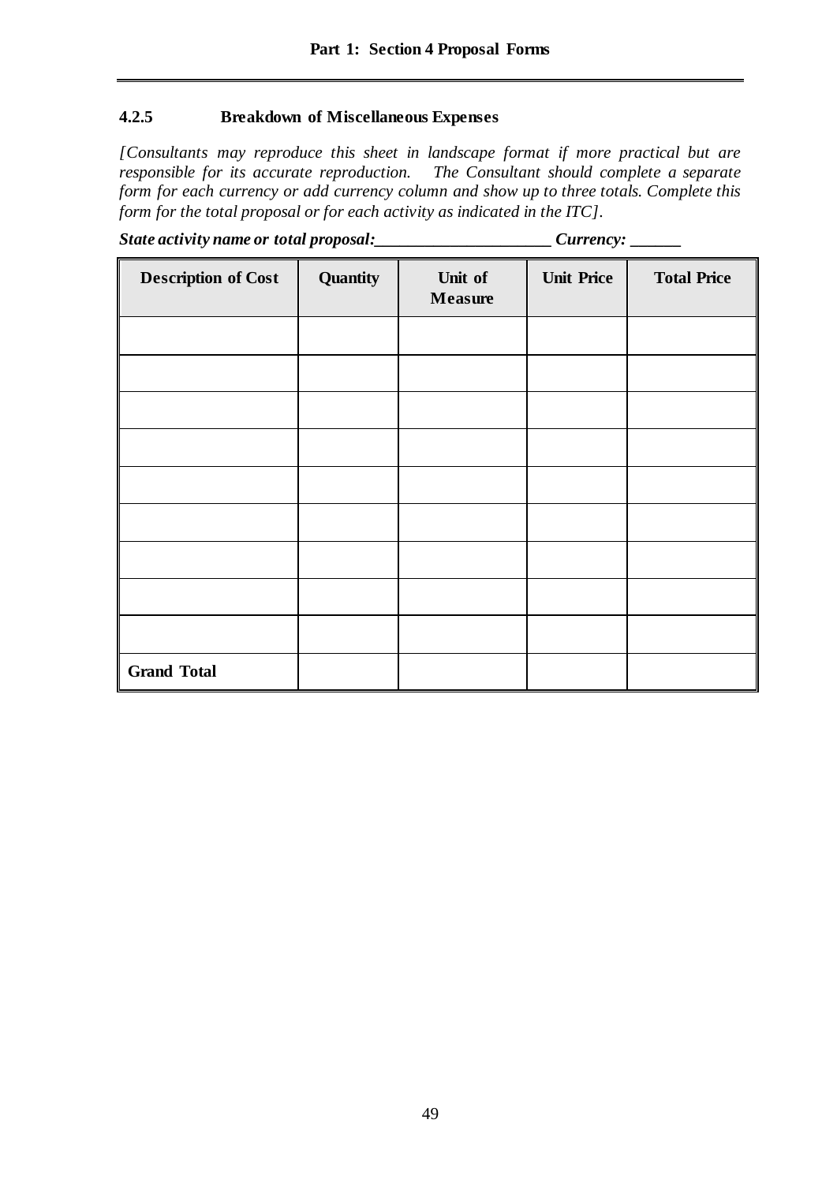#### 4.2.5 Breakdown of Miscellaneous Expenses

*[Consultants may reproduce this sheet in landscape format if more practical but are responsible for its accurate reproduction. The Consultant should complete a separate form for each currency or add currency column and show up to three totals. Complete this form for the total proposal or for each activity as indicated in the ITC].*

***State activity name or total proposal:_____________________ Currency: ______***

| Description of Cost | Quantity | Unit of Measure | Unit Price | Total Price |
|---|---|---|---|---|
| | | | | |
| | | | | |
| | | | | |
| | | | | |
| | | | | |
| | | | | |
| | | | | |
| | | | | |
| | | | | |
| **Grand Total** | | | | |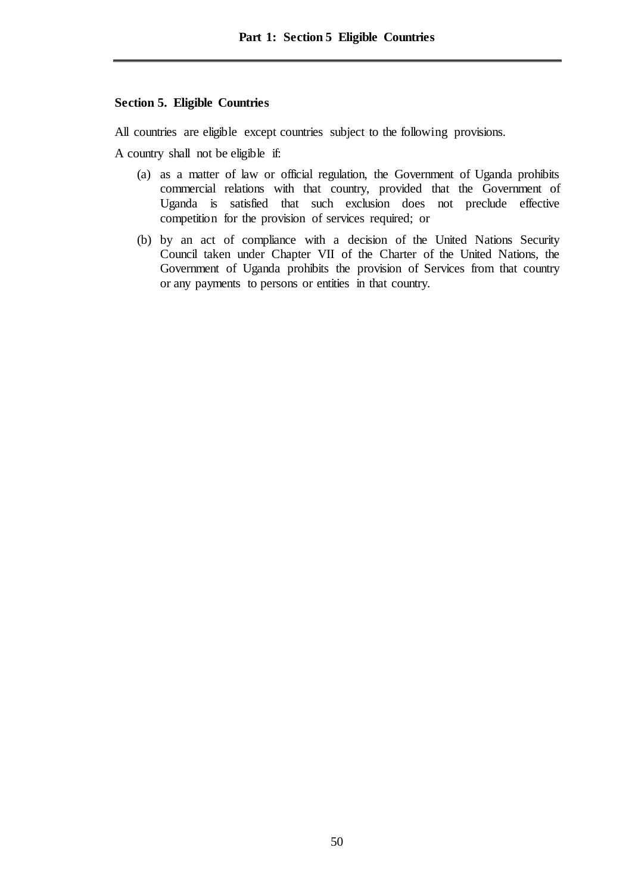## Section 5. Eligible Countries

All countries are eligible except countries subject to the following provisions.

A country shall not be eligible if:

(a) as a matter of law or official regulation, the Government of Uganda prohibits commercial relations with that country, provided that the Government of Uganda is satisfied that such exclusion does not preclude effective competition for the provision of services required; or

(b) by an act of compliance with a decision of the United Nations Security Council taken under Chapter VII of the Charter of the United Nations, the Government of Uganda prohibits the provision of Services from that country or any payments to persons or entities in that country.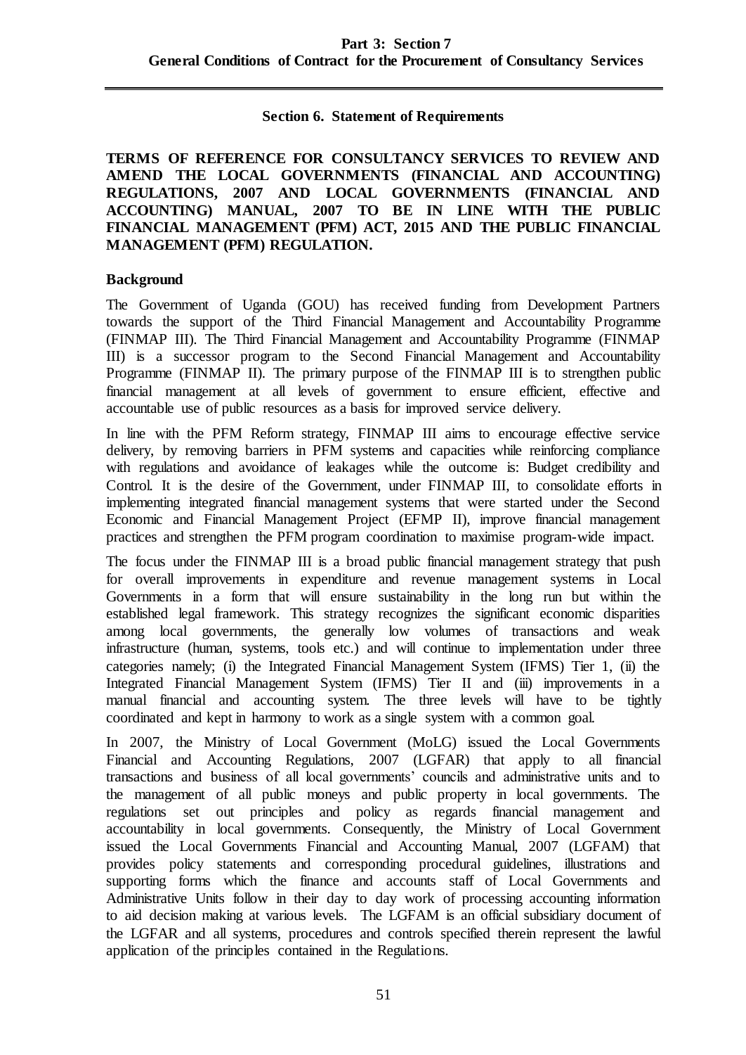## Section 6. Statement of Requirements

**TERMS OF REFERENCE FOR CONSULTANCY SERVICES TO REVIEW AND AMEND THE LOCAL GOVERNMENTS (FINANCIAL AND ACCOUNTING) REGULATIONS, 2007 AND LOCAL GOVERNMENTS (FINANCIAL AND ACCOUNTING) MANUAL, 2007 TO BE IN LINE WITH THE PUBLIC FINANCIAL MANAGEMENT (PFM) ACT, 2015 AND THE PUBLIC FINANCIAL MANAGEMENT (PFM) REGULATION.**

### Background

The Government of Uganda (GOU) has received funding from Development Partners towards the support of the Third Financial Management and Accountability Programme (FINMAP III). The Third Financial Management and Accountability Programme (FINMAP III) is a successor program to the Second Financial Management and Accountability Programme (FINMAP II). The primary purpose of the FINMAP III is to strengthen public financial management at all levels of government to ensure efficient, effective and accountable use of public resources as a basis for improved service delivery.

In line with the PFM Reform strategy, FINMAP III aims to encourage effective service delivery, by removing barriers in PFM systems and capacities while reinforcing compliance with regulations and avoidance of leakages while the outcome is: Budget credibility and Control. It is the desire of the Government, under FINMAP III, to consolidate efforts in implementing integrated financial management systems that were started under the Second Economic and Financial Management Project (EFMP II), improve financial management practices and strengthen the PFM program coordination to maximise program-wide impact.

The focus under the FINMAP III is a broad public financial management strategy that push for overall improvements in expenditure and revenue management systems in Local Governments in a form that will ensure sustainability in the long run but within the established legal framework. This strategy recognizes the significant economic disparities among local governments, the generally low volumes of transactions and weak infrastructure (human, systems, tools etc.) and will continue to implementation under three categories namely; (i) the Integrated Financial Management System (IFMS) Tier 1, (ii) the Integrated Financial Management System (IFMS) Tier II and (iii) improvements in a manual financial and accounting system. The three levels will have to be tightly coordinated and kept in harmony to work as a single system with a common goal.

In 2007, the Ministry of Local Government (MoLG) issued the Local Governments Financial and Accounting Regulations, 2007 (LGFAR) that apply to all financial transactions and business of all local governments' councils and administrative units and to the management of all public moneys and public property in local governments. The regulations set out principles and policy as regards financial management and accountability in local governments. Consequently, the Ministry of Local Government issued the Local Governments Financial and Accounting Manual, 2007 (LGFAM) that provides policy statements and corresponding procedural guidelines, illustrations and supporting forms which the finance and accounts staff of Local Governments and Administrative Units follow in their day to day work of processing accounting information to aid decision making at various levels. The LGFAM is an official subsidiary document of the LGFAR and all systems, procedures and controls specified therein represent the lawful application of the principles contained in the Regulations.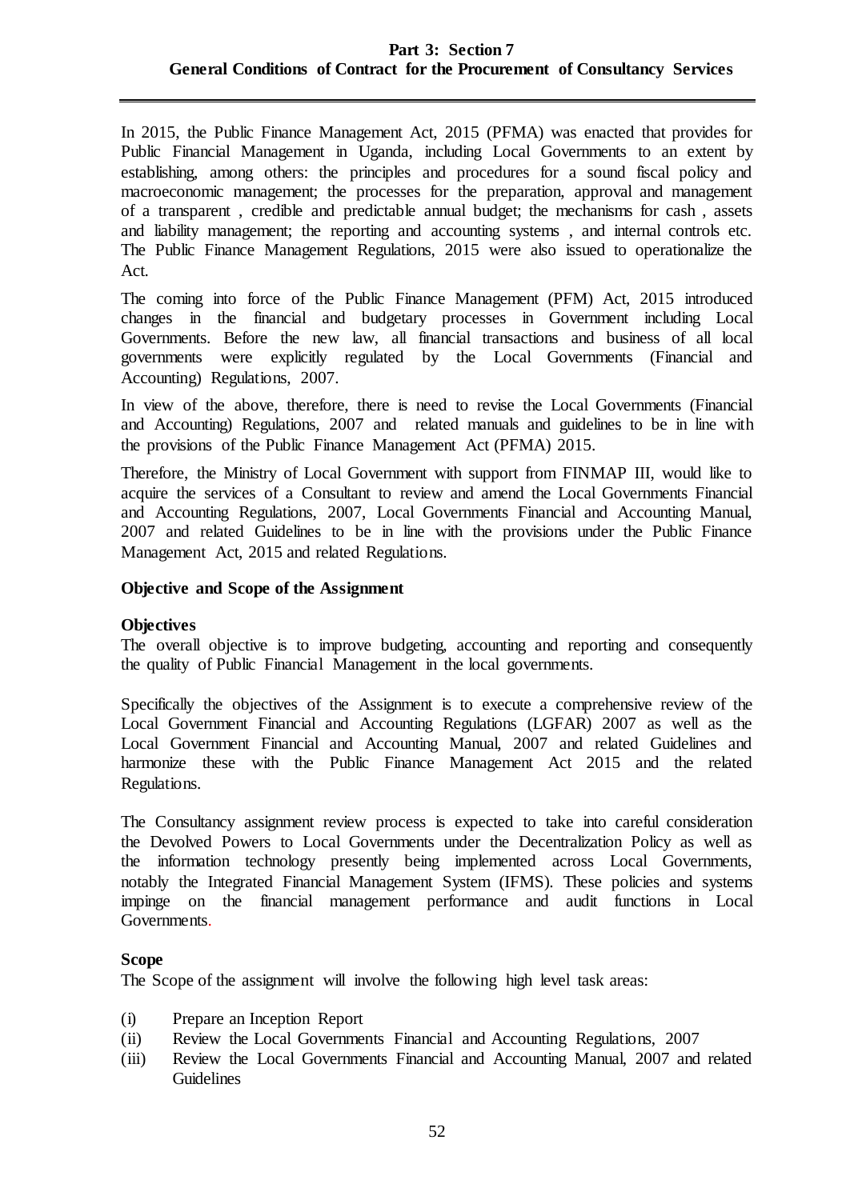In 2015, the Public Finance Management Act, 2015 (PFMA) was enacted that provides for Public Financial Management in Uganda, including Local Governments to an extent by establishing, among others: the principles and procedures for a sound fiscal policy and macroeconomic management; the processes for the preparation, approval and management of a transparent , credible and predictable annual budget; the mechanisms for cash , assets and liability management; the reporting and accounting systems , and internal controls etc. The Public Finance Management Regulations, 2015 were also issued to operationalize the Act.

The coming into force of the Public Finance Management (PFM) Act, 2015 introduced changes in the financial and budgetary processes in Government including Local Governments. Before the new law, all financial transactions and business of all local governments were explicitly regulated by the Local Governments (Financial and Accounting) Regulations, 2007.

In view of the above, therefore, there is need to revise the Local Governments (Financial and Accounting) Regulations, 2007 and related manuals and guidelines to be in line with the provisions of the Public Finance Management Act (PFMA) 2015.

Therefore, the Ministry of Local Government with support from FINMAP III, would like to acquire the services of a Consultant to review and amend the Local Governments Financial and Accounting Regulations, 2007, Local Governments Financial and Accounting Manual, 2007 and related Guidelines to be in line with the provisions under the Public Finance Management Act, 2015 and related Regulations.

**Objective and Scope of the Assignment**

**Objectives**

The overall objective is to improve budgeting, accounting and reporting and consequently the quality of Public Financial Management in the local governments.

Specifically the objectives of the Assignment is to execute a comprehensive review of the Local Government Financial and Accounting Regulations (LGFAR) 2007 as well as the Local Government Financial and Accounting Manual, 2007 and related Guidelines and harmonize these with the Public Finance Management Act 2015 and the related Regulations.

The Consultancy assignment review process is expected to take into careful consideration the Devolved Powers to Local Governments under the Decentralization Policy as well as the information technology presently being implemented across Local Governments, notably the Integrated Financial Management System (IFMS). These policies and systems impinge on the financial management performance and audit functions in Local Governments.

**Scope**

The Scope of the assignment will involve the following high level task areas:

(i) Prepare an Inception Report
(ii) Review the Local Governments Financial and Accounting Regulations, 2007
(iii) Review the Local Governments Financial and Accounting Manual, 2007 and related Guidelines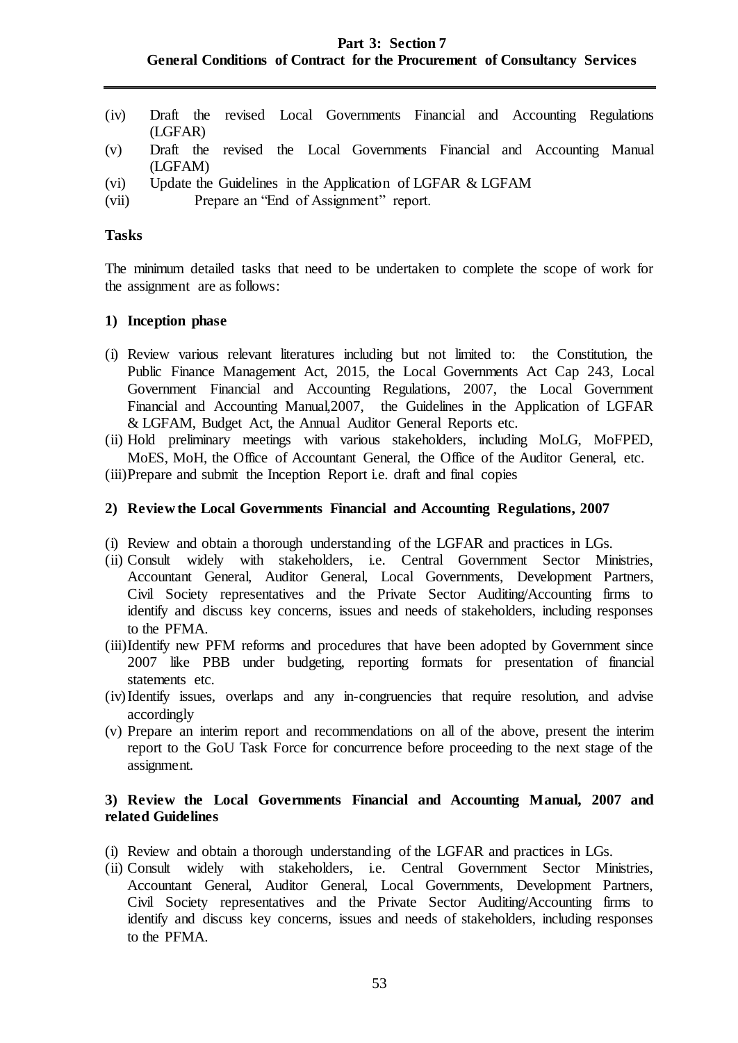(iv) Draft the revised Local Governments Financial and Accounting Regulations (LGFAR)

(v) Draft the revised the Local Governments Financial and Accounting Manual (LGFAM)

(vi) Update the Guidelines in the Application of LGFAR & LGFAM

(vii) Prepare an "End of Assignment" report.

**Tasks**

The minimum detailed tasks that need to be undertaken to complete the scope of work for the assignment are as follows:

**1) Inception phase**

(i) Review various relevant literatures including but not limited to: the Constitution, the Public Finance Management Act, 2015, the Local Governments Act Cap 243, Local Government Financial and Accounting Regulations, 2007, the Local Government Financial and Accounting Manual,2007, the Guidelines in the Application of LGFAR & LGFAM, Budget Act, the Annual Auditor General Reports etc.

(ii) Hold preliminary meetings with various stakeholders, including MoLG, MoFPED, MoES, MoH, the Office of Accountant General, the Office of the Auditor General, etc.

(iii) Prepare and submit the Inception Report i.e. draft and final copies

**2) Review the Local Governments Financial and Accounting Regulations, 2007**

(i) Review and obtain a thorough understanding of the LGFAR and practices in LGs.

(ii) Consult widely with stakeholders, i.e. Central Government Sector Ministries, Accountant General, Auditor General, Local Governments, Development Partners, Civil Society representatives and the Private Sector Auditing/Accounting firms to identify and discuss key concerns, issues and needs of stakeholders, including responses to the PFMA.

(iii) Identify new PFM reforms and procedures that have been adopted by Government since 2007 like PBB under budgeting, reporting formats for presentation of financial statements etc.

(iv) Identify issues, overlaps and any in-congruencies that require resolution, and advise accordingly

(v) Prepare an interim report and recommendations on all of the above, present the interim report to the GoU Task Force for concurrence before proceeding to the next stage of the assignment.

**3) Review the Local Governments Financial and Accounting Manual, 2007 and related Guidelines**

(i) Review and obtain a thorough understanding of the LGFAR and practices in LGs.

(ii) Consult widely with stakeholders, i.e. Central Government Sector Ministries, Accountant General, Auditor General, Local Governments, Development Partners, Civil Society representatives and the Private Sector Auditing/Accounting firms to identify and discuss key concerns, issues and needs of stakeholders, including responses to the PFMA.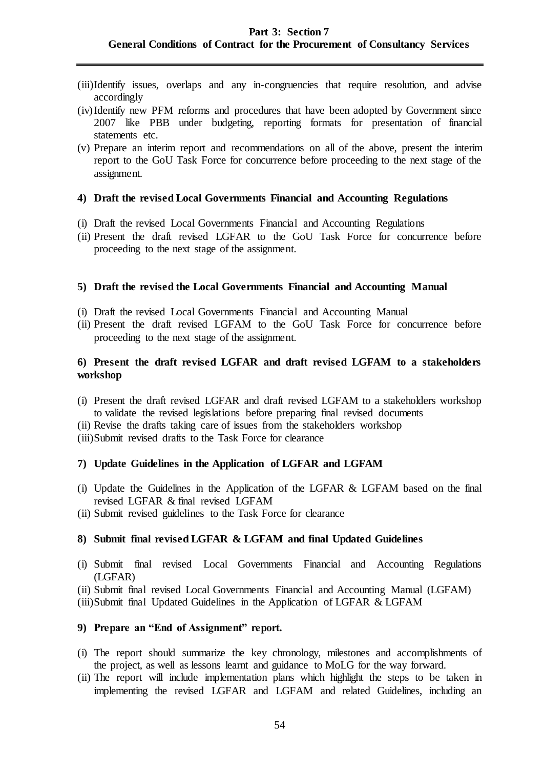(iii) Identify issues, overlaps and any in-congruencies that require resolution, and advise accordingly

(iv) Identify new PFM reforms and procedures that have been adopted by Government since 2007 like PBB under budgeting, reporting formats for presentation of financial statements etc.

(v) Prepare an interim report and recommendations on all of the above, present the interim report to the GoU Task Force for concurrence before proceeding to the next stage of the assignment.

**4) Draft the revised Local Governments Financial and Accounting Regulations**

(i) Draft the revised Local Governments Financial and Accounting Regulations

(ii) Present the draft revised LGFAR to the GoU Task Force for concurrence before proceeding to the next stage of the assignment.

**5) Draft the revised the Local Governments Financial and Accounting Manual**

(i) Draft the revised Local Governments Financial and Accounting Manual

(ii) Present the draft revised LGFAM to the GoU Task Force for concurrence before proceeding to the next stage of the assignment.

**6) Present the draft revised LGFAR and draft revised LGFAM to a stakeholders workshop**

(i) Present the draft revised LGFAR and draft revised LGFAM to a stakeholders workshop to validate the revised legislations before preparing final revised documents

(ii) Revise the drafts taking care of issues from the stakeholders workshop

(iii) Submit revised drafts to the Task Force for clearance

**7) Update Guidelines in the Application of LGFAR and LGFAM**

(i) Update the Guidelines in the Application of the LGFAR & LGFAM based on the final revised LGFAR & final revised LGFAM

(ii) Submit revised guidelines to the Task Force for clearance

**8) Submit final revised LGFAR & LGFAM and final Updated Guidelines**

(i) Submit final revised Local Governments Financial and Accounting Regulations (LGFAR)

(ii) Submit final revised Local Governments Financial and Accounting Manual (LGFAM)

(iii) Submit final Updated Guidelines in the Application of LGFAR & LGFAM

**9) Prepare an "End of Assignment" report.**

(i) The report should summarize the key chronology, milestones and accomplishments of the project, as well as lessons learnt and guidance to MoLG for the way forward.

(ii) The report will include implementation plans which highlight the steps to be taken in implementing the revised LGFAR and LGFAM and related Guidelines, including an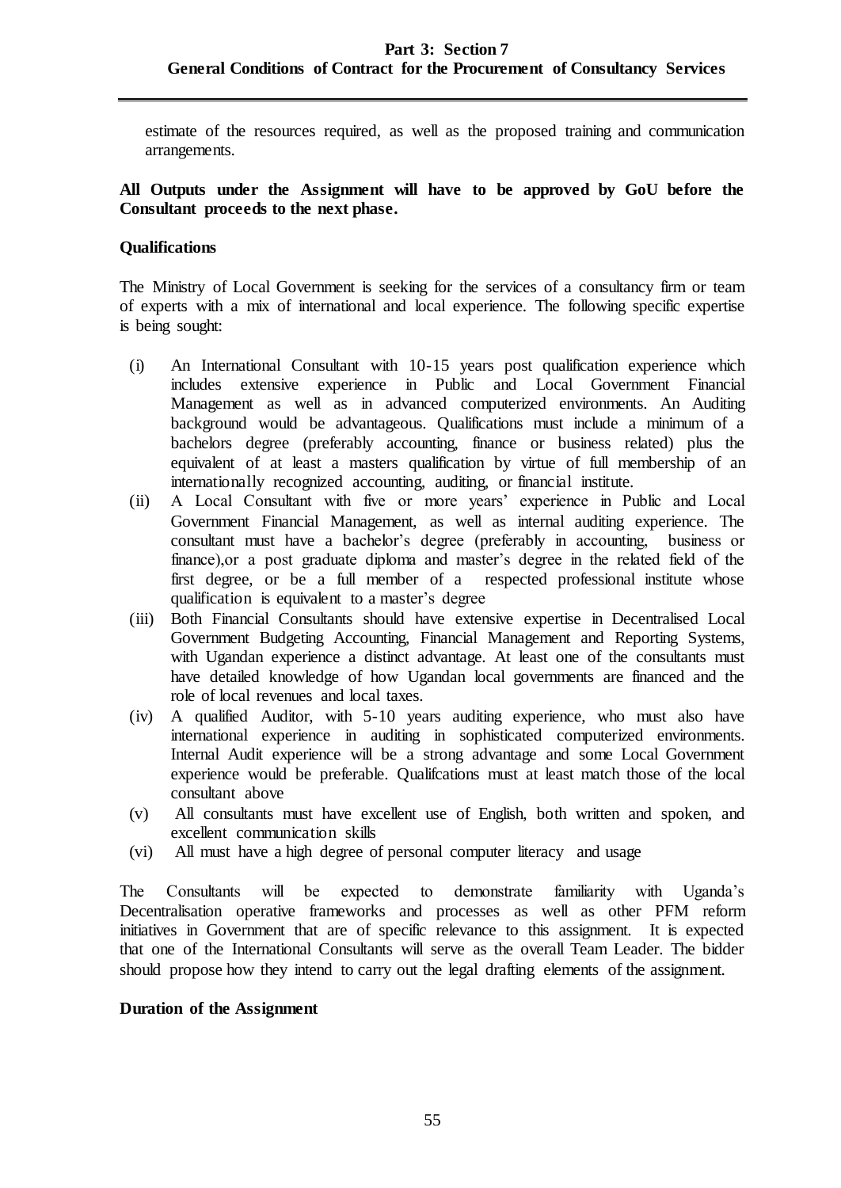estimate of the resources required, as well as the proposed training and communication arrangements.

**All Outputs under the Assignment will have to be approved by GoU before the Consultant proceeds to the next phase.**

**Qualifications**

The Ministry of Local Government is seeking for the services of a consultancy firm or team of experts with a mix of international and local experience. The following specific expertise is being sought:

(i) An International Consultant with 10-15 years post qualification experience which includes extensive experience in Public and Local Government Financial Management as well as in advanced computerized environments. An Auditing background would be advantageous. Qualifications must include a minimum of a bachelors degree (preferably accounting, finance or business related) plus the equivalent of at least a masters qualification by virtue of full membership of an internationally recognized accounting, auditing, or financial institute.

(ii) A Local Consultant with five or more years' experience in Public and Local Government Financial Management, as well as internal auditing experience. The consultant must have a bachelor's degree (preferably in accounting, business or finance),or a post graduate diploma and master's degree in the related field of the first degree, or be a full member of a respected professional institute whose qualification is equivalent to a master's degree

(iii) Both Financial Consultants should have extensive expertise in Decentralised Local Government Budgeting Accounting, Financial Management and Reporting Systems, with Ugandan experience a distinct advantage. At least one of the consultants must have detailed knowledge of how Ugandan local governments are financed and the role of local revenues and local taxes.

(iv) A qualified Auditor, with 5-10 years auditing experience, who must also have international experience in auditing in sophisticated computerized environments. Internal Audit experience will be a strong advantage and some Local Government experience would be preferable. Qualifcations must at least match those of the local consultant above

(v) All consultants must have excellent use of English, both written and spoken, and excellent communication skills

(vi) All must have a high degree of personal computer literacy and usage

The Consultants will be expected to demonstrate familiarity with Uganda's Decentralisation operative frameworks and processes as well as other PFM reform initiatives in Government that are of specific relevance to this assignment. It is expected that one of the International Consultants will serve as the overall Team Leader. The bidder should propose how they intend to carry out the legal drafting elements of the assignment.

**Duration of the Assignment**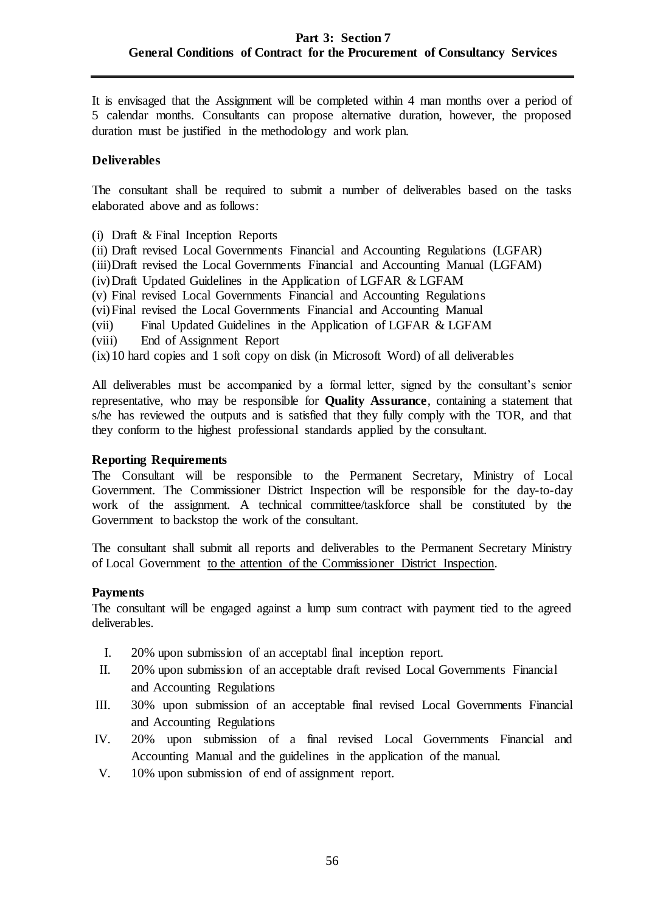It is envisaged that the Assignment will be completed within 4 man months over a period of 5 calendar months. Consultants can propose alternative duration, however, the proposed duration must be justified in the methodology and work plan.

**Deliverables**

The consultant shall be required to submit a number of deliverables based on the tasks elaborated above and as follows:

(i) Draft & Final Inception Reports
(ii) Draft revised Local Governments Financial and Accounting Regulations (LGFAR)
(iii) Draft revised the Local Governments Financial and Accounting Manual (LGFAM)
(iv) Draft Updated Guidelines in the Application of LGFAR & LGFAM
(v) Final revised Local Governments Financial and Accounting Regulations
(vi) Final revised the Local Governments Financial and Accounting Manual
(vii) Final Updated Guidelines in the Application of LGFAR & LGFAM
(viii) End of Assignment Report
(ix) 10 hard copies and 1 soft copy on disk (in Microsoft Word) of all deliverables

All deliverables must be accompanied by a formal letter, signed by the consultant's senior representative, who may be responsible for **Quality Assurance**, containing a statement that s/he has reviewed the outputs and is satisfied that they fully comply with the TOR, and that they conform to the highest professional standards applied by the consultant.

**Reporting Requirements**

The Consultant will be responsible to the Permanent Secretary, Ministry of Local Government. The Commissioner District Inspection will be responsible for the day-to-day work of the assignment. A technical committee/taskforce shall be constituted by the Government to backstop the work of the consultant.

The consultant shall submit all reports and deliverables to the Permanent Secretary Ministry of Local Government <u>to the attention of the Commissioner District Inspection</u>.

**Payments**

The consultant will be engaged against a lump sum contract with payment tied to the agreed deliverables.

I. 20% upon submission of an acceptabl final inception report.
II. 20% upon submission of an acceptable draft revised Local Governments Financial and Accounting Regulations
III. 30% upon submission of an acceptable final revised Local Governments Financial and Accounting Regulations
IV. 20% upon submission of a final revised Local Governments Financial and Accounting Manual and the guidelines in the application of the manual.
V. 10% upon submission of end of assignment report.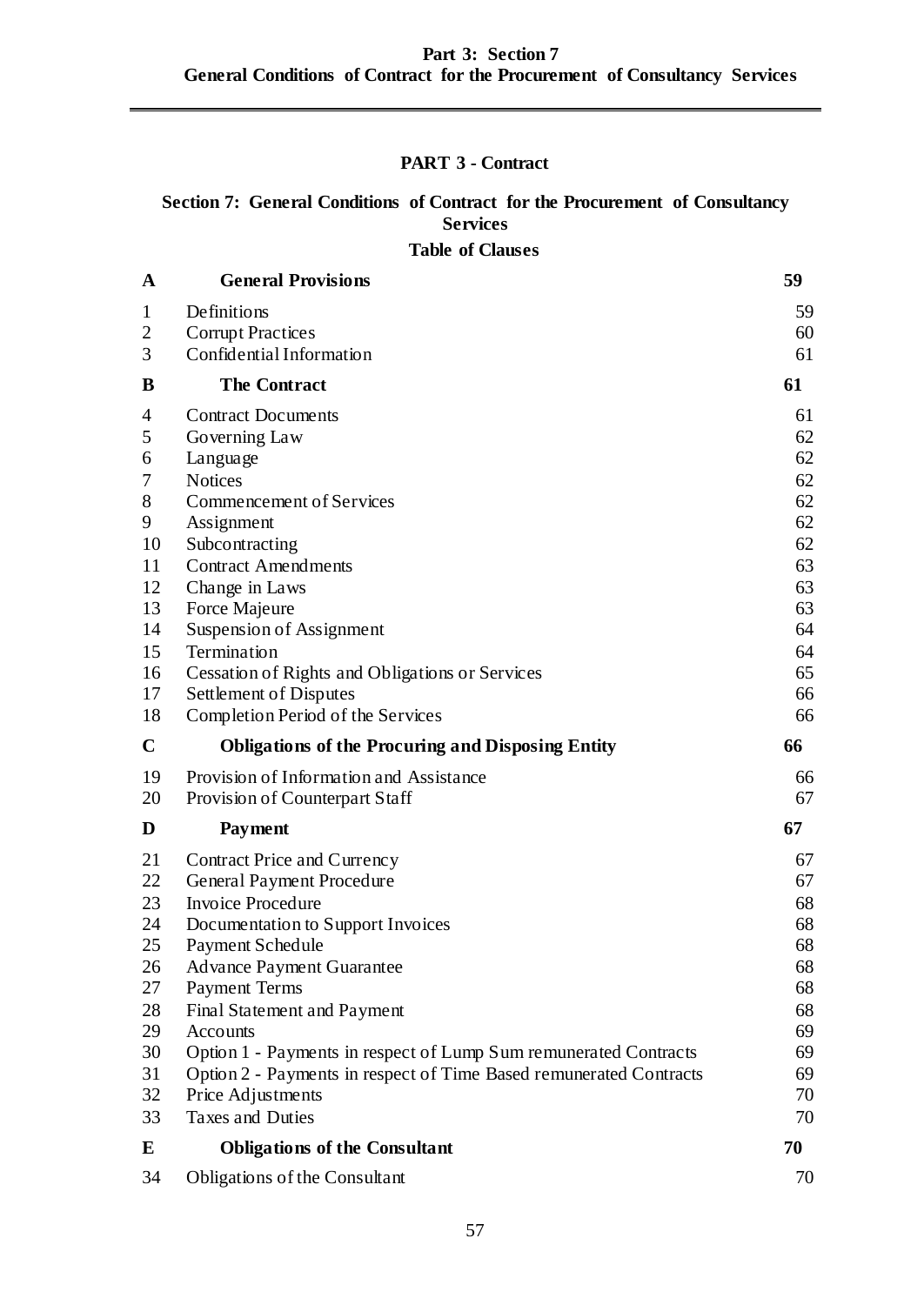## PART 3 - Contract

### Section 7: General Conditions of Contract for the Procurement of Consultancy Services

**Table of Clauses**

| | | |
|---|---|---|
| **A** | **General Provisions** | **59** |
| 1 | Definitions | 59 |
| 2 | Corrupt Practices | 60 |
| 3 | Confidential Information | 61 |
| **B** | **The Contract** | **61** |
| 4 | Contract Documents | 61 |
| 5 | Governing Law | 62 |
| 6 | Language | 62 |
| 7 | Notices | 62 |
| 8 | Commencement of Services | 62 |
| 9 | Assignment | 62 |
| 10 | Subcontracting | 62 |
| 11 | Contract Amendments | 63 |
| 12 | Change in Laws | 63 |
| 13 | Force Majeure | 63 |
| 14 | Suspension of Assignment | 64 |
| 15 | Termination | 64 |
| 16 | Cessation of Rights and Obligations or Services | 65 |
| 17 | Settlement of Disputes | 66 |
| 18 | Completion Period of the Services | 66 |
| **C** | **Obligations of the Procuring and Disposing Entity** | **66** |
| 19 | Provision of Information and Assistance | 66 |
| 20 | Provision of Counterpart Staff | 67 |
| **D** | **Payment** | **67** |
| 21 | Contract Price and Currency | 67 |
| 22 | General Payment Procedure | 67 |
| 23 | Invoice Procedure | 68 |
| 24 | Documentation to Support Invoices | 68 |
| 25 | Payment Schedule | 68 |
| 26 | Advance Payment Guarantee | 68 |
| 27 | Payment Terms | 68 |
| 28 | Final Statement and Payment | 68 |
| 29 | Accounts | 69 |
| 30 | Option 1 - Payments in respect of Lump Sum remunerated Contracts | 69 |
| 31 | Option 2 - Payments in respect of Time Based remunerated Contracts | 69 |
| 32 | Price Adjustments | 70 |
| 33 | Taxes and Duties | 70 |
| **E** | **Obligations of the Consultant** | **70** |
| 34 | Obligations of the Consultant | 70 |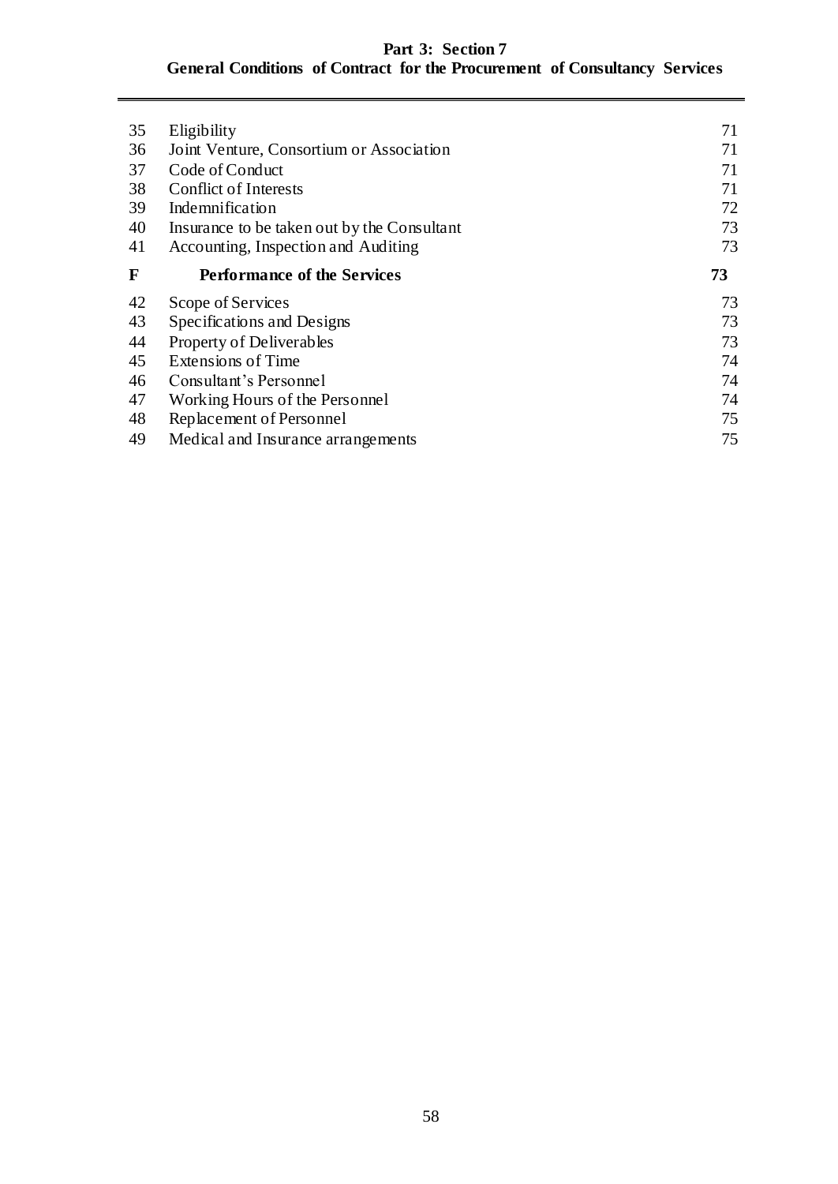| | | |
|---|---|---|
| 35 | Eligibility | 71 |
| 36 | Joint Venture, Consortium or Association | 71 |
| 37 | Code of Conduct | 71 |
| 38 | Conflict of Interests | 71 |
| 39 | Indemnification | 72 |
| 40 | Insurance to be taken out by the Consultant | 73 |
| 41 | Accounting, Inspection and Auditing | 73 |
| **F** | **Performance of the Services** | **73** |
| 42 | Scope of Services | 73 |
| 43 | Specifications and Designs | 73 |
| 44 | Property of Deliverables | 73 |
| 45 | Extensions of Time | 74 |
| 46 | Consultant's Personnel | 74 |
| 47 | Working Hours of the Personnel | 74 |
| 48 | Replacement of Personnel | 75 |
| 49 | Medical and Insurance arrangements | 75 |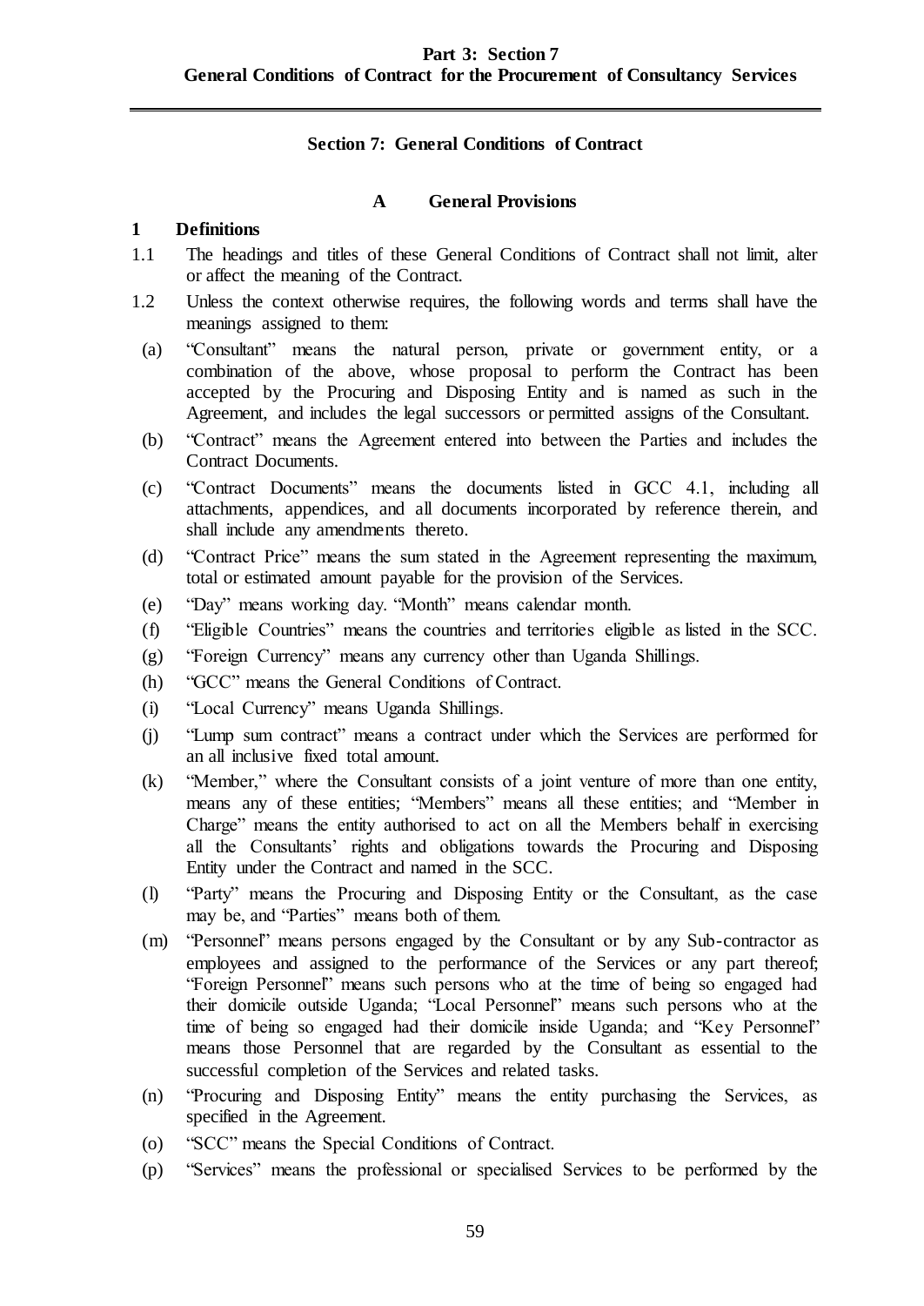# Section 7: General Conditions of Contract

## A General Provisions

### 1 Definitions

1.1 The headings and titles of these General Conditions of Contract shall not limit, alter or affect the meaning of the Contract.

1.2 Unless the context otherwise requires, the following words and terms shall have the meanings assigned to them:

(a) "Consultant" means the natural person, private or government entity, or a combination of the above, whose proposal to perform the Contract has been accepted by the Procuring and Disposing Entity and is named as such in the Agreement, and includes the legal successors or permitted assigns of the Consultant.

(b) "Contract" means the Agreement entered into between the Parties and includes the Contract Documents.

(c) "Contract Documents" means the documents listed in GCC 4.1, including all attachments, appendices, and all documents incorporated by reference therein, and shall include any amendments thereto.

(d) "Contract Price" means the sum stated in the Agreement representing the maximum, total or estimated amount payable for the provision of the Services.

(e) "Day" means working day. "Month" means calendar month.

(f) "Eligible Countries" means the countries and territories eligible as listed in the SCC.

(g) "Foreign Currency" means any currency other than Uganda Shillings.

(h) "GCC" means the General Conditions of Contract.

(i) "Local Currency" means Uganda Shillings.

(j) "Lump sum contract" means a contract under which the Services are performed for an all inclusive fixed total amount.

(k) "Member," where the Consultant consists of a joint venture of more than one entity, means any of these entities; "Members" means all these entities; and "Member in Charge" means the entity authorised to act on all the Members behalf in exercising all the Consultants' rights and obligations towards the Procuring and Disposing Entity under the Contract and named in the SCC.

(l) "Party" means the Procuring and Disposing Entity or the Consultant, as the case may be, and "Parties" means both of them.

(m) "Personnel" means persons engaged by the Consultant or by any Sub-contractor as employees and assigned to the performance of the Services or any part thereof; "Foreign Personnel" means such persons who at the time of being so engaged had their domicile outside Uganda; "Local Personnel" means such persons who at the time of being so engaged had their domicile inside Uganda; and "Key Personnel" means those Personnel that are regarded by the Consultant as essential to the successful completion of the Services and related tasks.

(n) "Procuring and Disposing Entity" means the entity purchasing the Services, as specified in the Agreement.

(o) "SCC" means the Special Conditions of Contract.

(p) "Services" means the professional or specialised Services to be performed by the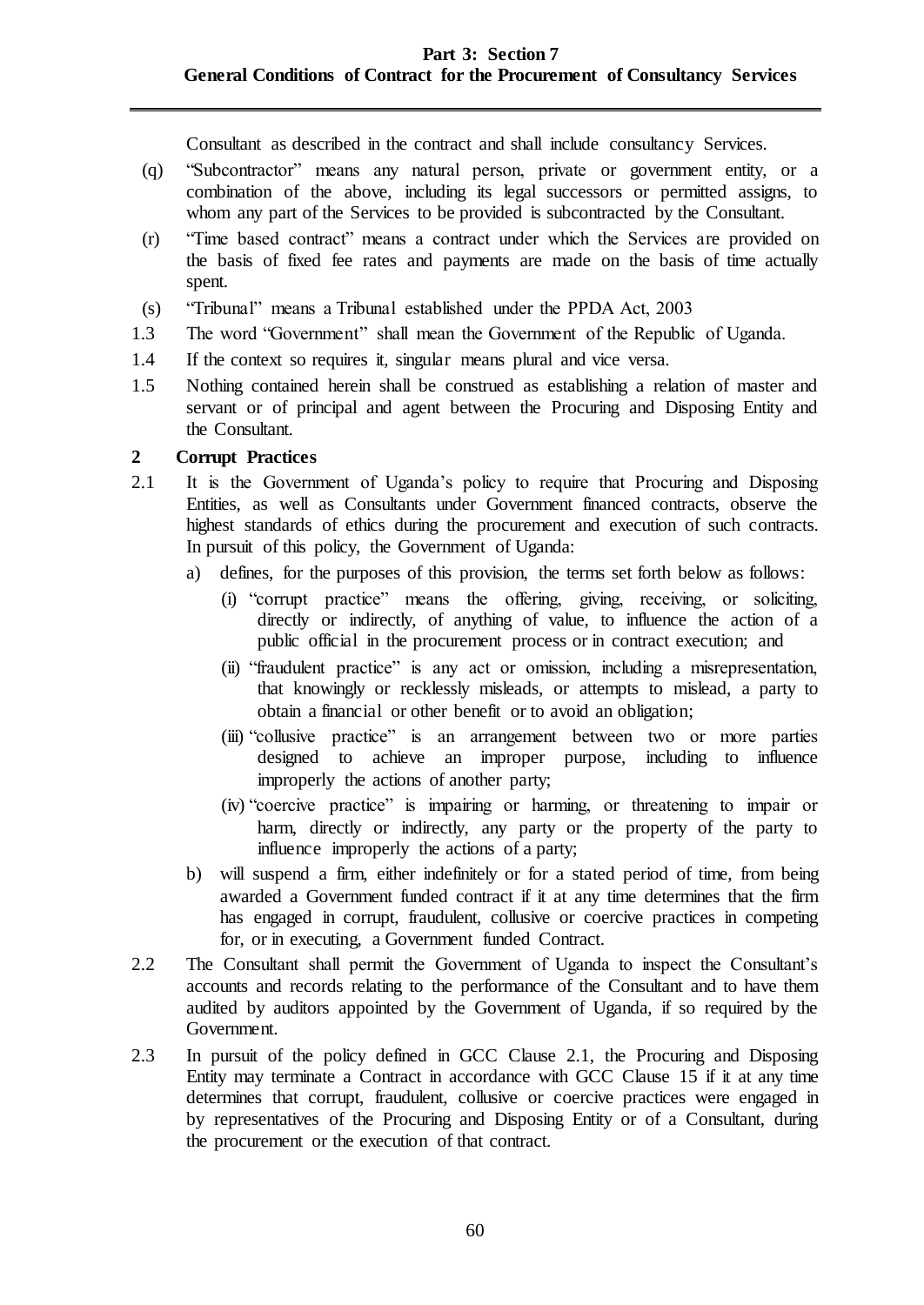Consultant as described in the contract and shall include consultancy Services.

(q) "Subcontractor" means any natural person, private or government entity, or a combination of the above, including its legal successors or permitted assigns, to whom any part of the Services to be provided is subcontracted by the Consultant.

(r) "Time based contract" means a contract under which the Services are provided on the basis of fixed fee rates and payments are made on the basis of time actually spent.

(s) "Tribunal" means a Tribunal established under the PPDA Act, 2003

1.3 The word "Government" shall mean the Government of the Republic of Uganda.

1.4 If the context so requires it, singular means plural and vice versa.

1.5 Nothing contained herein shall be construed as establishing a relation of master and servant or of principal and agent between the Procuring and Disposing Entity and the Consultant.

## 2 Corrupt Practices

2.1 It is the Government of Uganda's policy to require that Procuring and Disposing Entities, as well as Consultants under Government financed contracts, observe the highest standards of ethics during the procurement and execution of such contracts. In pursuit of this policy, the Government of Uganda:

a) defines, for the purposes of this provision, the terms set forth below as follows:

   (i) "corrupt practice" means the offering, giving, receiving, or soliciting, directly or indirectly, of anything of value, to influence the action of a public official in the procurement process or in contract execution; and

   (ii) "fraudulent practice" is any act or omission, including a misrepresentation, that knowingly or recklessly misleads, or attempts to mislead, a party to obtain a financial or other benefit or to avoid an obligation;

   (iii) "collusive practice" is an arrangement between two or more parties designed to achieve an improper purpose, including to influence improperly the actions of another party;

   (iv) "coercive practice" is impairing or harming, or threatening to impair or harm, directly or indirectly, any party or the property of the party to influence improperly the actions of a party;

b) will suspend a firm, either indefinitely or for a stated period of time, from being awarded a Government funded contract if it at any time determines that the firm has engaged in corrupt, fraudulent, collusive or coercive practices in competing for, or in executing, a Government funded Contract.

2.2 The Consultant shall permit the Government of Uganda to inspect the Consultant's accounts and records relating to the performance of the Consultant and to have them audited by auditors appointed by the Government of Uganda, if so required by the Government.

2.3 In pursuit of the policy defined in GCC Clause 2.1, the Procuring and Disposing Entity may terminate a Contract in accordance with GCC Clause 15 if it at any time determines that corrupt, fraudulent, collusive or coercive practices were engaged in by representatives of the Procuring and Disposing Entity or of a Consultant, during the procurement or the execution of that contract.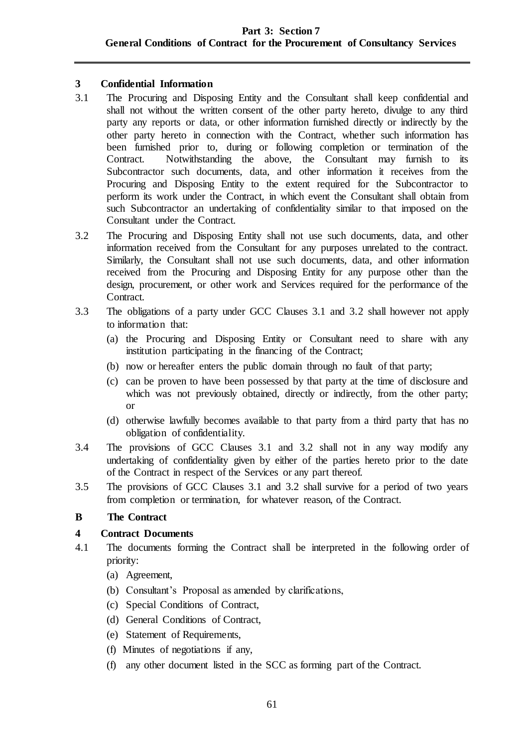## 3 Confidential Information

3.1 The Procuring and Disposing Entity and the Consultant shall keep confidential and shall not without the written consent of the other party hereto, divulge to any third party any reports or data, or other information furnished directly or indirectly by the other party hereto in connection with the Contract, whether such information has been furnished prior to, during or following completion or termination of the Contract. Notwithstanding the above, the Consultant may furnish to its Subcontractor such documents, data, and other information it receives from the Procuring and Disposing Entity to the extent required for the Subcontractor to perform its work under the Contract, in which event the Consultant shall obtain from such Subcontractor an undertaking of confidentiality similar to that imposed on the Consultant under the Contract.

3.2 The Procuring and Disposing Entity shall not use such documents, data, and other information received from the Consultant for any purposes unrelated to the contract. Similarly, the Consultant shall not use such documents, data, and other information received from the Procuring and Disposing Entity for any purpose other than the design, procurement, or other work and Services required for the performance of the Contract.

3.3 The obligations of a party under GCC Clauses 3.1 and 3.2 shall however not apply to information that:

(a) the Procuring and Disposing Entity or Consultant need to share with any institution participating in the financing of the Contract;

(b) now or hereafter enters the public domain through no fault of that party;

(c) can be proven to have been possessed by that party at the time of disclosure and which was not previously obtained, directly or indirectly, from the other party; or

(d) otherwise lawfully becomes available to that party from a third party that has no obligation of confidentiality.

3.4 The provisions of GCC Clauses 3.1 and 3.2 shall not in any way modify any undertaking of confidentiality given by either of the parties hereto prior to the date of the Contract in respect of the Services or any part thereof.

3.5 The provisions of GCC Clauses 3.1 and 3.2 shall survive for a period of two years from completion or termination, for whatever reason, of the Contract.

# B The Contract

## 4 Contract Documents

4.1 The documents forming the Contract shall be interpreted in the following order of priority:

(a) Agreement,

(b) Consultant's Proposal as amended by clarifications,

(c) Special Conditions of Contract,

(d) General Conditions of Contract,

(e) Statement of Requirements,

(f) Minutes of negotiations if any,

(f) any other document listed in the SCC as forming part of the Contract.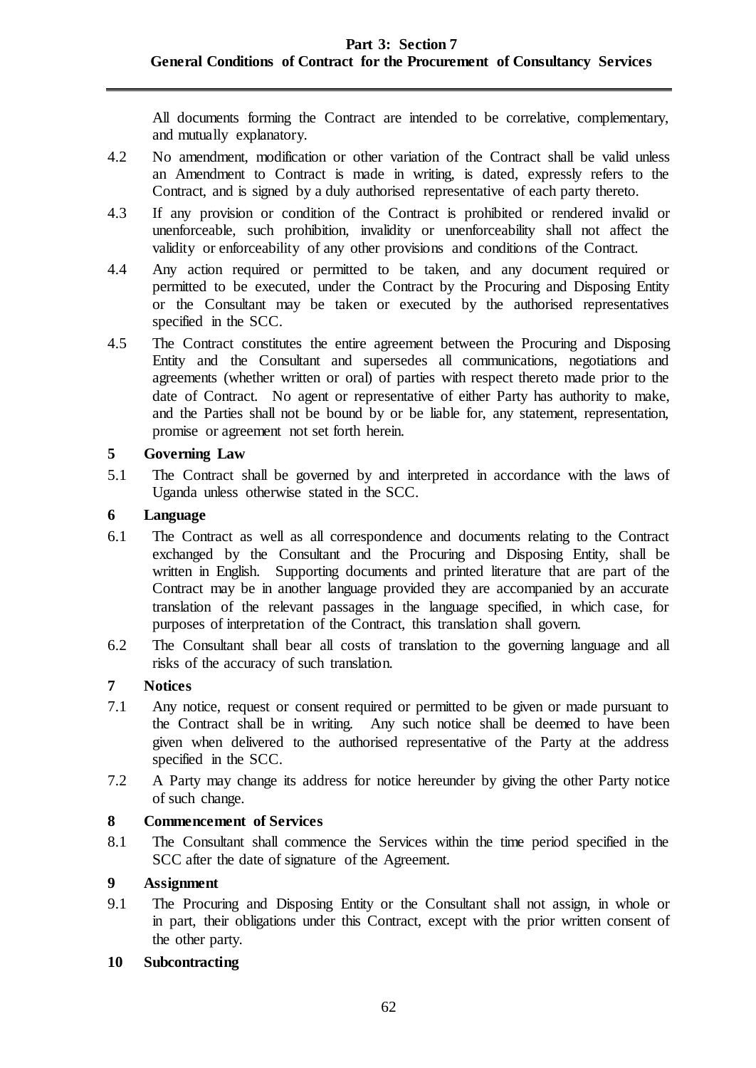All documents forming the Contract are intended to be correlative, complementary, and mutually explanatory.

4.2 No amendment, modification or other variation of the Contract shall be valid unless an Amendment to Contract is made in writing, is dated, expressly refers to the Contract, and is signed by a duly authorised representative of each party thereto.

4.3 If any provision or condition of the Contract is prohibited or rendered invalid or unenforceable, such prohibition, invalidity or unenforceability shall not affect the validity or enforceability of any other provisions and conditions of the Contract.

4.4 Any action required or permitted to be taken, and any document required or permitted to be executed, under the Contract by the Procuring and Disposing Entity or the Consultant may be taken or executed by the authorised representatives specified in the SCC.

4.5 The Contract constitutes the entire agreement between the Procuring and Disposing Entity and the Consultant and supersedes all communications, negotiations and agreements (whether written or oral) of parties with respect thereto made prior to the date of Contract. No agent or representative of either Party has authority to make, and the Parties shall not be bound by or be liable for, any statement, representation, promise or agreement not set forth herein.

## 5 Governing Law

5.1 The Contract shall be governed by and interpreted in accordance with the laws of Uganda unless otherwise stated in the SCC.

## 6 Language

6.1 The Contract as well as all correspondence and documents relating to the Contract exchanged by the Consultant and the Procuring and Disposing Entity, shall be written in English. Supporting documents and printed literature that are part of the Contract may be in another language provided they are accompanied by an accurate translation of the relevant passages in the language specified, in which case, for purposes of interpretation of the Contract, this translation shall govern.

6.2 The Consultant shall bear all costs of translation to the governing language and all risks of the accuracy of such translation.

## 7 Notices

7.1 Any notice, request or consent required or permitted to be given or made pursuant to the Contract shall be in writing. Any such notice shall be deemed to have been given when delivered to the authorised representative of the Party at the address specified in the SCC.

7.2 A Party may change its address for notice hereunder by giving the other Party notice of such change.

## 8 Commencement of Services

8.1 The Consultant shall commence the Services within the time period specified in the SCC after the date of signature of the Agreement.

## 9 Assignment

9.1 The Procuring and Disposing Entity or the Consultant shall not assign, in whole or in part, their obligations under this Contract, except with the prior written consent of the other party.

## 10 Subcontracting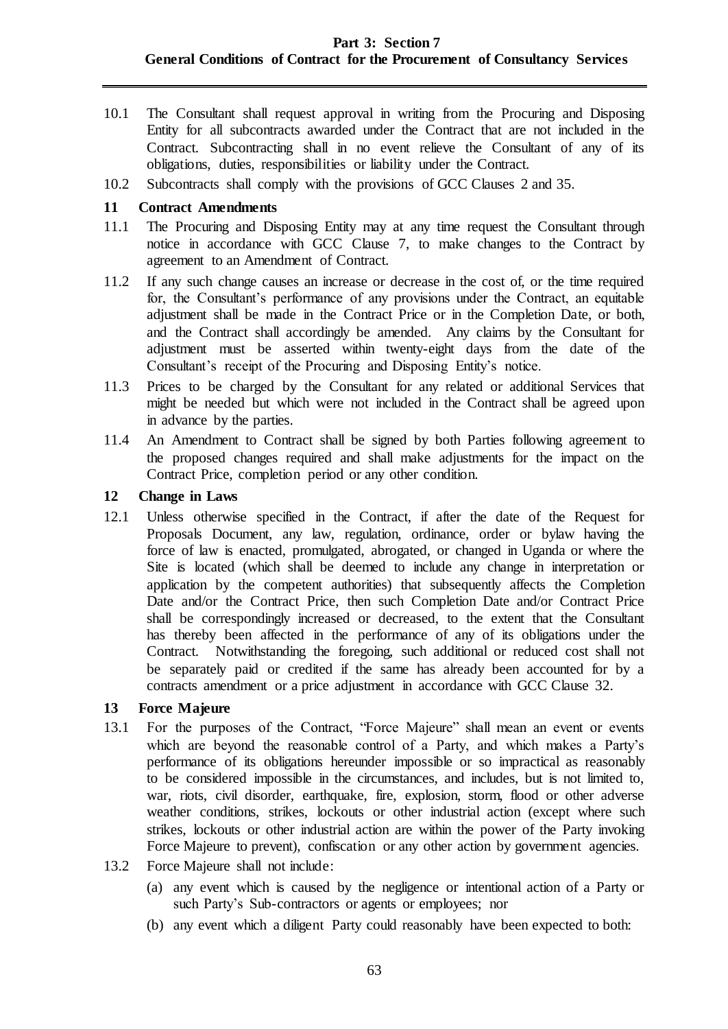10.1 The Consultant shall request approval in writing from the Procuring and Disposing Entity for all subcontracts awarded under the Contract that are not included in the Contract. Subcontracting shall in no event relieve the Consultant of any of its obligations, duties, responsibilities or liability under the Contract.

10.2 Subcontracts shall comply with the provisions of GCC Clauses 2 and 35.

### 11 Contract Amendments

11.1 The Procuring and Disposing Entity may at any time request the Consultant through notice in accordance with GCC Clause 7, to make changes to the Contract by agreement to an Amendment of Contract.

11.2 If any such change causes an increase or decrease in the cost of, or the time required for, the Consultant's performance of any provisions under the Contract, an equitable adjustment shall be made in the Contract Price or in the Completion Date, or both, and the Contract shall accordingly be amended. Any claims by the Consultant for adjustment must be asserted within twenty-eight days from the date of the Consultant's receipt of the Procuring and Disposing Entity's notice.

11.3 Prices to be charged by the Consultant for any related or additional Services that might be needed but which were not included in the Contract shall be agreed upon in advance by the parties.

11.4 An Amendment to Contract shall be signed by both Parties following agreement to the proposed changes required and shall make adjustments for the impact on the Contract Price, completion period or any other condition.

### 12 Change in Laws

12.1 Unless otherwise specified in the Contract, if after the date of the Request for Proposals Document, any law, regulation, ordinance, order or bylaw having the force of law is enacted, promulgated, abrogated, or changed in Uganda or where the Site is located (which shall be deemed to include any change in interpretation or application by the competent authorities) that subsequently affects the Completion Date and/or the Contract Price, then such Completion Date and/or Contract Price shall be correspondingly increased or decreased, to the extent that the Consultant has thereby been affected in the performance of any of its obligations under the Contract. Notwithstanding the foregoing, such additional or reduced cost shall not be separately paid or credited if the same has already been accounted for by a contracts amendment or a price adjustment in accordance with GCC Clause 32.

### 13 Force Majeure

13.1 For the purposes of the Contract, "Force Majeure" shall mean an event or events which are beyond the reasonable control of a Party, and which makes a Party's performance of its obligations hereunder impossible or so impractical as reasonably to be considered impossible in the circumstances, and includes, but is not limited to, war, riots, civil disorder, earthquake, fire, explosion, storm, flood or other adverse weather conditions, strikes, lockouts or other industrial action (except where such strikes, lockouts or other industrial action are within the power of the Party invoking Force Majeure to prevent), confiscation or any other action by government agencies.

13.2 Force Majeure shall not include:

(a) any event which is caused by the negligence or intentional action of a Party or such Party's Sub-contractors or agents or employees; nor

(b) any event which a diligent Party could reasonably have been expected to both: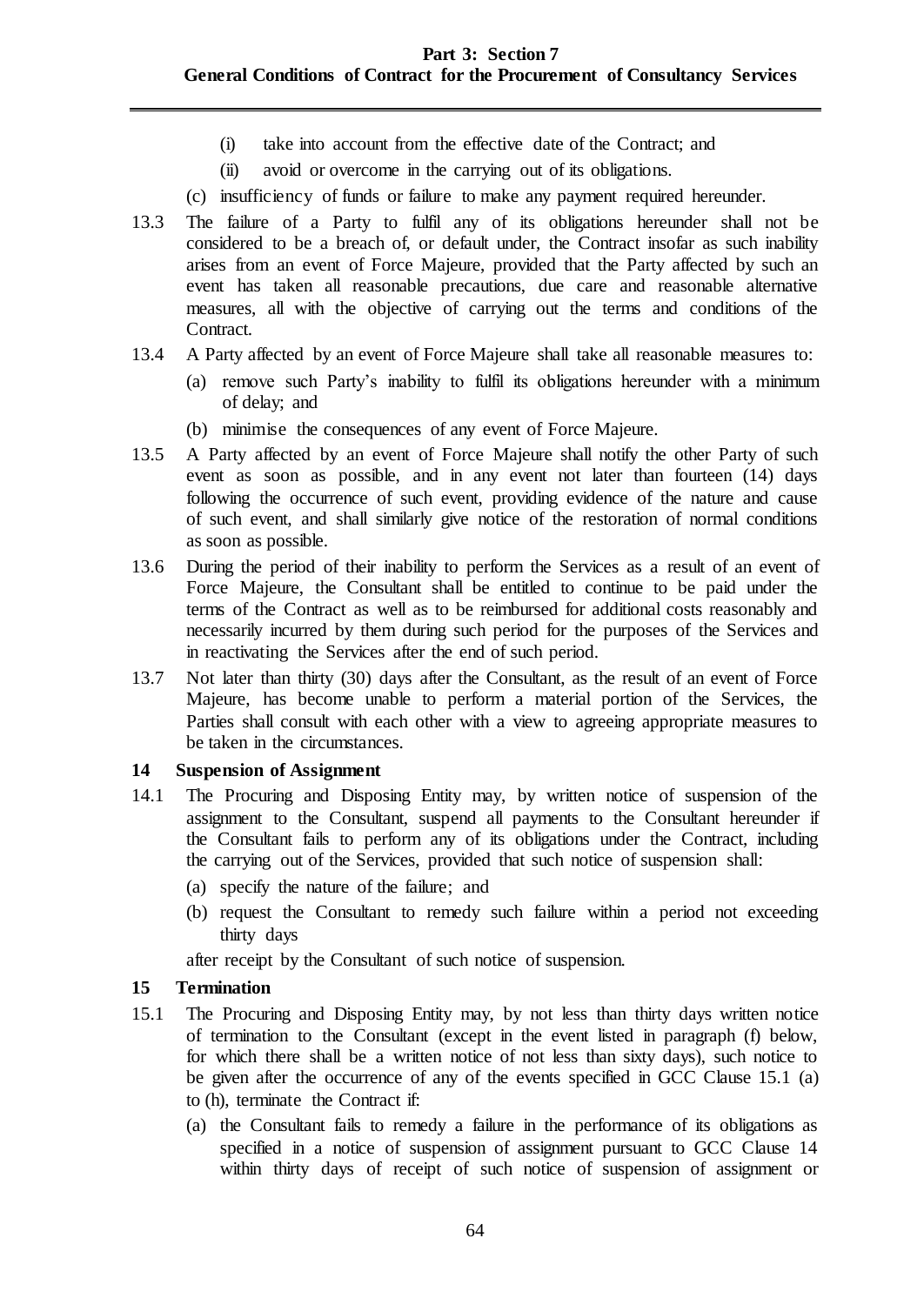(i) take into account from the effective date of the Contract; and

(ii) avoid or overcome in the carrying out of its obligations.

(c) insufficiency of funds or failure to make any payment required hereunder.

13.3 The failure of a Party to fulfil any of its obligations hereunder shall not be considered to be a breach of, or default under, the Contract insofar as such inability arises from an event of Force Majeure, provided that the Party affected by such an event has taken all reasonable precautions, due care and reasonable alternative measures, all with the objective of carrying out the terms and conditions of the Contract.

13.4 A Party affected by an event of Force Majeure shall take all reasonable measures to:

(a) remove such Party's inability to fulfil its obligations hereunder with a minimum of delay; and

(b) minimise the consequences of any event of Force Majeure.

13.5 A Party affected by an event of Force Majeure shall notify the other Party of such event as soon as possible, and in any event not later than fourteen (14) days following the occurrence of such event, providing evidence of the nature and cause of such event, and shall similarly give notice of the restoration of normal conditions as soon as possible.

13.6 During the period of their inability to perform the Services as a result of an event of Force Majeure, the Consultant shall be entitled to continue to be paid under the terms of the Contract as well as to be reimbursed for additional costs reasonably and necessarily incurred by them during such period for the purposes of the Services and in reactivating the Services after the end of such period.

13.7 Not later than thirty (30) days after the Consultant, as the result of an event of Force Majeure, has become unable to perform a material portion of the Services, the Parties shall consult with each other with a view to agreeing appropriate measures to be taken in the circumstances.

### 14 Suspension of Assignment

14.1 The Procuring and Disposing Entity may, by written notice of suspension of the assignment to the Consultant, suspend all payments to the Consultant hereunder if the Consultant fails to perform any of its obligations under the Contract, including the carrying out of the Services, provided that such notice of suspension shall:

(a) specify the nature of the failure; and

(b) request the Consultant to remedy such failure within a period not exceeding thirty days

after receipt by the Consultant of such notice of suspension.

### 15 Termination

15.1 The Procuring and Disposing Entity may, by not less than thirty days written notice of termination to the Consultant (except in the event listed in paragraph (f) below, for which there shall be a written notice of not less than sixty days), such notice to be given after the occurrence of any of the events specified in GCC Clause 15.1 (a) to (h), terminate the Contract if:

(a) the Consultant fails to remedy a failure in the performance of its obligations as specified in a notice of suspension of assignment pursuant to GCC Clause 14 within thirty days of receipt of such notice of suspension of assignment or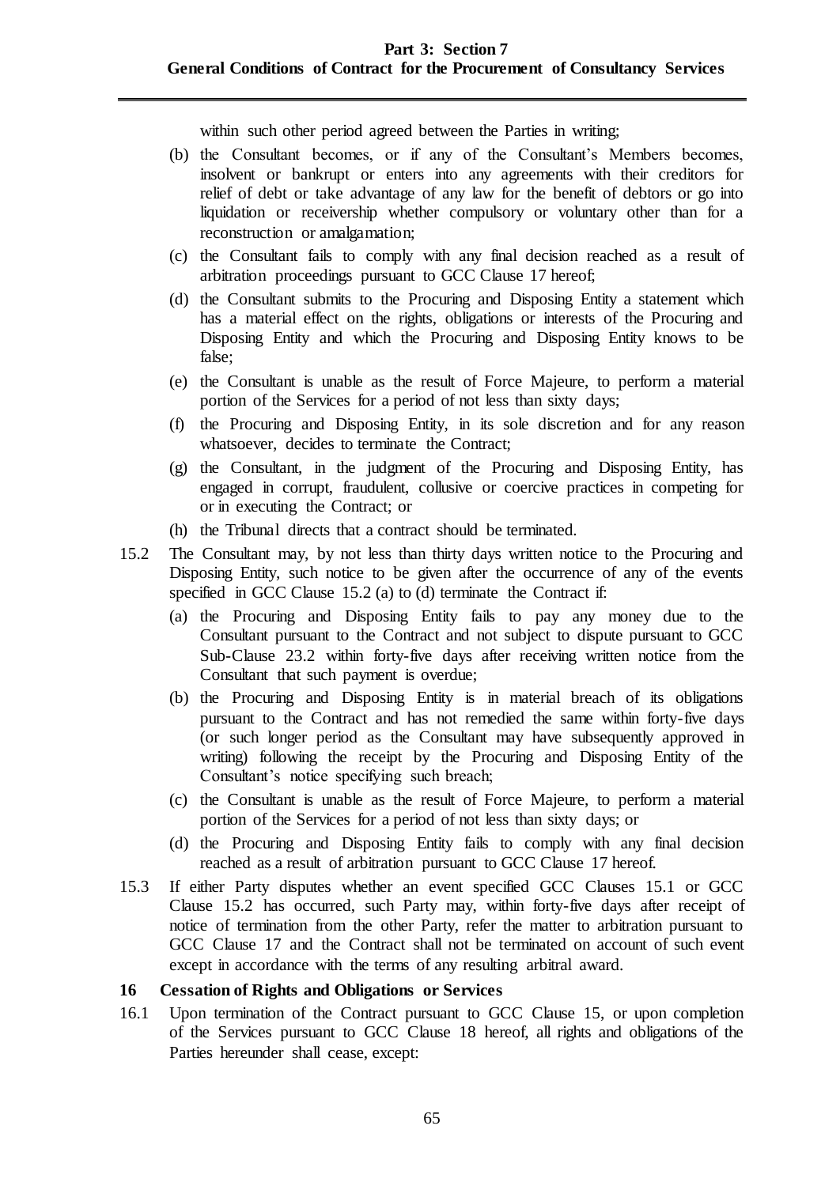within such other period agreed between the Parties in writing;

(b) the Consultant becomes, or if any of the Consultant's Members becomes, insolvent or bankrupt or enters into any agreements with their creditors for relief of debt or take advantage of any law for the benefit of debtors or go into liquidation or receivership whether compulsory or voluntary other than for a reconstruction or amalgamation;

(c) the Consultant fails to comply with any final decision reached as a result of arbitration proceedings pursuant to GCC Clause 17 hereof;

(d) the Consultant submits to the Procuring and Disposing Entity a statement which has a material effect on the rights, obligations or interests of the Procuring and Disposing Entity and which the Procuring and Disposing Entity knows to be false;

(e) the Consultant is unable as the result of Force Majeure, to perform a material portion of the Services for a period of not less than sixty days;

(f) the Procuring and Disposing Entity, in its sole discretion and for any reason whatsoever, decides to terminate the Contract;

(g) the Consultant, in the judgment of the Procuring and Disposing Entity, has engaged in corrupt, fraudulent, collusive or coercive practices in competing for or in executing the Contract; or

(h) the Tribunal directs that a contract should be terminated.

15.2 The Consultant may, by not less than thirty days written notice to the Procuring and Disposing Entity, such notice to be given after the occurrence of any of the events specified in GCC Clause 15.2 (a) to (d) terminate the Contract if:

(a) the Procuring and Disposing Entity fails to pay any money due to the Consultant pursuant to the Contract and not subject to dispute pursuant to GCC Sub-Clause 23.2 within forty-five days after receiving written notice from the Consultant that such payment is overdue;

(b) the Procuring and Disposing Entity is in material breach of its obligations pursuant to the Contract and has not remedied the same within forty-five days (or such longer period as the Consultant may have subsequently approved in writing) following the receipt by the Procuring and Disposing Entity of the Consultant's notice specifying such breach;

(c) the Consultant is unable as the result of Force Majeure, to perform a material portion of the Services for a period of not less than sixty days; or

(d) the Procuring and Disposing Entity fails to comply with any final decision reached as a result of arbitration pursuant to GCC Clause 17 hereof.

15.3 If either Party disputes whether an event specified GCC Clauses 15.1 or GCC Clause 15.2 has occurred, such Party may, within forty-five days after receipt of notice of termination from the other Party, refer the matter to arbitration pursuant to GCC Clause 17 and the Contract shall not be terminated on account of such event except in accordance with the terms of any resulting arbitral award.

## 16 Cessation of Rights and Obligations or Services

16.1 Upon termination of the Contract pursuant to GCC Clause 15, or upon completion of the Services pursuant to GCC Clause 18 hereof, all rights and obligations of the Parties hereunder shall cease, except: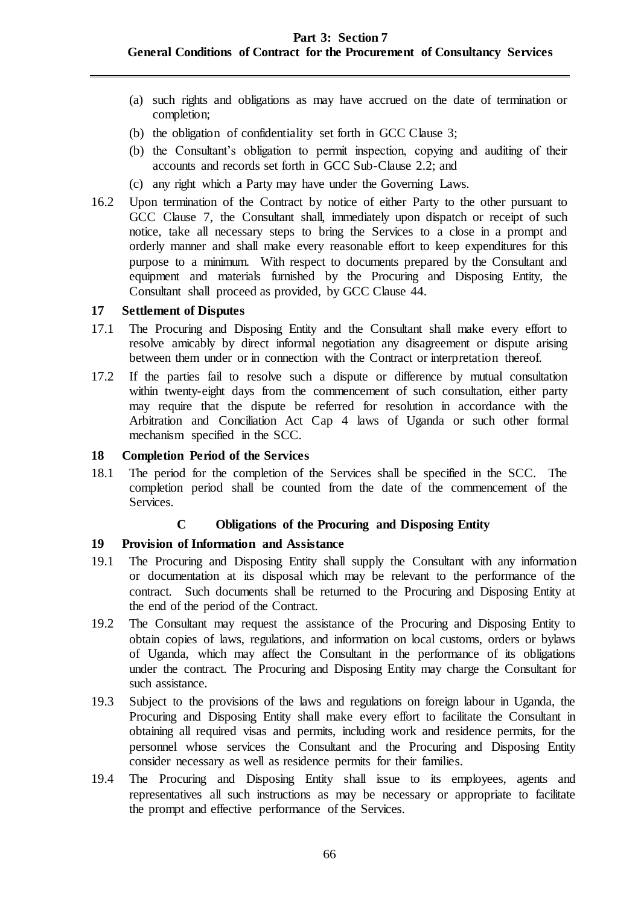(a) such rights and obligations as may have accrued on the date of termination or completion;

(b) the obligation of confidentiality set forth in GCC Clause 3;

(b) the Consultant's obligation to permit inspection, copying and auditing of their accounts and records set forth in GCC Sub-Clause 2.2; and

(c) any right which a Party may have under the Governing Laws.

16.2 Upon termination of the Contract by notice of either Party to the other pursuant to GCC Clause 7, the Consultant shall, immediately upon dispatch or receipt of such notice, take all necessary steps to bring the Services to a close in a prompt and orderly manner and shall make every reasonable effort to keep expenditures for this purpose to a minimum. With respect to documents prepared by the Consultant and equipment and materials furnished by the Procuring and Disposing Entity, the Consultant shall proceed as provided, by GCC Clause 44.

### 17 Settlement of Disputes

17.1 The Procuring and Disposing Entity and the Consultant shall make every effort to resolve amicably by direct informal negotiation any disagreement or dispute arising between them under or in connection with the Contract or interpretation thereof.

17.2 If the parties fail to resolve such a dispute or difference by mutual consultation within twenty-eight days from the commencement of such consultation, either party may require that the dispute be referred for resolution in accordance with the Arbitration and Conciliation Act Cap 4 laws of Uganda or such other formal mechanism specified in the SCC.

### 18 Completion Period of the Services

18.1 The period for the completion of the Services shall be specified in the SCC. The completion period shall be counted from the date of the commencement of the Services.

## C Obligations of the Procuring and Disposing Entity

### 19 Provision of Information and Assistance

19.1 The Procuring and Disposing Entity shall supply the Consultant with any information or documentation at its disposal which may be relevant to the performance of the contract. Such documents shall be returned to the Procuring and Disposing Entity at the end of the period of the Contract.

19.2 The Consultant may request the assistance of the Procuring and Disposing Entity to obtain copies of laws, regulations, and information on local customs, orders or bylaws of Uganda, which may affect the Consultant in the performance of its obligations under the contract. The Procuring and Disposing Entity may charge the Consultant for such assistance.

19.3 Subject to the provisions of the laws and regulations on foreign labour in Uganda, the Procuring and Disposing Entity shall make every effort to facilitate the Consultant in obtaining all required visas and permits, including work and residence permits, for the personnel whose services the Consultant and the Procuring and Disposing Entity consider necessary as well as residence permits for their families.

19.4 The Procuring and Disposing Entity shall issue to its employees, agents and representatives all such instructions as may be necessary or appropriate to facilitate the prompt and effective performance of the Services.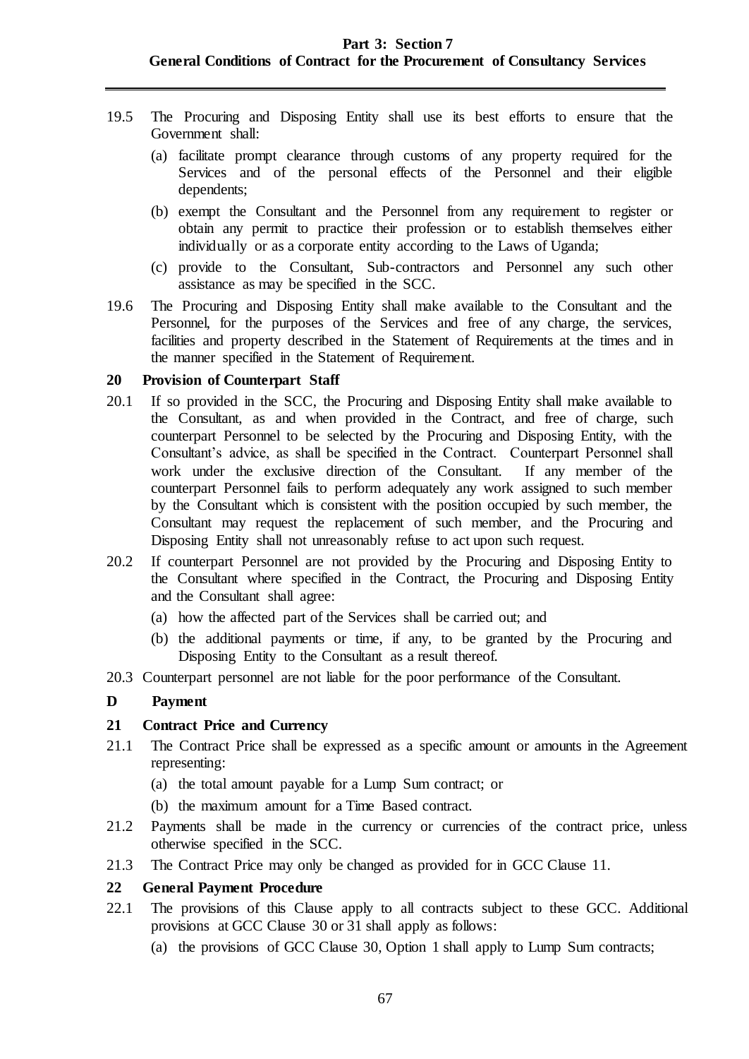19.5 The Procuring and Disposing Entity shall use its best efforts to ensure that the Government shall:

(a) facilitate prompt clearance through customs of any property required for the Services and of the personal effects of the Personnel and their eligible dependents;

(b) exempt the Consultant and the Personnel from any requirement to register or obtain any permit to practice their profession or to establish themselves either individually or as a corporate entity according to the Laws of Uganda;

(c) provide to the Consultant, Sub-contractors and Personnel any such other assistance as may be specified in the SCC.

19.6 The Procuring and Disposing Entity shall make available to the Consultant and the Personnel, for the purposes of the Services and free of any charge, the services, facilities and property described in the Statement of Requirements at the times and in the manner specified in the Statement of Requirement.

### 20 Provision of Counterpart Staff

20.1 If so provided in the SCC, the Procuring and Disposing Entity shall make available to the Consultant, as and when provided in the Contract, and free of charge, such counterpart Personnel to be selected by the Procuring and Disposing Entity, with the Consultant's advice, as shall be specified in the Contract. Counterpart Personnel shall work under the exclusive direction of the Consultant. If any member of the counterpart Personnel fails to perform adequately any work assigned to such member by the Consultant which is consistent with the position occupied by such member, the Consultant may request the replacement of such member, and the Procuring and Disposing Entity shall not unreasonably refuse to act upon such request.

20.2 If counterpart Personnel are not provided by the Procuring and Disposing Entity to the Consultant where specified in the Contract, the Procuring and Disposing Entity and the Consultant shall agree:

(a) how the affected part of the Services shall be carried out; and

(b) the additional payments or time, if any, to be granted by the Procuring and Disposing Entity to the Consultant as a result thereof.

20.3 Counterpart personnel are not liable for the poor performance of the Consultant.

## D Payment

### 21 Contract Price and Currency

21.1 The Contract Price shall be expressed as a specific amount or amounts in the Agreement representing:

(a) the total amount payable for a Lump Sum contract; or

(b) the maximum amount for a Time Based contract.

21.2 Payments shall be made in the currency or currencies of the contract price, unless otherwise specified in the SCC.

21.3 The Contract Price may only be changed as provided for in GCC Clause 11.

### 22 General Payment Procedure

22.1 The provisions of this Clause apply to all contracts subject to these GCC. Additional provisions at GCC Clause 30 or 31 shall apply as follows:

(a) the provisions of GCC Clause 30, Option 1 shall apply to Lump Sum contracts;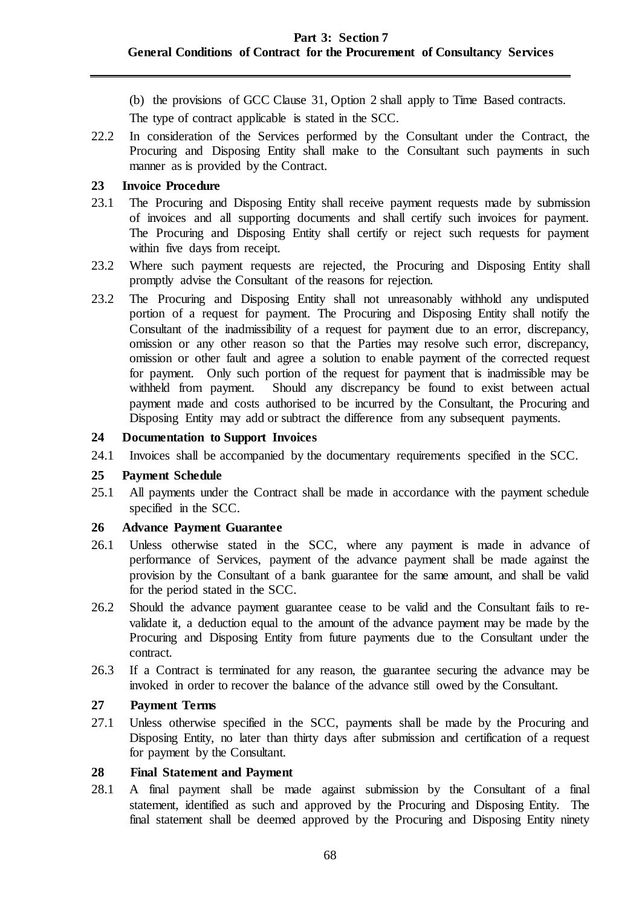(b) the provisions of GCC Clause 31, Option 2 shall apply to Time Based contracts.

The type of contract applicable is stated in the SCC.

22.2 In consideration of the Services performed by the Consultant under the Contract, the Procuring and Disposing Entity shall make to the Consultant such payments in such manner as is provided by the Contract.

## 23 Invoice Procedure

23.1 The Procuring and Disposing Entity shall receive payment requests made by submission of invoices and all supporting documents and shall certify such invoices for payment. The Procuring and Disposing Entity shall certify or reject such requests for payment within five days from receipt.

23.2 Where such payment requests are rejected, the Procuring and Disposing Entity shall promptly advise the Consultant of the reasons for rejection.

23.2 The Procuring and Disposing Entity shall not unreasonably withhold any undisputed portion of a request for payment. The Procuring and Disposing Entity shall notify the Consultant of the inadmissibility of a request for payment due to an error, discrepancy, omission or any other reason so that the Parties may resolve such error, discrepancy, omission or other fault and agree a solution to enable payment of the corrected request for payment. Only such portion of the request for payment that is inadmissible may be withheld from payment. Should any discrepancy be found to exist between actual payment made and costs authorised to be incurred by the Consultant, the Procuring and Disposing Entity may add or subtract the difference from any subsequent payments.

## 24 Documentation to Support Invoices

24.1 Invoices shall be accompanied by the documentary requirements specified in the SCC.

## 25 Payment Schedule

25.1 All payments under the Contract shall be made in accordance with the payment schedule specified in the SCC.

## 26 Advance Payment Guarantee

26.1 Unless otherwise stated in the SCC, where any payment is made in advance of performance of Services, payment of the advance payment shall be made against the provision by the Consultant of a bank guarantee for the same amount, and shall be valid for the period stated in the SCC.

26.2 Should the advance payment guarantee cease to be valid and the Consultant fails to re-validate it, a deduction equal to the amount of the advance payment may be made by the Procuring and Disposing Entity from future payments due to the Consultant under the contract.

26.3 If a Contract is terminated for any reason, the guarantee securing the advance may be invoked in order to recover the balance of the advance still owed by the Consultant.

## 27 Payment Terms

27.1 Unless otherwise specified in the SCC, payments shall be made by the Procuring and Disposing Entity, no later than thirty days after submission and certification of a request for payment by the Consultant.

## 28 Final Statement and Payment

28.1 A final payment shall be made against submission by the Consultant of a final statement, identified as such and approved by the Procuring and Disposing Entity. The final statement shall be deemed approved by the Procuring and Disposing Entity ninety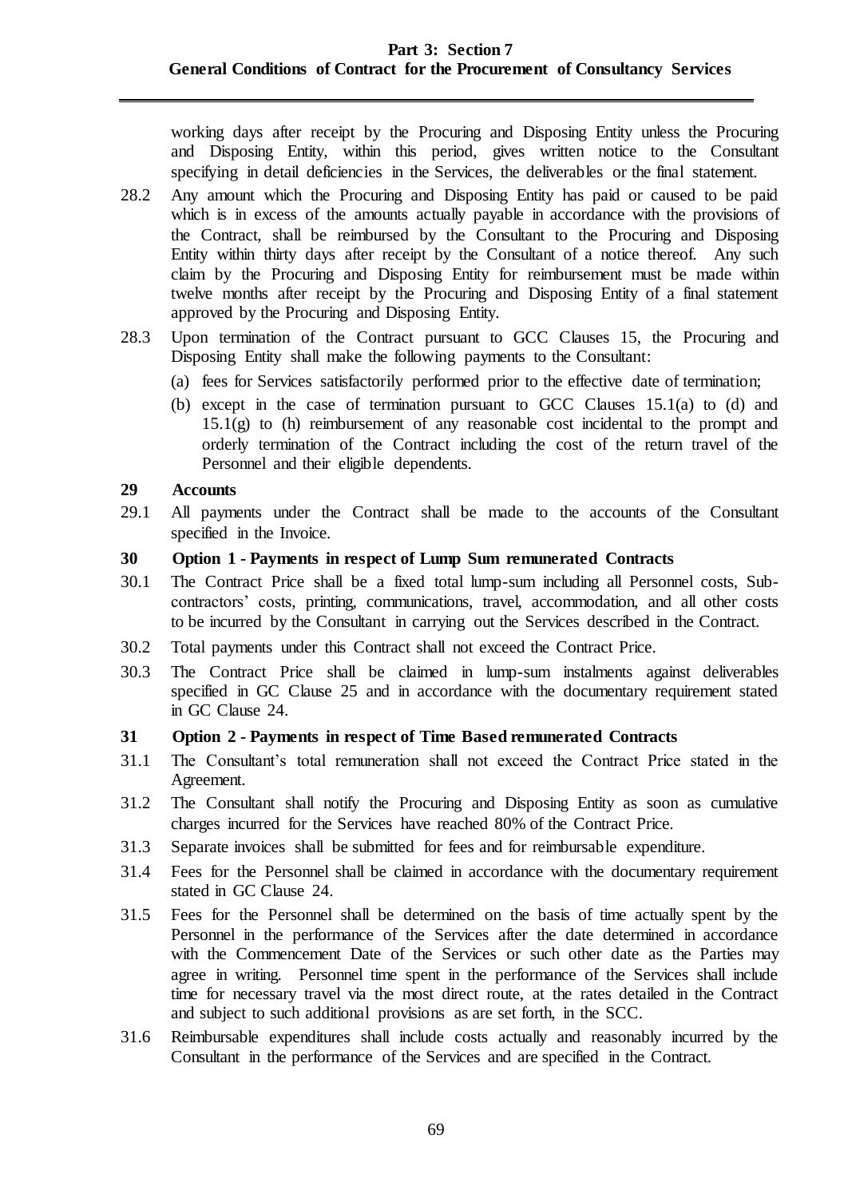working days after receipt by the Procuring and Disposing Entity unless the Procuring and Disposing Entity, within this period, gives written notice to the Consultant specifying in detail deficiencies in the Services, the deliverables or the final statement.

28.2 Any amount which the Procuring and Disposing Entity has paid or caused to be paid which is in excess of the amounts actually payable in accordance with the provisions of the Contract, shall be reimbursed by the Consultant to the Procuring and Disposing Entity within thirty days after receipt by the Consultant of a notice thereof. Any such claim by the Procuring and Disposing Entity for reimbursement must be made within twelve months after receipt by the Procuring and Disposing Entity of a final statement approved by the Procuring and Disposing Entity.

28.3 Upon termination of the Contract pursuant to GCC Clauses 15, the Procuring and Disposing Entity shall make the following payments to the Consultant:

(a) fees for Services satisfactorily performed prior to the effective date of termination;

(b) except in the case of termination pursuant to GCC Clauses 15.1(a) to (d) and 15.1(g) to (h) reimbursement of any reasonable cost incidental to the prompt and orderly termination of the Contract including the cost of the return travel of the Personnel and their eligible dependents.

**29 Accounts**

29.1 All payments under the Contract shall be made to the accounts of the Consultant specified in the Invoice.

**30 Option 1 - Payments in respect of Lump Sum remunerated Contracts**

30.1 The Contract Price shall be a fixed total lump-sum including all Personnel costs, Sub-contractors' costs, printing, communications, travel, accommodation, and all other costs to be incurred by the Consultant in carrying out the Services described in the Contract.

30.2 Total payments under this Contract shall not exceed the Contract Price.

30.3 The Contract Price shall be claimed in lump-sum instalments against deliverables specified in GC Clause 25 and in accordance with the documentary requirement stated in GC Clause 24.

**31 Option 2 - Payments in respect of Time Based remunerated Contracts**

31.1 The Consultant's total remuneration shall not exceed the Contract Price stated in the Agreement.

31.2 The Consultant shall notify the Procuring and Disposing Entity as soon as cumulative charges incurred for the Services have reached 80% of the Contract Price.

31.3 Separate invoices shall be submitted for fees and for reimbursable expenditure.

31.4 Fees for the Personnel shall be claimed in accordance with the documentary requirement stated in GC Clause 24.

31.5 Fees for the Personnel shall be determined on the basis of time actually spent by the Personnel in the performance of the Services after the date determined in accordance with the Commencement Date of the Services or such other date as the Parties may agree in writing. Personnel time spent in the performance of the Services shall include time for necessary travel via the most direct route, at the rates detailed in the Contract and subject to such additional provisions as are set forth, in the SCC.

31.6 Reimbursable expenditures shall include costs actually and reasonably incurred by the Consultant in the performance of the Services and are specified in the Contract.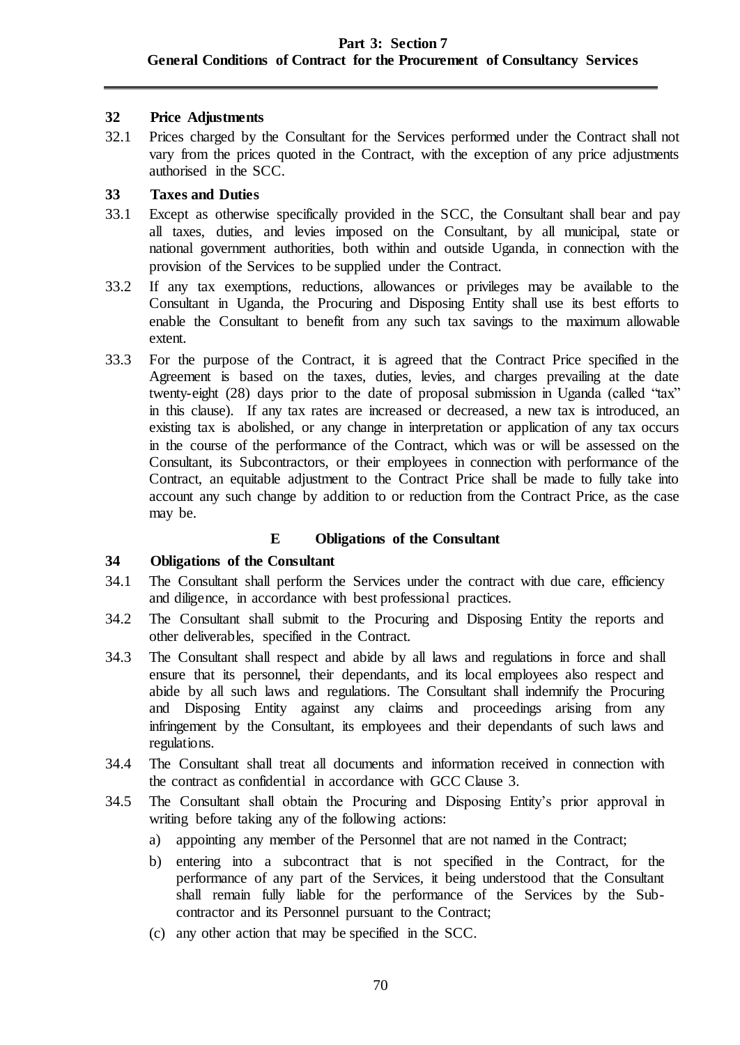### 32 Price Adjustments

32.1 Prices charged by the Consultant for the Services performed under the Contract shall not vary from the prices quoted in the Contract, with the exception of any price adjustments authorised in the SCC.

### 33 Taxes and Duties

33.1 Except as otherwise specifically provided in the SCC, the Consultant shall bear and pay all taxes, duties, and levies imposed on the Consultant, by all municipal, state or national government authorities, both within and outside Uganda, in connection with the provision of the Services to be supplied under the Contract.

33.2 If any tax exemptions, reductions, allowances or privileges may be available to the Consultant in Uganda, the Procuring and Disposing Entity shall use its best efforts to enable the Consultant to benefit from any such tax savings to the maximum allowable extent.

33.3 For the purpose of the Contract, it is agreed that the Contract Price specified in the Agreement is based on the taxes, duties, levies, and charges prevailing at the date twenty-eight (28) days prior to the date of proposal submission in Uganda (called "tax" in this clause). If any tax rates are increased or decreased, a new tax is introduced, an existing tax is abolished, or any change in interpretation or application of any tax occurs in the course of the performance of the Contract, which was or will be assessed on the Consultant, its Subcontractors, or their employees in connection with performance of the Contract, an equitable adjustment to the Contract Price shall be made to fully take into account any such change by addition to or reduction from the Contract Price, as the case may be.

## E Obligations of the Consultant

### 34 Obligations of the Consultant

34.1 The Consultant shall perform the Services under the contract with due care, efficiency and diligence, in accordance with best professional practices.

34.2 The Consultant shall submit to the Procuring and Disposing Entity the reports and other deliverables, specified in the Contract.

34.3 The Consultant shall respect and abide by all laws and regulations in force and shall ensure that its personnel, their dependants, and its local employees also respect and abide by all such laws and regulations. The Consultant shall indemnify the Procuring and Disposing Entity against any claims and proceedings arising from any infringement by the Consultant, its employees and their dependants of such laws and regulations.

34.4 The Consultant shall treat all documents and information received in connection with the contract as confidential in accordance with GCC Clause 3.

34.5 The Consultant shall obtain the Procuring and Disposing Entity's prior approval in writing before taking any of the following actions:

a) appointing any member of the Personnel that are not named in the Contract;

b) entering into a subcontract that is not specified in the Contract, for the performance of any part of the Services, it being understood that the Consultant shall remain fully liable for the performance of the Services by the Sub-contractor and its Personnel pursuant to the Contract;

(c) any other action that may be specified in the SCC.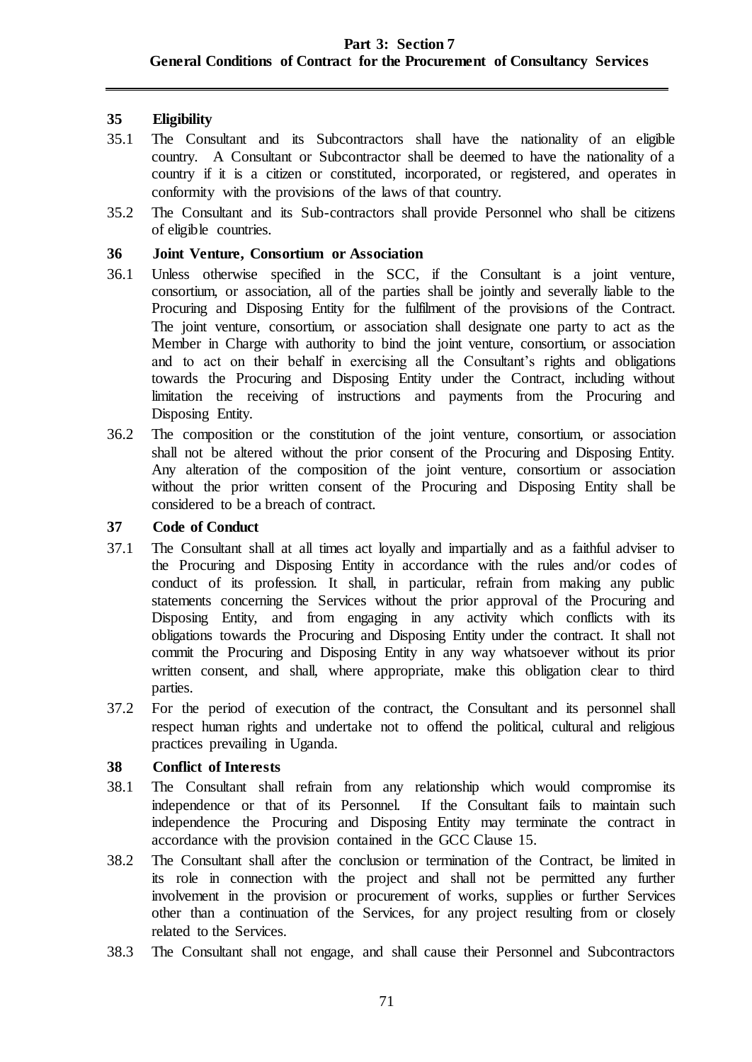## 35 Eligibility

35.1 The Consultant and its Subcontractors shall have the nationality of an eligible country. A Consultant or Subcontractor shall be deemed to have the nationality of a country if it is a citizen or constituted, incorporated, or registered, and operates in conformity with the provisions of the laws of that country.

35.2 The Consultant and its Sub-contractors shall provide Personnel who shall be citizens of eligible countries.

## 36 Joint Venture, Consortium or Association

36.1 Unless otherwise specified in the SCC, if the Consultant is a joint venture, consortium, or association, all of the parties shall be jointly and severally liable to the Procuring and Disposing Entity for the fulfilment of the provisions of the Contract. The joint venture, consortium, or association shall designate one party to act as the Member in Charge with authority to bind the joint venture, consortium, or association and to act on their behalf in exercising all the Consultant's rights and obligations towards the Procuring and Disposing Entity under the Contract, including without limitation the receiving of instructions and payments from the Procuring and Disposing Entity.

36.2 The composition or the constitution of the joint venture, consortium, or association shall not be altered without the prior consent of the Procuring and Disposing Entity. Any alteration of the composition of the joint venture, consortium or association without the prior written consent of the Procuring and Disposing Entity shall be considered to be a breach of contract.

## 37 Code of Conduct

37.1 The Consultant shall at all times act loyally and impartially and as a faithful adviser to the Procuring and Disposing Entity in accordance with the rules and/or codes of conduct of its profession. It shall, in particular, refrain from making any public statements concerning the Services without the prior approval of the Procuring and Disposing Entity, and from engaging in any activity which conflicts with its obligations towards the Procuring and Disposing Entity under the contract. It shall not commit the Procuring and Disposing Entity in any way whatsoever without its prior written consent, and shall, where appropriate, make this obligation clear to third parties.

37.2 For the period of execution of the contract, the Consultant and its personnel shall respect human rights and undertake not to offend the political, cultural and religious practices prevailing in Uganda.

## 38 Conflict of Interests

38.1 The Consultant shall refrain from any relationship which would compromise its independence or that of its Personnel. If the Consultant fails to maintain such independence the Procuring and Disposing Entity may terminate the contract in accordance with the provision contained in the GCC Clause 15.

38.2 The Consultant shall after the conclusion or termination of the Contract, be limited in its role in connection with the project and shall not be permitted any further involvement in the provision or procurement of works, supplies or further Services other than a continuation of the Services, for any project resulting from or closely related to the Services.

38.3 The Consultant shall not engage, and shall cause their Personnel and Subcontractors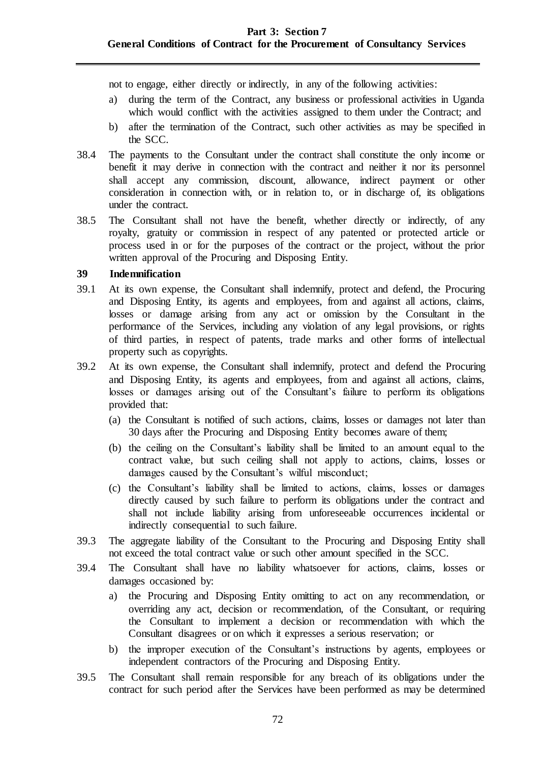not to engage, either directly or indirectly, in any of the following activities:

a) during the term of the Contract, any business or professional activities in Uganda which would conflict with the activities assigned to them under the Contract; and

b) after the termination of the Contract, such other activities as may be specified in the SCC.

38.4 The payments to the Consultant under the contract shall constitute the only income or benefit it may derive in connection with the contract and neither it nor its personnel shall accept any commission, discount, allowance, indirect payment or other consideration in connection with, or in relation to, or in discharge of, its obligations under the contract.

38.5 The Consultant shall not have the benefit, whether directly or indirectly, of any royalty, gratuity or commission in respect of any patented or protected article or process used in or for the purposes of the contract or the project, without the prior written approval of the Procuring and Disposing Entity.

**39 Indemnification**

39.1 At its own expense, the Consultant shall indemnify, protect and defend, the Procuring and Disposing Entity, its agents and employees, from and against all actions, claims, losses or damage arising from any act or omission by the Consultant in the performance of the Services, including any violation of any legal provisions, or rights of third parties, in respect of patents, trade marks and other forms of intellectual property such as copyrights.

39.2 At its own expense, the Consultant shall indemnify, protect and defend the Procuring and Disposing Entity, its agents and employees, from and against all actions, claims, losses or damages arising out of the Consultant's failure to perform its obligations provided that:

(a) the Consultant is notified of such actions, claims, losses or damages not later than 30 days after the Procuring and Disposing Entity becomes aware of them;

(b) the ceiling on the Consultant's liability shall be limited to an amount equal to the contract value, but such ceiling shall not apply to actions, claims, losses or damages caused by the Consultant's wilful misconduct;

(c) the Consultant's liability shall be limited to actions, claims, losses or damages directly caused by such failure to perform its obligations under the contract and shall not include liability arising from unforeseeable occurrences incidental or indirectly consequential to such failure.

39.3 The aggregate liability of the Consultant to the Procuring and Disposing Entity shall not exceed the total contract value or such other amount specified in the SCC.

39.4 The Consultant shall have no liability whatsoever for actions, claims, losses or damages occasioned by:

a) the Procuring and Disposing Entity omitting to act on any recommendation, or overriding any act, decision or recommendation, of the Consultant, or requiring the Consultant to implement a decision or recommendation with which the Consultant disagrees or on which it expresses a serious reservation; or

b) the improper execution of the Consultant's instructions by agents, employees or independent contractors of the Procuring and Disposing Entity.

39.5 The Consultant shall remain responsible for any breach of its obligations under the contract for such period after the Services have been performed as may be determined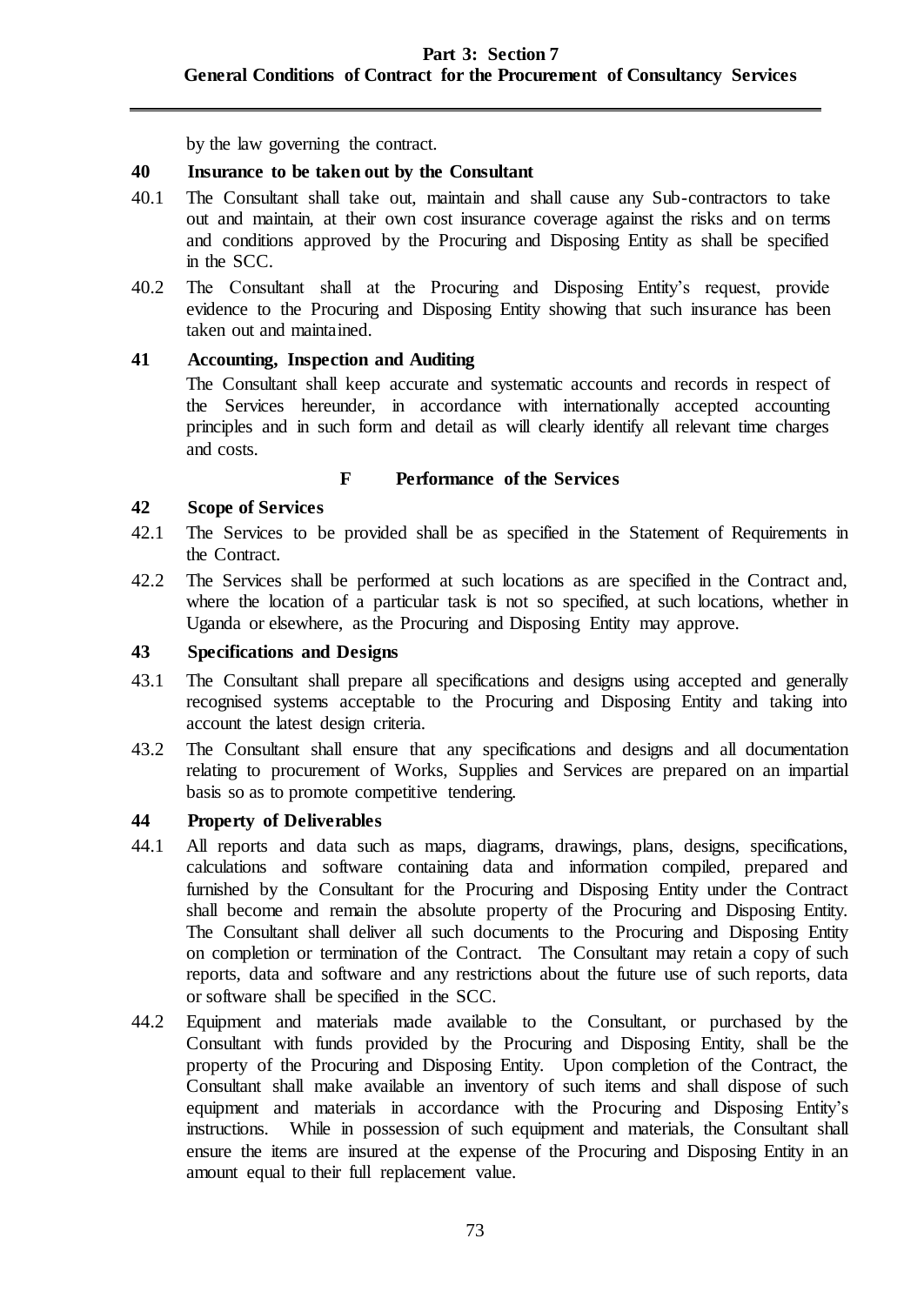by the law governing the contract.

### 40 Insurance to be taken out by the Consultant

40.1 The Consultant shall take out, maintain and shall cause any Sub-contractors to take out and maintain, at their own cost insurance coverage against the risks and on terms and conditions approved by the Procuring and Disposing Entity as shall be specified in the SCC.

40.2 The Consultant shall at the Procuring and Disposing Entity's request, provide evidence to the Procuring and Disposing Entity showing that such insurance has been taken out and maintained.

### 41 Accounting, Inspection and Auditing

The Consultant shall keep accurate and systematic accounts and records in respect of the Services hereunder, in accordance with internationally accepted accounting principles and in such form and detail as will clearly identify all relevant time charges and costs.

## F Performance of the Services

### 42 Scope of Services

42.1 The Services to be provided shall be as specified in the Statement of Requirements in the Contract.

42.2 The Services shall be performed at such locations as are specified in the Contract and, where the location of a particular task is not so specified, at such locations, whether in Uganda or elsewhere, as the Procuring and Disposing Entity may approve.

### 43 Specifications and Designs

43.1 The Consultant shall prepare all specifications and designs using accepted and generally recognised systems acceptable to the Procuring and Disposing Entity and taking into account the latest design criteria.

43.2 The Consultant shall ensure that any specifications and designs and all documentation relating to procurement of Works, Supplies and Services are prepared on an impartial basis so as to promote competitive tendering.

### 44 Property of Deliverables

44.1 All reports and data such as maps, diagrams, drawings, plans, designs, specifications, calculations and software containing data and information compiled, prepared and furnished by the Consultant for the Procuring and Disposing Entity under the Contract shall become and remain the absolute property of the Procuring and Disposing Entity. The Consultant shall deliver all such documents to the Procuring and Disposing Entity on completion or termination of the Contract. The Consultant may retain a copy of such reports, data and software and any restrictions about the future use of such reports, data or software shall be specified in the SCC.

44.2 Equipment and materials made available to the Consultant, or purchased by the Consultant with funds provided by the Procuring and Disposing Entity, shall be the property of the Procuring and Disposing Entity. Upon completion of the Contract, the Consultant shall make available an inventory of such items and shall dispose of such equipment and materials in accordance with the Procuring and Disposing Entity's instructions. While in possession of such equipment and materials, the Consultant shall ensure the items are insured at the expense of the Procuring and Disposing Entity in an amount equal to their full replacement value.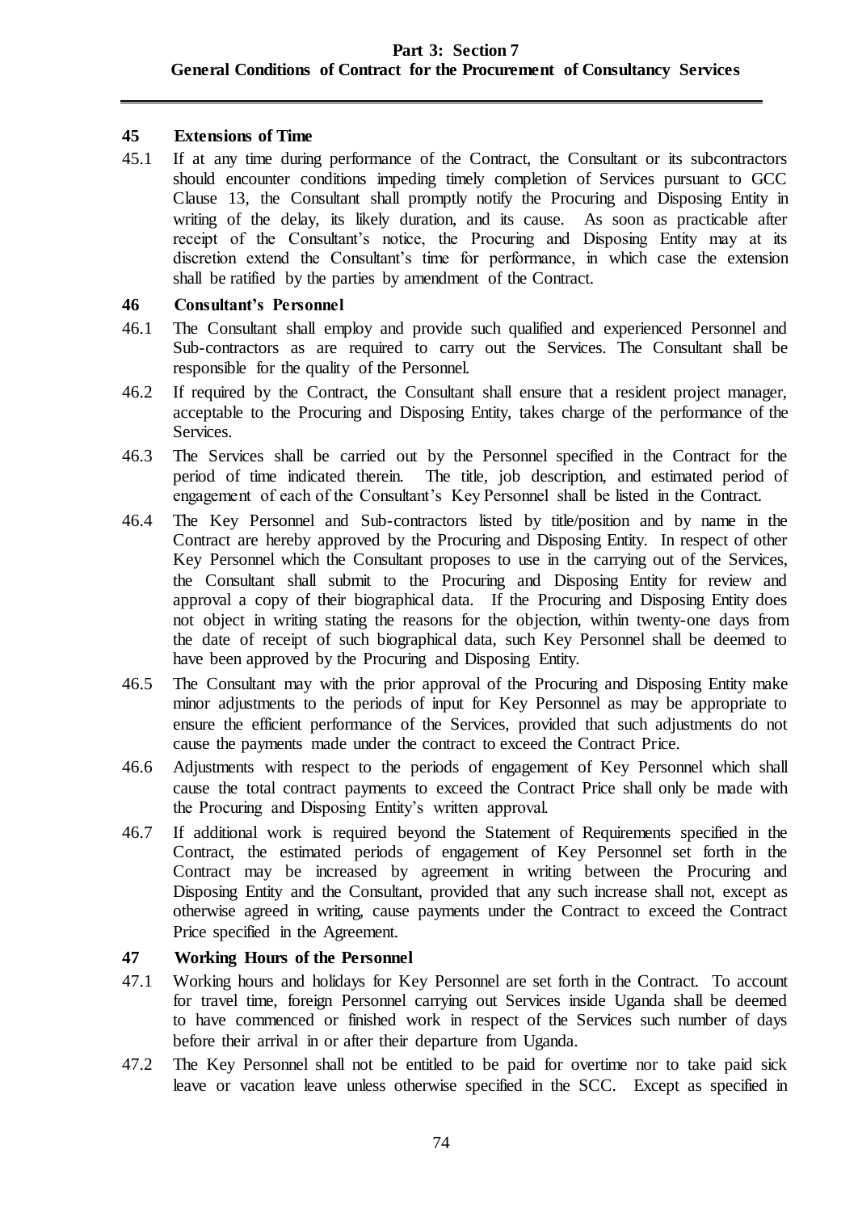## 45 Extensions of Time

45.1 If at any time during performance of the Contract, the Consultant or its subcontractors should encounter conditions impeding timely completion of Services pursuant to GCC Clause 13, the Consultant shall promptly notify the Procuring and Disposing Entity in writing of the delay, its likely duration, and its cause. As soon as practicable after receipt of the Consultant's notice, the Procuring and Disposing Entity may at its discretion extend the Consultant's time for performance, in which case the extension shall be ratified by the parties by amendment of the Contract.

## 46 Consultant's Personnel

46.1 The Consultant shall employ and provide such qualified and experienced Personnel and Sub-contractors as are required to carry out the Services. The Consultant shall be responsible for the quality of the Personnel.

46.2 If required by the Contract, the Consultant shall ensure that a resident project manager, acceptable to the Procuring and Disposing Entity, takes charge of the performance of the Services.

46.3 The Services shall be carried out by the Personnel specified in the Contract for the period of time indicated therein. The title, job description, and estimated period of engagement of each of the Consultant's Key Personnel shall be listed in the Contract.

46.4 The Key Personnel and Sub-contractors listed by title/position and by name in the Contract are hereby approved by the Procuring and Disposing Entity. In respect of other Key Personnel which the Consultant proposes to use in the carrying out of the Services, the Consultant shall submit to the Procuring and Disposing Entity for review and approval a copy of their biographical data. If the Procuring and Disposing Entity does not object in writing stating the reasons for the objection, within twenty-one days from the date of receipt of such biographical data, such Key Personnel shall be deemed to have been approved by the Procuring and Disposing Entity.

46.5 The Consultant may with the prior approval of the Procuring and Disposing Entity make minor adjustments to the periods of input for Key Personnel as may be appropriate to ensure the efficient performance of the Services, provided that such adjustments do not cause the payments made under the contract to exceed the Contract Price.

46.6 Adjustments with respect to the periods of engagement of Key Personnel which shall cause the total contract payments to exceed the Contract Price shall only be made with the Procuring and Disposing Entity's written approval.

46.7 If additional work is required beyond the Statement of Requirements specified in the Contract, the estimated periods of engagement of Key Personnel set forth in the Contract may be increased by agreement in writing between the Procuring and Disposing Entity and the Consultant, provided that any such increase shall not, except as otherwise agreed in writing, cause payments under the Contract to exceed the Contract Price specified in the Agreement.

## 47 Working Hours of the Personnel

47.1 Working hours and holidays for Key Personnel are set forth in the Contract. To account for travel time, foreign Personnel carrying out Services inside Uganda shall be deemed to have commenced or finished work in respect of the Services such number of days before their arrival in or after their departure from Uganda.

47.2 The Key Personnel shall not be entitled to be paid for overtime nor to take paid sick leave or vacation leave unless otherwise specified in the SCC. Except as specified in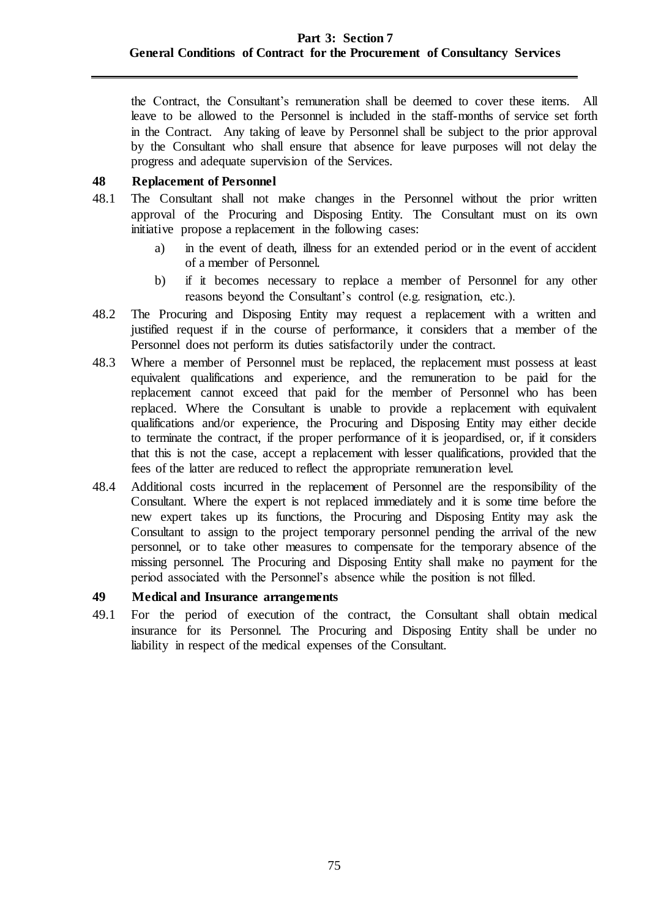the Contract, the Consultant's remuneration shall be deemed to cover these items. All leave to be allowed to the Personnel is included in the staff-months of service set forth in the Contract. Any taking of leave by Personnel shall be subject to the prior approval by the Consultant who shall ensure that absence for leave purposes will not delay the progress and adequate supervision of the Services.

## 48 Replacement of Personnel

48.1 The Consultant shall not make changes in the Personnel without the prior written approval of the Procuring and Disposing Entity. The Consultant must on its own initiative propose a replacement in the following cases:

a) in the event of death, illness for an extended period or in the event of accident of a member of Personnel.

b) if it becomes necessary to replace a member of Personnel for any other reasons beyond the Consultant's control (e.g. resignation, etc.).

48.2 The Procuring and Disposing Entity may request a replacement with a written and justified request if in the course of performance, it considers that a member of the Personnel does not perform its duties satisfactorily under the contract.

48.3 Where a member of Personnel must be replaced, the replacement must possess at least equivalent qualifications and experience, and the remuneration to be paid for the replacement cannot exceed that paid for the member of Personnel who has been replaced. Where the Consultant is unable to provide a replacement with equivalent qualifications and/or experience, the Procuring and Disposing Entity may either decide to terminate the contract, if the proper performance of it is jeopardised, or, if it considers that this is not the case, accept a replacement with lesser qualifications, provided that the fees of the latter are reduced to reflect the appropriate remuneration level.

48.4 Additional costs incurred in the replacement of Personnel are the responsibility of the Consultant. Where the expert is not replaced immediately and it is some time before the new expert takes up its functions, the Procuring and Disposing Entity may ask the Consultant to assign to the project temporary personnel pending the arrival of the new personnel, or to take other measures to compensate for the temporary absence of the missing personnel. The Procuring and Disposing Entity shall make no payment for the period associated with the Personnel's absence while the position is not filled.

## 49 Medical and Insurance arrangements

49.1 For the period of execution of the contract, the Consultant shall obtain medical insurance for its Personnel. The Procuring and Disposing Entity shall be under no liability in respect of the medical expenses of the Consultant.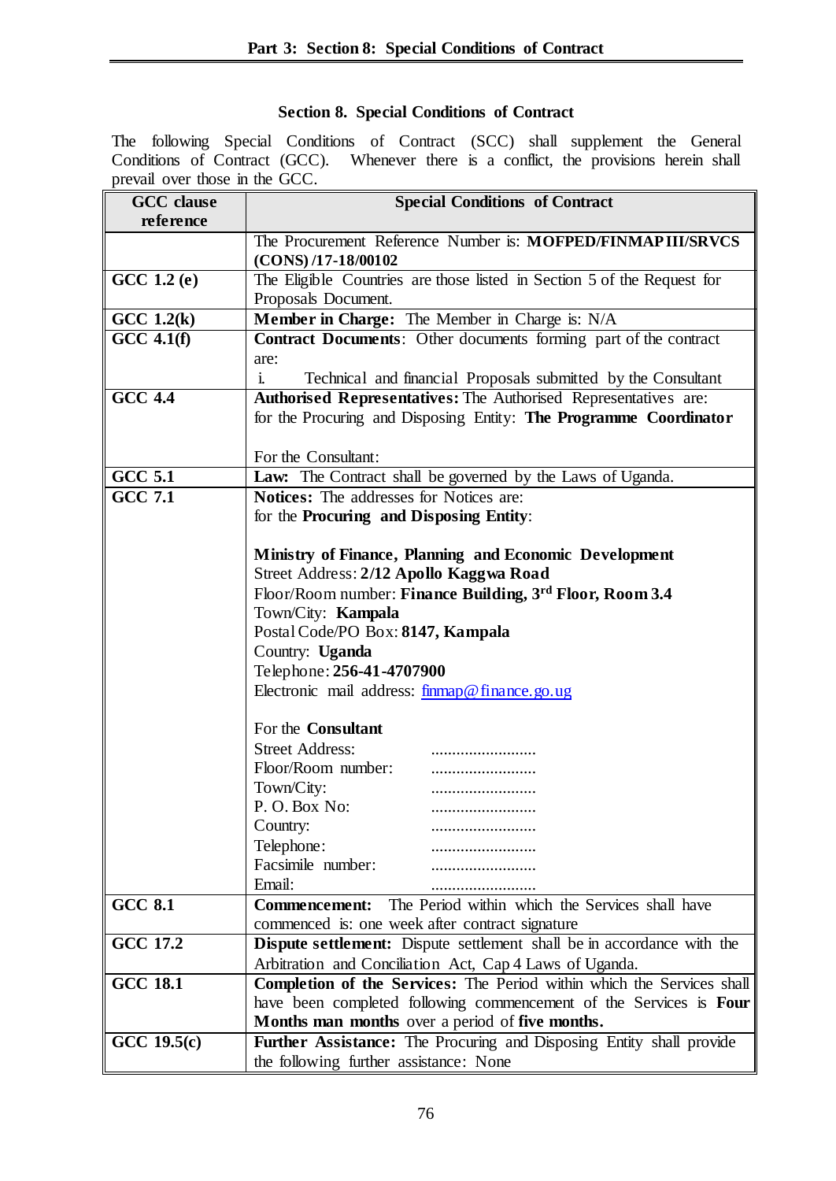# Section 8. Special Conditions of Contract

The following Special Conditions of Contract (SCC) shall supplement the General Conditions of Contract (GCC). Whenever there is a conflict, the provisions herein shall prevail over those in the GCC.

| GCC clause reference | Special Conditions of Contract |
|---|---|
| | The Procurement Reference Number is: **MOFPED/FINMAP III/SRVCS (CONS)/17-18/00102** |
| **GCC 1.2 (e)** | The Eligible Countries are those listed in Section 5 of the Request for Proposals Document. |
| **GCC 1.2(k)** | **Member in Charge:** The Member in Charge is: N/A |
| **GCC 4.1(f)** | **Contract Documents**: Other documents forming part of the contract are:<br>i. Technical and financial Proposals submitted by the Consultant |
| **GCC 4.4** | **Authorised Representatives:** The Authorised Representatives are:<br>for the Procuring and Disposing Entity: **The Programme Coordinator**<br><br>For the Consultant: |
| **GCC 5.1** | **Law:** The Contract shall be governed by the Laws of Uganda. |
| **GCC 7.1** | **Notices:** The addresses for Notices are:<br>for the **Procuring and Disposing Entity**:<br><br>**Ministry of Finance, Planning and Economic Development**<br>Street Address: **2/12 Apollo Kaggwa Road**<br>Floor/Room number: **Finance Building, 3rd Floor, Room 3.4**<br>Town/City: **Kampala**<br>Postal Code/PO Box: **8147, Kampala**<br>Country: **Uganda**<br>Telephone: **256-41-4707900**<br>Electronic mail address: finmap@finance.go.ug<br><br>For the **Consultant**<br>Street Address: ........................<br>Floor/Room number: ........................<br>Town/City: ........................<br>P. O. Box No: ........................<br>Country: ........................<br>Telephone: ........................<br>Facsimile number: ........................<br>Email: ........................ |
| **GCC 8.1** | **Commencement:** The Period within which the Services shall have commenced is: one week after contract signature |
| **GCC 17.2** | **Dispute settlement:** Dispute settlement shall be in accordance with the Arbitration and Conciliation Act, Cap 4 Laws of Uganda. |
| **GCC 18.1** | **Completion of the Services:** The Period within which the Services shall have been completed following commencement of the Services is **Four Months man months** over a period of **five months.** |
| **GCC 19.5(c)** | **Further Assistance:** The Procuring and Disposing Entity shall provide the following further assistance: None |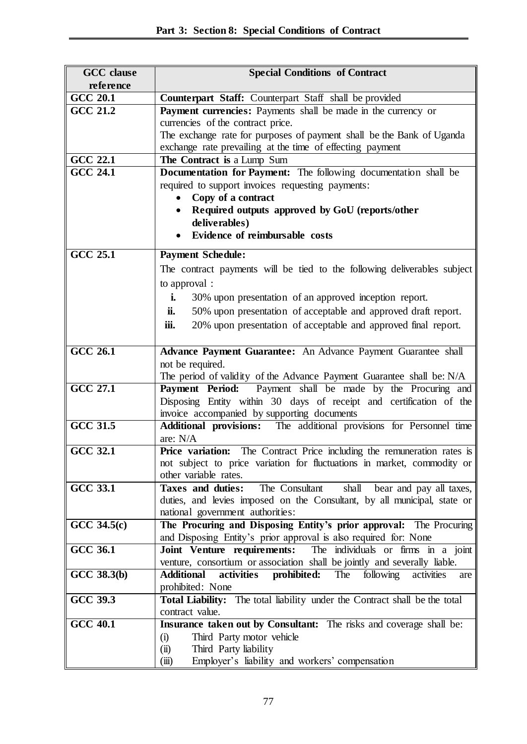| GCC clause reference | Special Conditions of Contract |
|---|---|
| GCC 20.1 | **Counterpart Staff:** Counterpart Staff shall be provided |
| GCC 21.2 | **Payment currencies:** Payments shall be made in the currency or currencies of the contract price.<br>The exchange rate for purposes of payment shall be the Bank of Uganda exchange rate prevailing at the time of effecting payment |
| GCC 22.1 | **The Contract is** a Lump Sum |
| GCC 24.1 | **Documentation for Payment:** The following documentation shall be required to support invoices requesting payments:<br>• **Copy of a contract**<br>• **Required outputs approved by GoU (reports/other deliverables)**<br>• **Evidence of reimbursable costs** |
| GCC 25.1 | **Payment Schedule:**<br>The contract payments will be tied to the following deliverables subject to approval :<br>**i.** 30% upon presentation of an approved inception report.<br>**ii.** 50% upon presentation of acceptable and approved draft report.<br>**iii.** 20% upon presentation of acceptable and approved final report. |
| GCC 26.1 | **Advance Payment Guarantee:** An Advance Payment Guarantee shall not be required.<br>The period of validity of the Advance Payment Guarantee shall be: N/A |
| GCC 27.1 | **Payment Period:** Payment shall be made by the Procuring and Disposing Entity within 30 days of receipt and certification of the invoice accompanied by supporting documents |
| GCC 31.5 | **Additional provisions:** The additional provisions for Personnel time are: N/A |
| GCC 32.1 | **Price variation:** The Contract Price including the remuneration rates is not subject to price variation for fluctuations in market, commodity or other variable rates. |
| GCC 33.1 | **Taxes and duties:** The Consultant shall bear and pay all taxes, duties, and levies imposed on the Consultant, by all municipal, state or national government authorities: |
| GCC 34.5(c) | **The Procuring and Disposing Entity's prior approval:** The Procuring and Disposing Entity's prior approval is also required for: None |
| GCC 36.1 | **Joint Venture requirements:** The individuals or firms in a joint venture, consortium or association shall be jointly and severally liable. |
| GCC 38.3(b) | **Additional activities prohibited:** The following activities are prohibited: None |
| GCC 39.3 | **Total Liability:** The total liability under the Contract shall be the total contract value. |
| GCC 40.1 | **Insurance taken out by Consultant:** The risks and coverage shall be:<br>(i) Third Party motor vehicle<br>(ii) Third Party liability<br>(iii) Employer's liability and workers' compensation |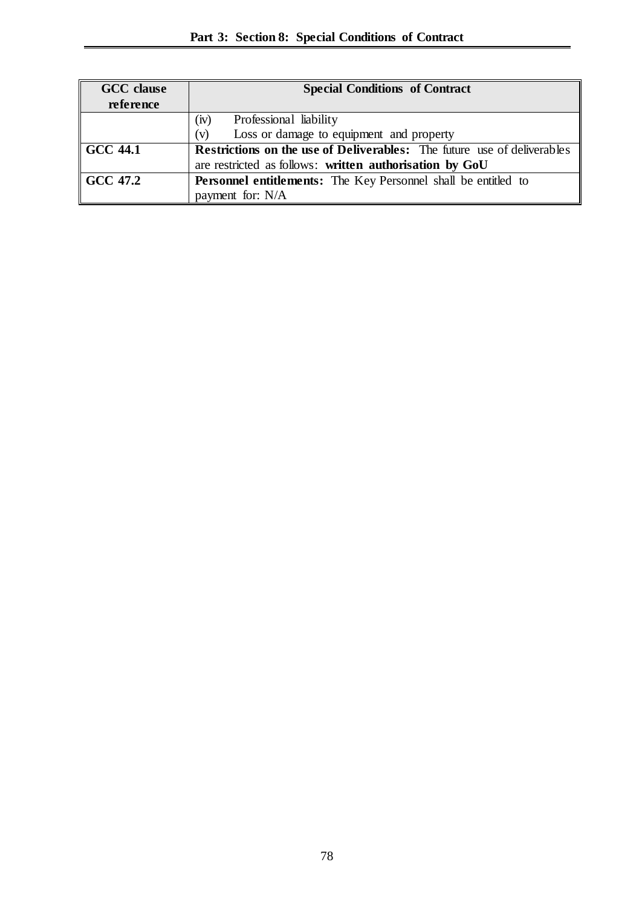| GCC clause reference | Special Conditions of Contract |
|---|---|
| | (iv) Professional liability<br>(v) Loss or damage to equipment and property |
| **GCC 44.1** | **Restrictions on the use of Deliverables:** The future use of deliverables are restricted as follows: **written authorisation by GoU** |
| **GCC 47.2** | **Personnel entitlements:** The Key Personnel shall be entitled to payment for: N/A |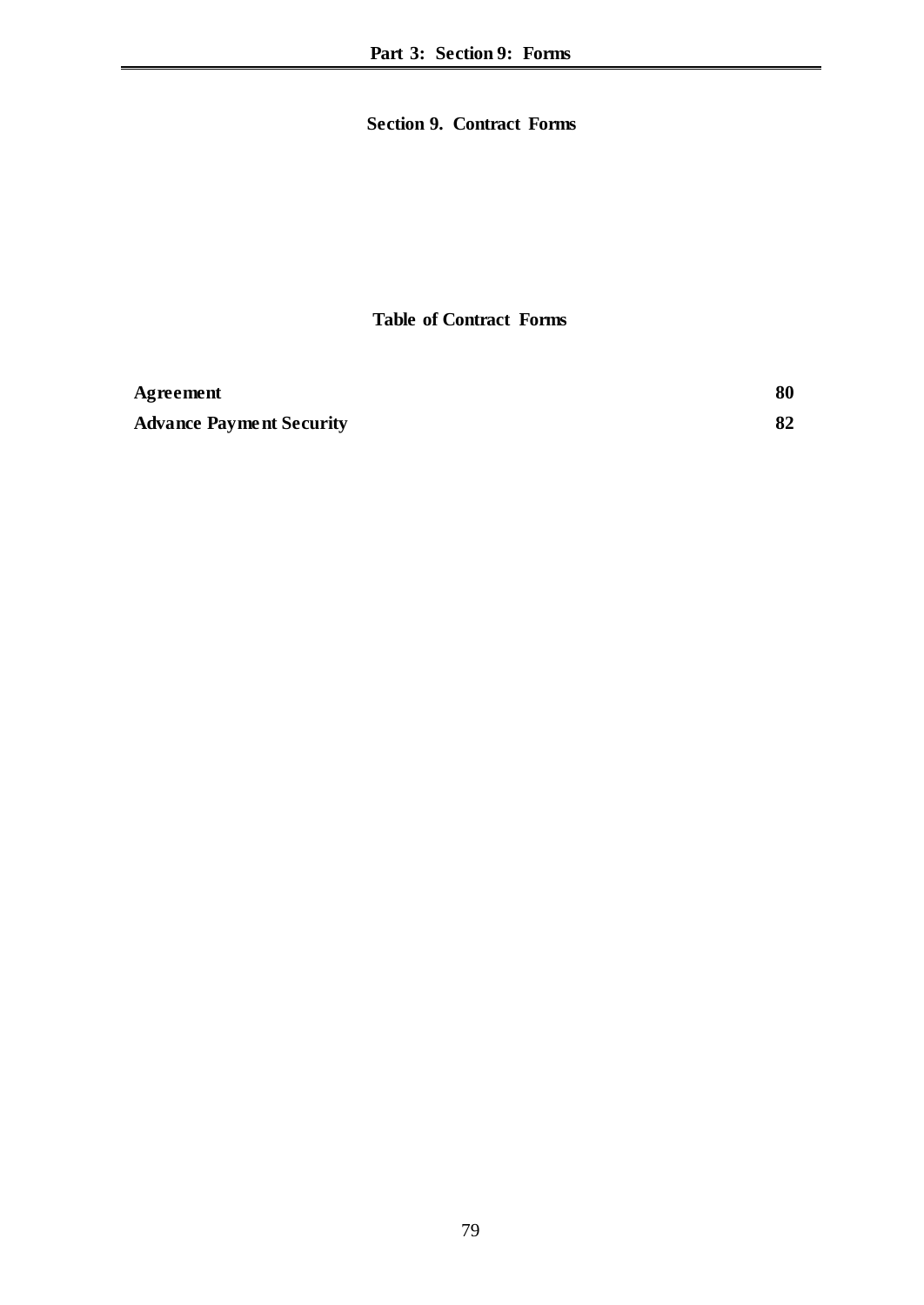# Section 9. Contract Forms

## Table of Contract Forms

| | |
|---|---|
| **Agreement** | **80** |
| **Advance Payment Security** | **82** |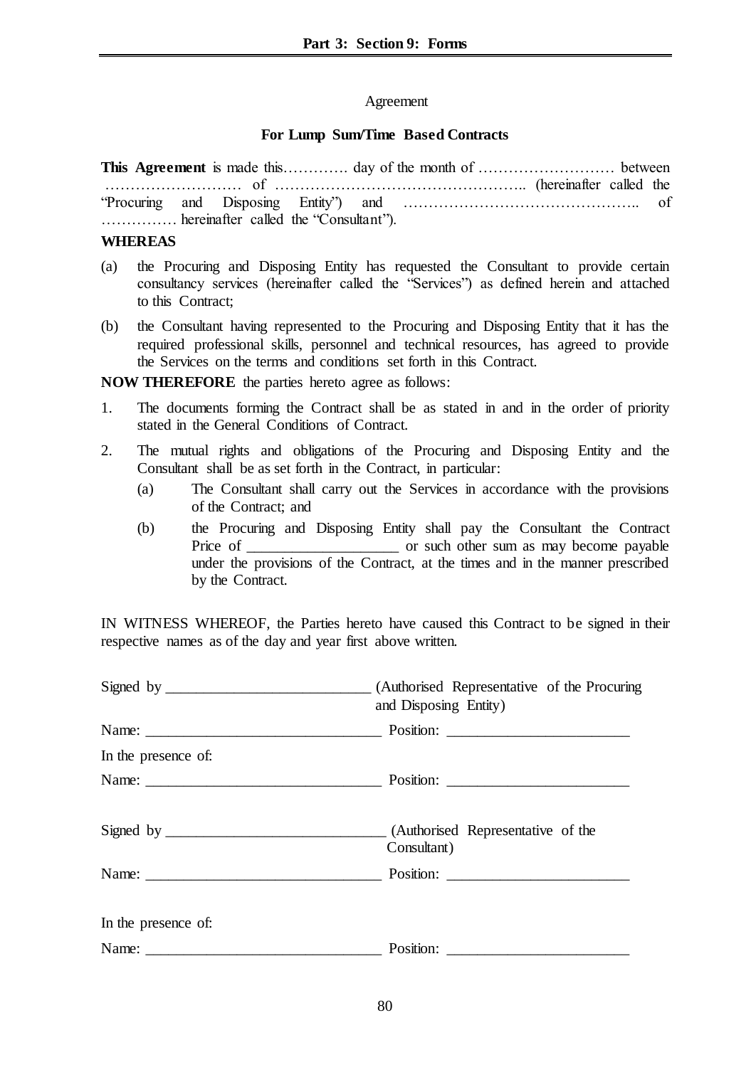Agreement

**For Lump Sum/Time Based Contracts**

**This Agreement** is made this…………. day of the month of ……………………… between ……………………… of ………………………………………….. (hereinafter called the "Procuring and Disposing Entity") and ……………………………………….. of …………… hereinafter called the "Consultant").

**WHEREAS**

(a) the Procuring and Disposing Entity has requested the Consultant to provide certain consultancy services (hereinafter called the "Services") as defined herein and attached to this Contract;

(b) the Consultant having represented to the Procuring and Disposing Entity that it has the required professional skills, personnel and technical resources, has agreed to provide the Services on the terms and conditions set forth in this Contract.

**NOW THEREFORE** the parties hereto agree as follows:

1. The documents forming the Contract shall be as stated in and in the order of priority stated in the General Conditions of Contract.

2. The mutual rights and obligations of the Procuring and Disposing Entity and the Consultant shall be as set forth in the Contract, in particular:

   (a) The Consultant shall carry out the Services in accordance with the provisions of the Contract; and

   (b) the Procuring and Disposing Entity shall pay the Consultant the Contract Price of ___________________ or such other sum as may become payable under the provisions of the Contract, at the times and in the manner prescribed by the Contract.

IN WITNESS WHEREOF, the Parties hereto have caused this Contract to be signed in their respective names as of the day and year first above written.

Signed by __________________________ (Authorised Representative of the Procuring and Disposing Entity)

Name: ______________________________ Position: _______________________

In the presence of:

Name: ______________________________ Position: _______________________

Signed by ____________________________ (Authorised Representative of the Consultant)

Name: ______________________________ Position: _______________________

In the presence of:

Name: ______________________________ Position: _______________________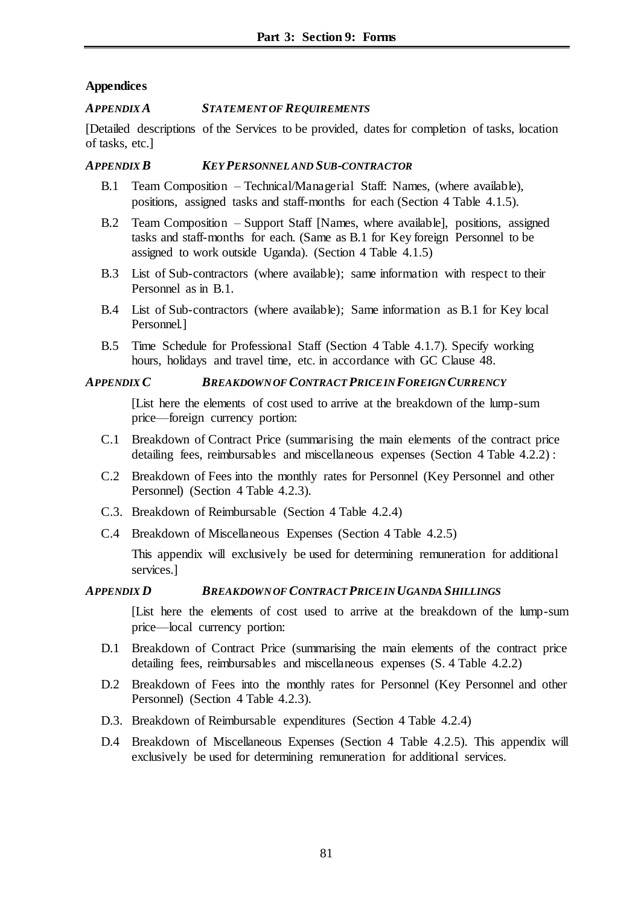## Appendices

### *APPENDIX A* *STATEMENT OF REQUIREMENTS*

[Detailed descriptions of the Services to be provided, dates for completion of tasks, location of tasks, etc.]

### *APPENDIX B* *KEY PERSONNEL AND SUB-CONTRACTOR*

B.1 Team Composition – Technical/Managerial Staff: Names, (where available), positions, assigned tasks and staff-months for each (Section 4 Table 4.1.5).

B.2 Team Composition – Support Staff [Names, where available], positions, assigned tasks and staff-months for each. (Same as B.1 for Key foreign Personnel to be assigned to work outside Uganda). (Section 4 Table 4.1.5)

B.3 List of Sub-contractors (where available); same information with respect to their Personnel as in B.1.

B.4 List of Sub-contractors (where available); Same information as B.1 for Key local Personnel.]

B.5 Time Schedule for Professional Staff (Section 4 Table 4.1.7). Specify working hours, holidays and travel time, etc. in accordance with GC Clause 48.

### *APPENDIX C* *BREAKDOWN OF CONTRACT PRICE IN FOREIGN CURRENCY*

[List here the elements of cost used to arrive at the breakdown of the lump-sum price—foreign currency portion:

C.1 Breakdown of Contract Price (summarising the main elements of the contract price detailing fees, reimbursables and miscellaneous expenses (Section 4 Table 4.2.2) :

C.2 Breakdown of Fees into the monthly rates for Personnel (Key Personnel and other Personnel) (Section 4 Table 4.2.3).

C.3. Breakdown of Reimbursable (Section 4 Table 4.2.4)

C.4 Breakdown of Miscellaneous Expenses (Section 4 Table 4.2.5)

This appendix will exclusively be used for determining remuneration for additional services.]

### *APPENDIX D* *BREAKDOWN OF CONTRACT PRICE IN UGANDA SHILLINGS*

[List here the elements of cost used to arrive at the breakdown of the lump-sum price—local currency portion:

D.1 Breakdown of Contract Price (summarising the main elements of the contract price detailing fees, reimbursables and miscellaneous expenses (S. 4 Table 4.2.2)

D.2 Breakdown of Fees into the monthly rates for Personnel (Key Personnel and other Personnel) (Section 4 Table 4.2.3).

D.3. Breakdown of Reimbursable expenditures (Section 4 Table 4.2.4)

D.4 Breakdown of Miscellaneous Expenses (Section 4 Table 4.2.5). This appendix will exclusively be used for determining remuneration for additional services.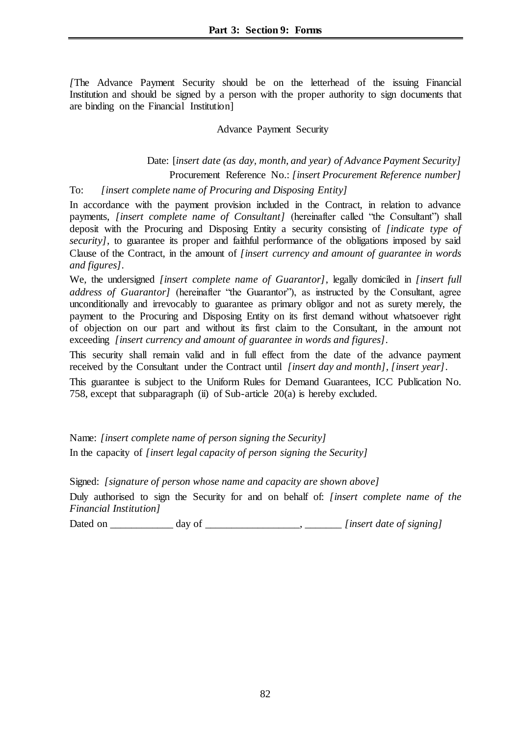*[*The Advance Payment Security should be on the letterhead of the issuing Financial Institution and should be signed by a person with the proper authority to sign documents that are binding on the Financial Institution]

Advance Payment Security

Date: [*insert date (as day, month, and year) of Advance Payment Security]*

Procurement Reference No.: *[insert Procurement Reference number]*

To: *[insert complete name of Procuring and Disposing Entity]*

In accordance with the payment provision included in the Contract, in relation to advance payments, *[insert complete name of Consultant]* (hereinafter called "the Consultant") shall deposit with the Procuring and Disposing Entity a security consisting of *[indicate type of security]*, to guarantee its proper and faithful performance of the obligations imposed by said Clause of the Contract, in the amount of *[insert currency and amount of guarantee in words and figures]*.

We, the undersigned *[insert complete name of Guarantor]*, legally domiciled in *[insert full address of Guarantor]* (hereinafter "the Guarantor"), as instructed by the Consultant, agree unconditionally and irrevocably to guarantee as primary obligor and not as surety merely, the payment to the Procuring and Disposing Entity on its first demand without whatsoever right of objection on our part and without its first claim to the Consultant, in the amount not exceeding *[insert currency and amount of guarantee in words and figures]*.

This security shall remain valid and in full effect from the date of the advance payment received by the Consultant under the Contract until *[insert day and month]*, *[insert year]*.

This guarantee is subject to the Uniform Rules for Demand Guarantees, ICC Publication No. 758, except that subparagraph (ii) of Sub-article 20(a) is hereby excluded.

Name: *[insert complete name of person signing the Security]*

In the capacity of *[insert legal capacity of person signing the Security]*

Signed: *[signature of person whose name and capacity are shown above]*

Duly authorised to sign the Security for and on behalf of: *[insert complete name of the Financial Institution]*

Dated on ____________ day of __________________, _______ *[insert date of signing]*